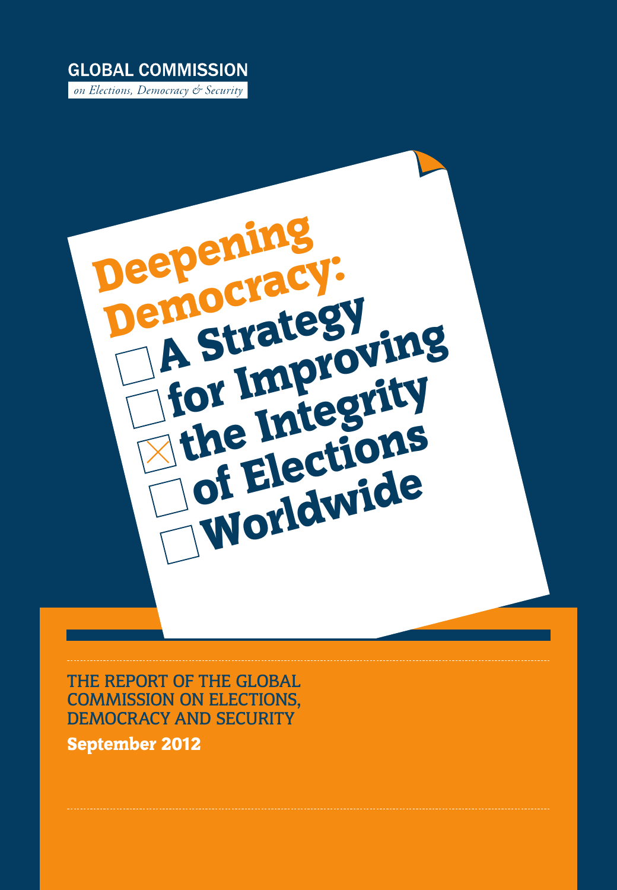GLOBAL COMMISSION

*on Elections, Democracy & Security*

# Deepening Democracy: A Strategy for Improving the Integrity of Elections Worldwide

THE REPORT OF THE GLOBAL COMMISSION ON ELECTIONS, DEMOCRACY AND SECURITY

**September 2012**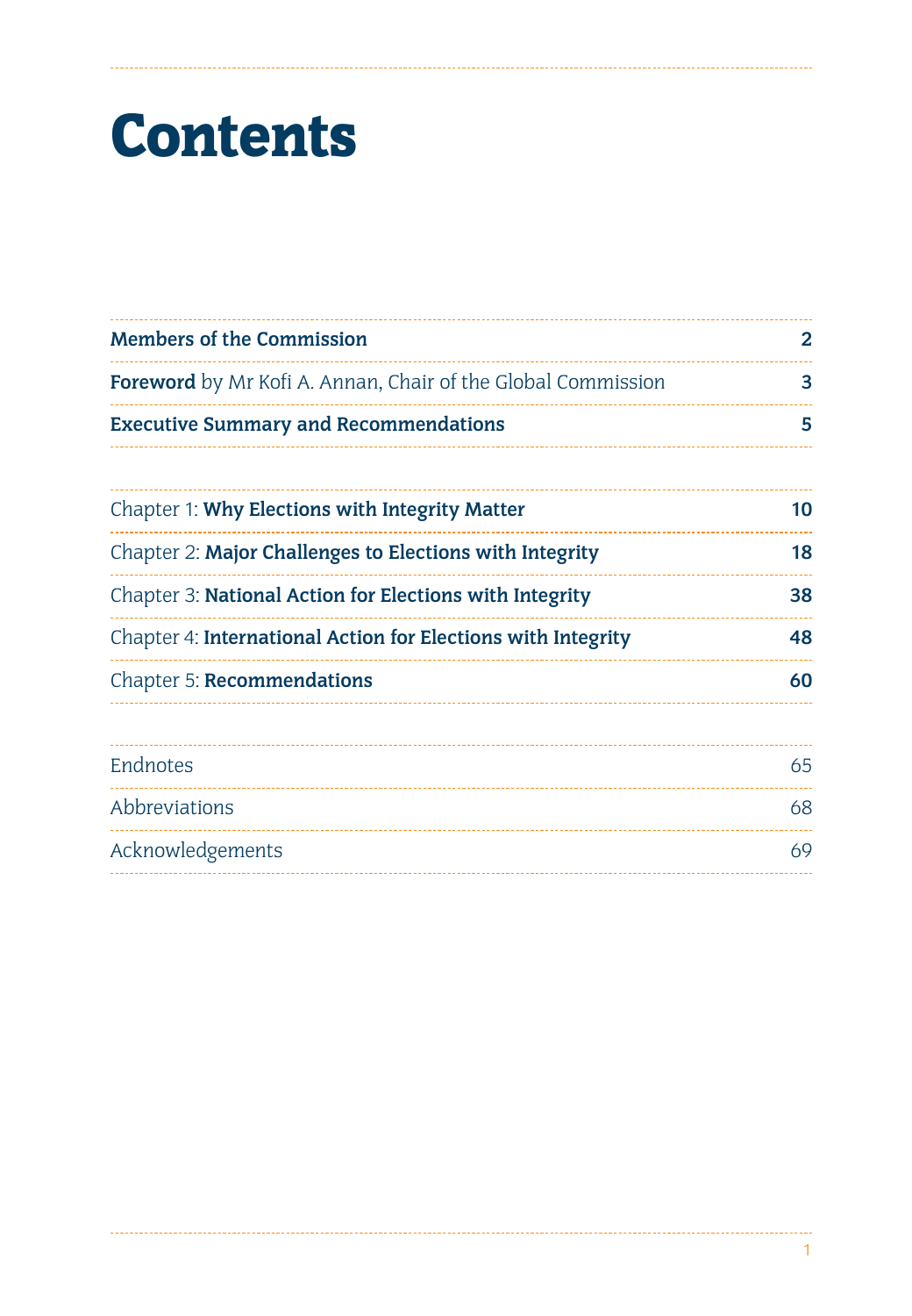# Contents

| | |
|---|---|
| **Members of the Commission** | **2** |
| **Foreword** by Mr Kofi A. Annan, Chair of the Global Commission | **3** |
| **Executive Summary and Recommendations** | **5** |
| Chapter 1: **Why Elections with Integrity Matter** | **10** |
| Chapter 2: **Major Challenges to Elections with Integrity** | **18** |
| Chapter 3: **National Action for Elections with Integrity** | **38** |
| Chapter 4: **International Action for Elections with Integrity** | **48** |
| Chapter 5: **Recommendations** | **60** |
| Endnotes | 65 |
| Abbreviations | 68 |
| Acknowledgements | 69 |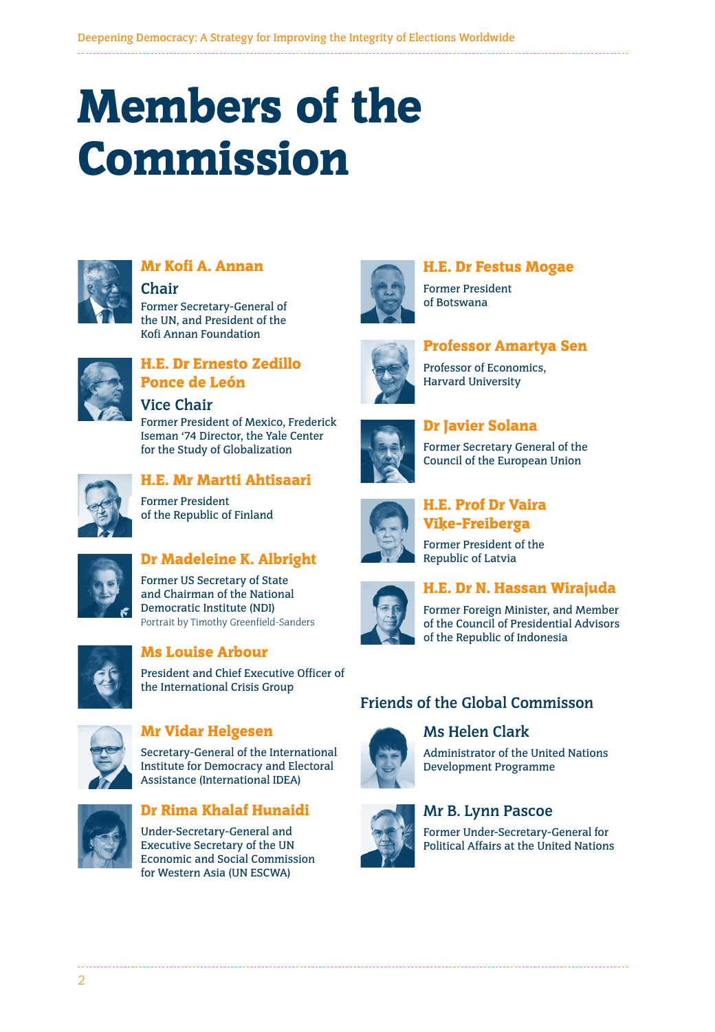# Members of the Commission

### Mr Kofi A. Annan

**Chair**

Former Secretary-General of the UN, and President of the Kofi Annan Foundation

### H.E. Dr Ernesto Zedillo Ponce de León

**Vice Chair**

Former President of Mexico, Frederick Iseman '74 Director, the Yale Center for the Study of Globalization

### H.E. Mr Martti Ahtisaari

Former President of the Republic of Finland

### Dr Madeleine K. Albright

Former US Secretary of State and Chairman of the National Democratic Institute (NDI)

Portrait by Timothy Greenfield-Sanders

### Ms Louise Arbour

President and Chief Executive Officer of the International Crisis Group

### Mr Vidar Helgesen

Secretary-General of the International Institute for Democracy and Electoral Assistance (International IDEA)

### Dr Rima Khalaf Hunaidi

Under-Secretary-General and Executive Secretary of the UN Economic and Social Commission for Western Asia (UN ESCWA)

### H.E. Dr Festus Mogae

Former President of Botswana

### Professor Amartya Sen

Professor of Economics, Harvard University

### Dr Javier Solana

Former Secretary General of the Council of the European Union

### H.E. Prof Dr Vaira Vīķe-Freiberga

Former President of the Republic of Latvia

### H.E. Dr N. Hassan Wirajuda

Former Foreign Minister, and Member of the Council of Presidential Advisors of the Republic of Indonesia

## Friends of the Global Commisson

### Ms Helen Clark

Administrator of the United Nations Development Programme

### Mr B. Lynn Pascoe

Former Under-Secretary-General for Political Affairs at the United Nations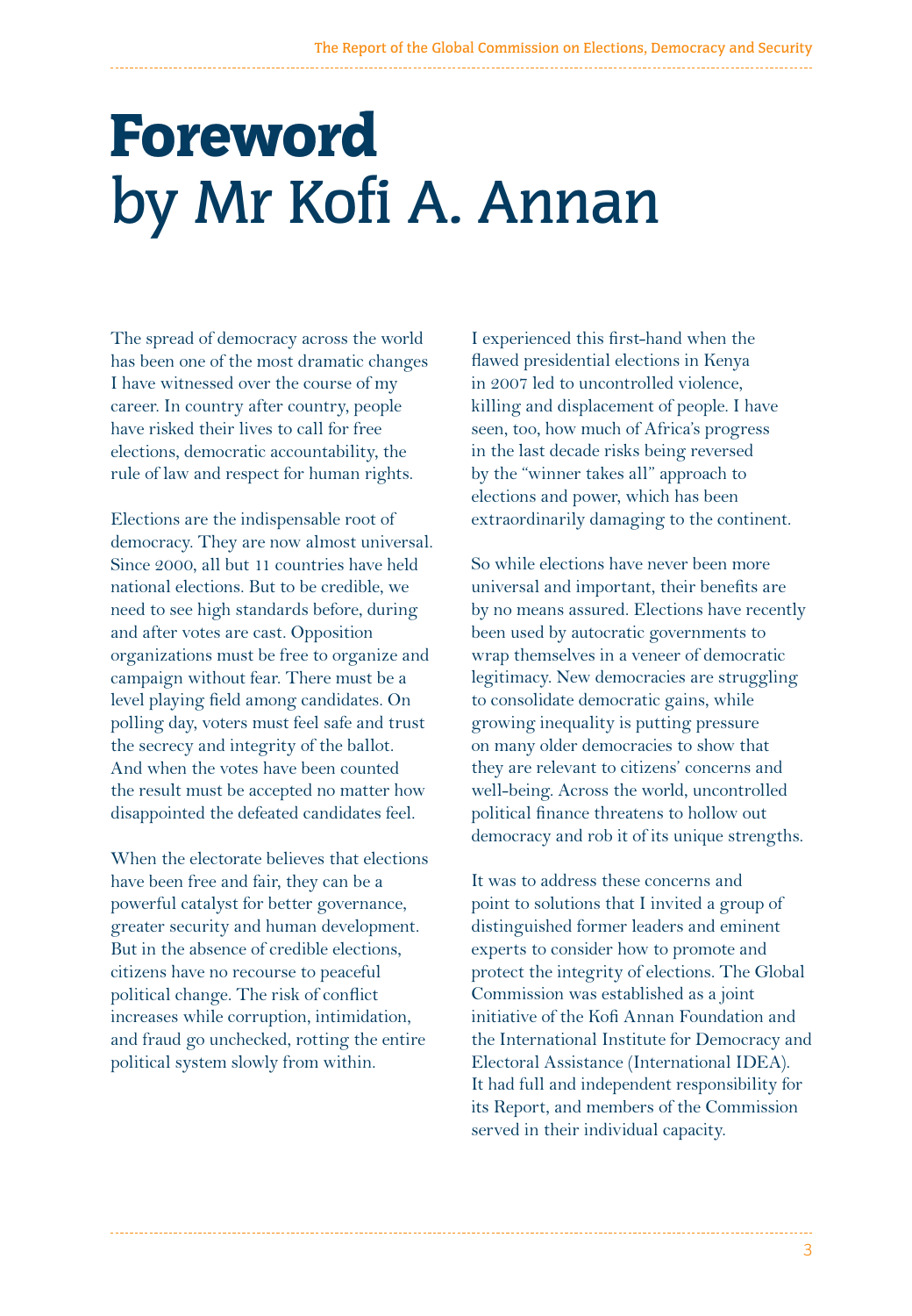# Foreword by Mr Kofi A. Annan

The spread of democracy across the world has been one of the most dramatic changes I have witnessed over the course of my career. In country after country, people have risked their lives to call for free elections, democratic accountability, the rule of law and respect for human rights.

Elections are the indispensable root of democracy. They are now almost universal. Since 2000, all but 11 countries have held national elections. But to be credible, we need to see high standards before, during and after votes are cast. Opposition organizations must be free to organize and campaign without fear. There must be a level playing field among candidates. On polling day, voters must feel safe and trust the secrecy and integrity of the ballot. And when the votes have been counted the result must be accepted no matter how disappointed the defeated candidates feel.

When the electorate believes that elections have been free and fair, they can be a powerful catalyst for better governance, greater security and human development. But in the absence of credible elections, citizens have no recourse to peaceful political change. The risk of conflict increases while corruption, intimidation, and fraud go unchecked, rotting the entire political system slowly from within.

I experienced this first-hand when the flawed presidential elections in Kenya in 2007 led to uncontrolled violence, killing and displacement of people. I have seen, too, how much of Africa's progress in the last decade risks being reversed by the "winner takes all" approach to elections and power, which has been extraordinarily damaging to the continent.

So while elections have never been more universal and important, their benefits are by no means assured. Elections have recently been used by autocratic governments to wrap themselves in a veneer of democratic legitimacy. New democracies are struggling to consolidate democratic gains, while growing inequality is putting pressure on many older democracies to show that they are relevant to citizens' concerns and well-being. Across the world, uncontrolled political finance threatens to hollow out democracy and rob it of its unique strengths.

It was to address these concerns and point to solutions that I invited a group of distinguished former leaders and eminent experts to consider how to promote and protect the integrity of elections. The Global Commission was established as a joint initiative of the Kofi Annan Foundation and the International Institute for Democracy and Electoral Assistance (International IDEA). It had full and independent responsibility for its Report, and members of the Commission served in their individual capacity.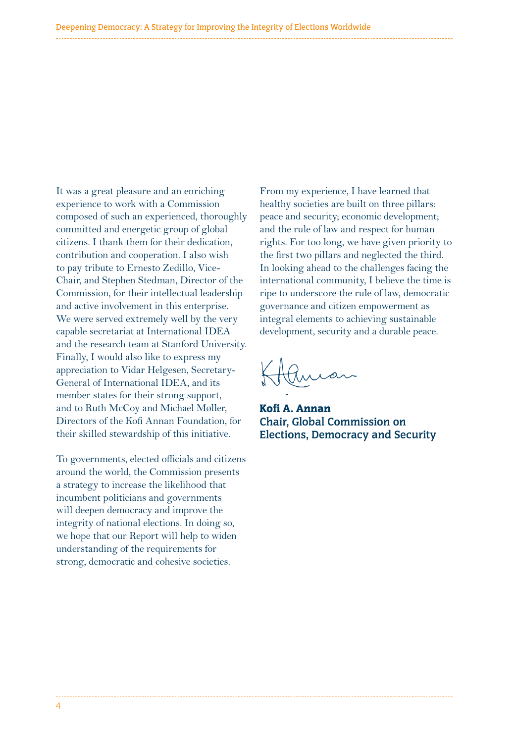It was a great pleasure and an enriching experience to work with a Commission composed of such an experienced, thoroughly committed and energetic group of global citizens. I thank them for their dedication, contribution and cooperation. I also wish to pay tribute to Ernesto Zedillo, Vice-Chair, and Stephen Stedman, Director of the Commission, for their intellectual leadership and active involvement in this enterprise. We were served extremely well by the very capable secretariat at International IDEA and the research team at Stanford University. Finally, I would also like to express my appreciation to Vidar Helgesen, Secretary-General of International IDEA, and its member states for their strong support, and to Ruth McCoy and Michael Møller, Directors of the Kofi Annan Foundation, for their skilled stewardship of this initiative.

To governments, elected officials and citizens around the world, the Commission presents a strategy to increase the likelihood that incumbent politicians and governments will deepen democracy and improve the integrity of national elections. In doing so, we hope that our Report will help to widen understanding of the requirements for strong, democratic and cohesive societies.

From my experience, I have learned that healthy societies are built on three pillars: peace and security; economic development; and the rule of law and respect for human rights. For too long, we have given priority to the first two pillars and neglected the third. In looking ahead to the challenges facing the international community, I believe the time is ripe to underscore the rule of law, democratic governance and citizen empowerment as integral elements to achieving sustainable development, security and a durable peace.

**Kofi A. Annan**
**Chair, Global Commission on Elections, Democracy and Security**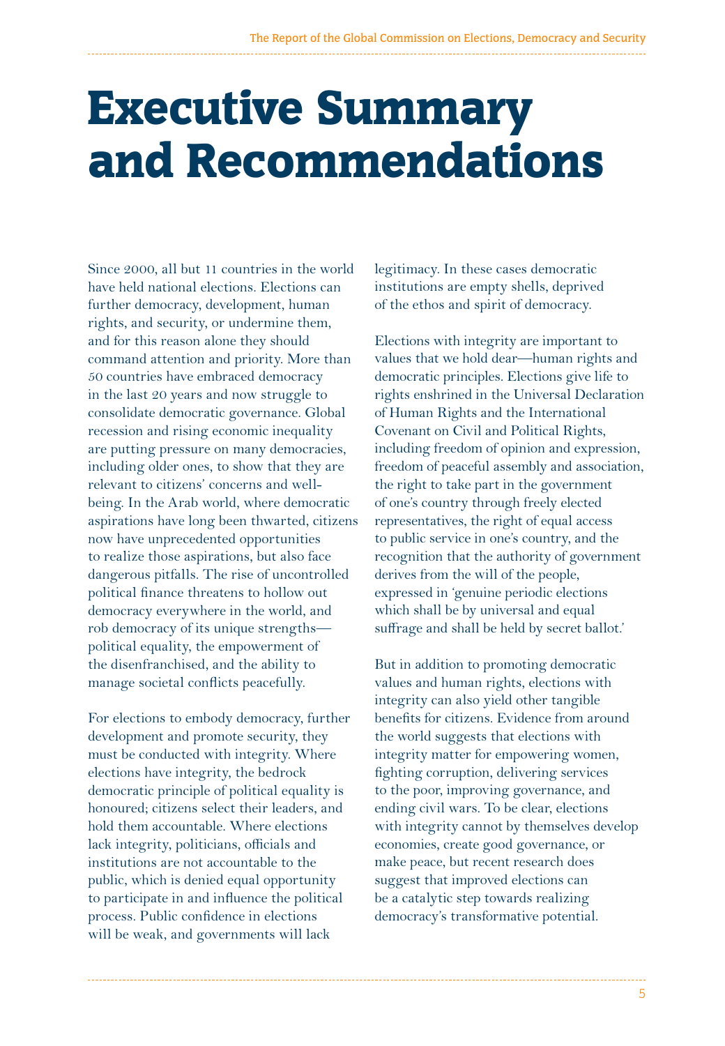# Executive Summary and Recommendations

Since 2000, all but 11 countries in the world have held national elections. Elections can further democracy, development, human rights, and security, or undermine them, and for this reason alone they should command attention and priority. More than 50 countries have embraced democracy in the last 20 years and now struggle to consolidate democratic governance. Global recession and rising economic inequality are putting pressure on many democracies, including older ones, to show that they are relevant to citizens' concerns and well-being. In the Arab world, where democratic aspirations have long been thwarted, citizens now have unprecedented opportunities to realize those aspirations, but also face dangerous pitfalls. The rise of uncontrolled political finance threatens to hollow out democracy everywhere in the world, and rob democracy of its unique strengths—political equality, the empowerment of the disenfranchised, and the ability to manage societal conflicts peacefully.

For elections to embody democracy, further development and promote security, they must be conducted with integrity. Where elections have integrity, the bedrock democratic principle of political equality is honoured; citizens select their leaders, and hold them accountable. Where elections lack integrity, politicians, officials and institutions are not accountable to the public, which is denied equal opportunity to participate in and influence the political process. Public confidence in elections will be weak, and governments will lack legitimacy. In these cases democratic institutions are empty shells, deprived of the ethos and spirit of democracy.

Elections with integrity are important to values that we hold dear—human rights and democratic principles. Elections give life to rights enshrined in the Universal Declaration of Human Rights and the International Covenant on Civil and Political Rights, including freedom of opinion and expression, freedom of peaceful assembly and association, the right to take part in the government of one's country through freely elected representatives, the right of equal access to public service in one's country, and the recognition that the authority of government derives from the will of the people, expressed in 'genuine periodic elections which shall be by universal and equal suffrage and shall be held by secret ballot.'

But in addition to promoting democratic values and human rights, elections with integrity can also yield other tangible benefits for citizens. Evidence from around the world suggests that elections with integrity matter for empowering women, fighting corruption, delivering services to the poor, improving governance, and ending civil wars. To be clear, elections with integrity cannot by themselves develop economies, create good governance, or make peace, but recent research does suggest that improved elections can be a catalytic step towards realizing democracy's transformative potential.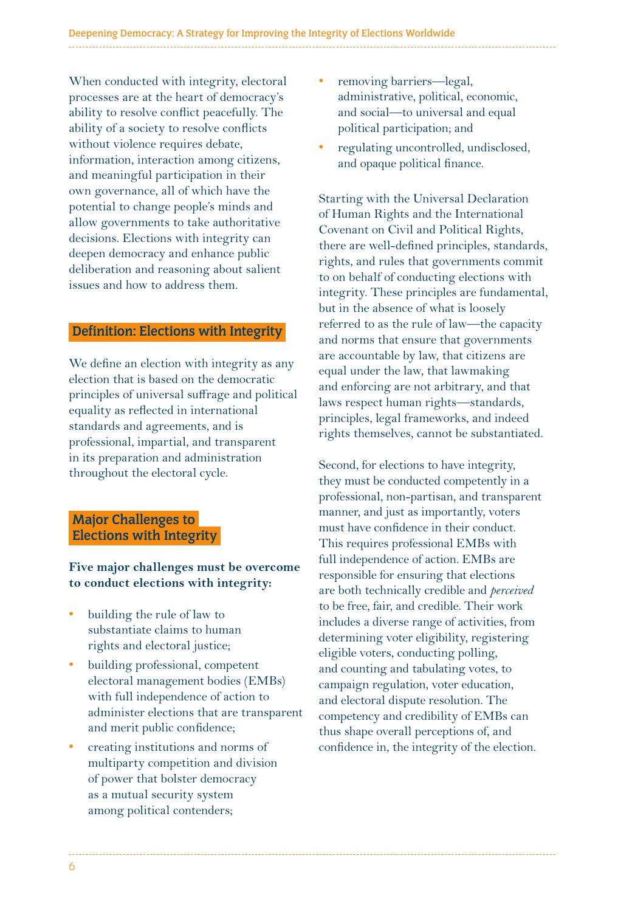When conducted with integrity, electoral processes are at the heart of democracy's ability to resolve conflict peacefully. The ability of a society to resolve conflicts without violence requires debate, information, interaction among citizens, and meaningful participation in their own governance, all of which have the potential to change people's minds and allow governments to take authoritative decisions. Elections with integrity can deepen democracy and enhance public deliberation and reasoning about salient issues and how to address them.

## Definition: Elections with Integrity

We define an election with integrity as any election that is based on the democratic principles of universal suffrage and political equality as reflected in international standards and agreements, and is professional, impartial, and transparent in its preparation and administration throughout the electoral cycle.

## Major Challenges to Elections with Integrity

**Five major challenges must be overcome to conduct elections with integrity:**

- building the rule of law to substantiate claims to human rights and electoral justice;
- building professional, competent electoral management bodies (EMBs) with full independence of action to administer elections that are transparent and merit public confidence;
- creating institutions and norms of multiparty competition and division of power that bolster democracy as a mutual security system among political contenders;
- removing barriers—legal, administrative, political, economic, and social—to universal and equal political participation; and
- regulating uncontrolled, undisclosed, and opaque political finance.

Starting with the Universal Declaration of Human Rights and the International Covenant on Civil and Political Rights, there are well-defined principles, standards, rights, and rules that governments commit to on behalf of conducting elections with integrity. These principles are fundamental, but in the absence of what is loosely referred to as the rule of law—the capacity and norms that ensure that governments are accountable by law, that citizens are equal under the law, that lawmaking and enforcing are not arbitrary, and that laws respect human rights—standards, principles, legal frameworks, and indeed rights themselves, cannot be substantiated.

Second, for elections to have integrity, they must be conducted competently in a professional, non-partisan, and transparent manner, and just as importantly, voters must have confidence in their conduct. This requires professional EMBs with full independence of action. EMBs are responsible for ensuring that elections are both technically credible and *perceived* to be free, fair, and credible. Their work includes a diverse range of activities, from determining voter eligibility, registering eligible voters, conducting polling, and counting and tabulating votes, to campaign regulation, voter education, and electoral dispute resolution. The competency and credibility of EMBs can thus shape overall perceptions of, and confidence in, the integrity of the election.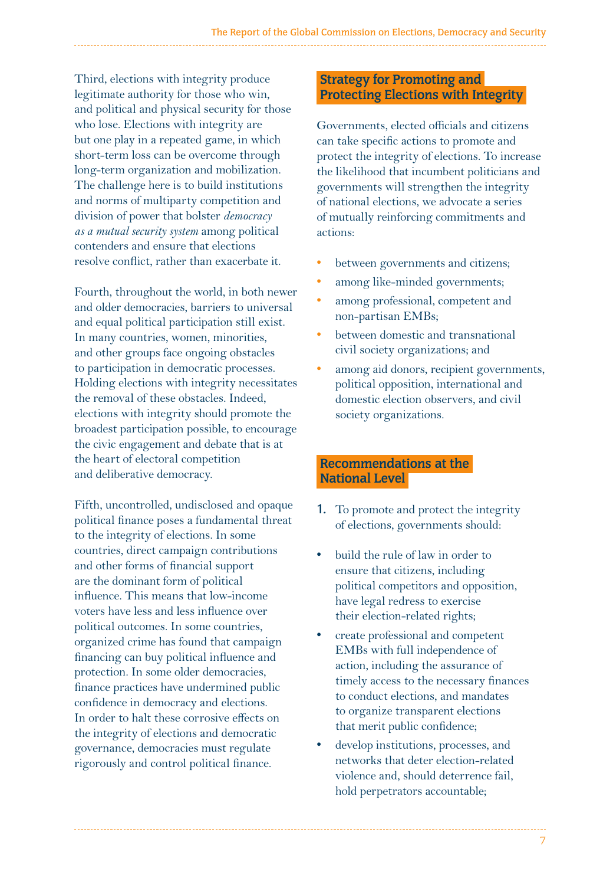Third, elections with integrity produce legitimate authority for those who win, and political and physical security for those who lose. Elections with integrity are but one play in a repeated game, in which short-term loss can be overcome through long-term organization and mobilization. The challenge here is to build institutions and norms of multiparty competition and division of power that bolster *democracy as a mutual security system* among political contenders and ensure that elections resolve conflict, rather than exacerbate it.

Fourth, throughout the world, in both newer and older democracies, barriers to universal and equal political participation still exist. In many countries, women, minorities, and other groups face ongoing obstacles to participation in democratic processes. Holding elections with integrity necessitates the removal of these obstacles. Indeed, elections with integrity should promote the broadest participation possible, to encourage the civic engagement and debate that is at the heart of electoral competition and deliberative democracy.

Fifth, uncontrolled, undisclosed and opaque political finance poses a fundamental threat to the integrity of elections. In some countries, direct campaign contributions and other forms of financial support are the dominant form of political influence. This means that low-income voters have less and less influence over political outcomes. In some countries, organized crime has found that campaign financing can buy political influence and protection. In some older democracies, finance practices have undermined public confidence in democracy and elections. In order to halt these corrosive effects on the integrity of elections and democratic governance, democracies must regulate rigorously and control political finance.

## Strategy for Promoting and Protecting Elections with Integrity

Governments, elected officials and citizens can take specific actions to promote and protect the integrity of elections. To increase the likelihood that incumbent politicians and governments will strengthen the integrity of national elections, we advocate a series of mutually reinforcing commitments and actions:

- between governments and citizens;
- among like-minded governments;
- among professional, competent and non-partisan EMBs;
- between domestic and transnational civil society organizations; and
- among aid donors, recipient governments, political opposition, international and domestic election observers, and civil society organizations.

## Recommendations at the National Level

1. To promote and protect the integrity of elections, governments should:

- build the rule of law in order to ensure that citizens, including political competitors and opposition, have legal redress to exercise their election-related rights;
- create professional and competent EMBs with full independence of action, including the assurance of timely access to the necessary finances to conduct elections, and mandates to organize transparent elections that merit public confidence;
- develop institutions, processes, and networks that deter election-related violence and, should deterrence fail, hold perpetrators accountable;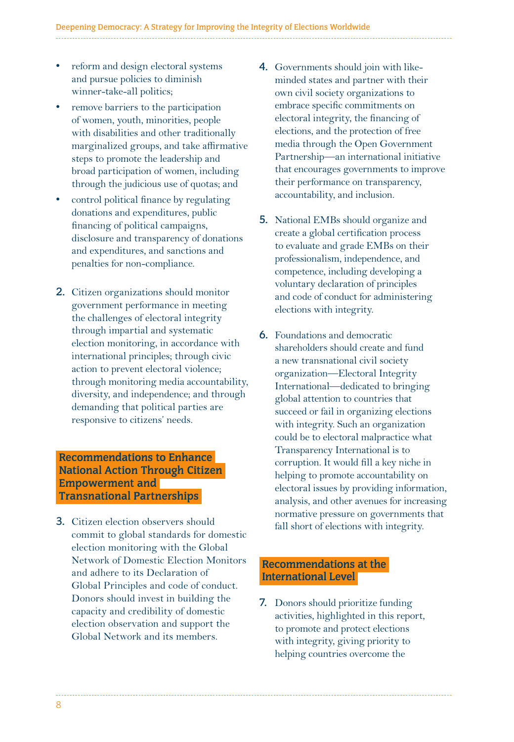- reform and design electoral systems and pursue policies to diminish winner-take-all politics;
- remove barriers to the participation of women, youth, minorities, people with disabilities and other traditionally marginalized groups, and take affirmative steps to promote the leadership and broad participation of women, including through the judicious use of quotas; and
- control political finance by regulating donations and expenditures, public financing of political campaigns, disclosure and transparency of donations and expenditures, and sanctions and penalties for non-compliance.

2. Citizen organizations should monitor government performance in meeting the challenges of electoral integrity through impartial and systematic election monitoring, in accordance with international principles; through civic action to prevent electoral violence; through monitoring media accountability, diversity, and independence; and through demanding that political parties are responsive to citizens' needs.

## Recommendations to Enhance National Action Through Citizen Empowerment and Transnational Partnerships

3. Citizen election observers should commit to global standards for domestic election monitoring with the Global Network of Domestic Election Monitors and adhere to its Declaration of Global Principles and code of conduct. Donors should invest in building the capacity and credibility of domestic election observation and support the Global Network and its members.

4. Governments should join with like-minded states and partner with their own civil society organizations to embrace specific commitments on electoral integrity, the financing of elections, and the protection of free media through the Open Government Partnership—an international initiative that encourages governments to improve their performance on transparency, accountability, and inclusion.

5. National EMBs should organize and create a global certification process to evaluate and grade EMBs on their professionalism, independence, and competence, including developing a voluntary declaration of principles and code of conduct for administering elections with integrity.

6. Foundations and democratic shareholders should create and fund a new transnational civil society organization—Electoral Integrity International—dedicated to bringing global attention to countries that succeed or fail in organizing elections with integrity. Such an organization could be to electoral malpractice what Transparency International is to corruption. It would fill a key niche in helping to promote accountability on electoral issues by providing information, analysis, and other avenues for increasing normative pressure on governments that fall short of elections with integrity.

## Recommendations at the International Level

7. Donors should prioritize funding activities, highlighted in this report, to promote and protect elections with integrity, giving priority to helping countries overcome the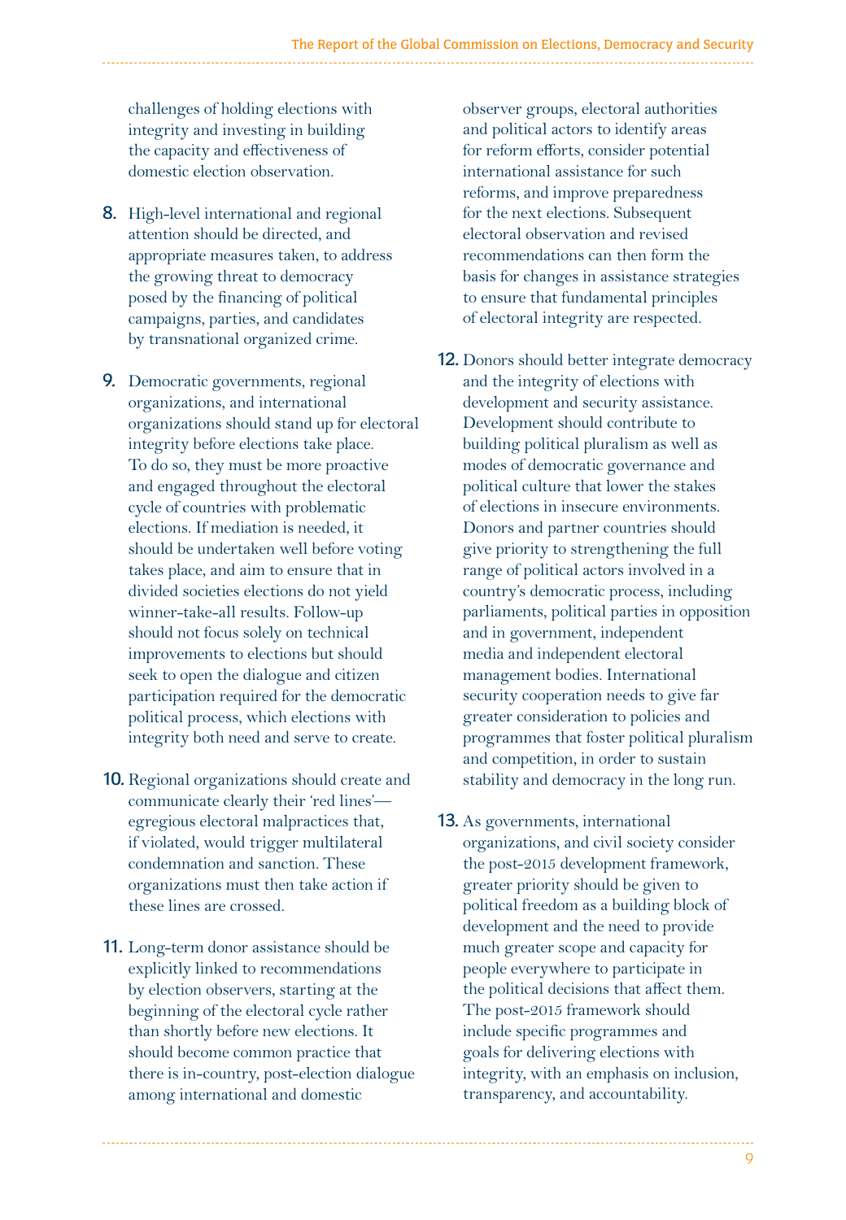challenges of holding elections with integrity and investing in building the capacity and effectiveness of domestic election observation.

8. High-level international and regional attention should be directed, and appropriate measures taken, to address the growing threat to democracy posed by the financing of political campaigns, parties, and candidates by transnational organized crime.

9. Democratic governments, regional organizations, and international organizations should stand up for electoral integrity before elections take place. To do so, they must be more proactive and engaged throughout the electoral cycle of countries with problematic elections. If mediation is needed, it should be undertaken well before voting takes place, and aim to ensure that in divided societies elections do not yield winner-take-all results. Follow-up should not focus solely on technical improvements to elections but should seek to open the dialogue and citizen participation required for the democratic political process, which elections with integrity both need and serve to create.

10. Regional organizations should create and communicate clearly their 'red lines'—egregious electoral malpractices that, if violated, would trigger multilateral condemnation and sanction. These organizations must then take action if these lines are crossed.

11. Long-term donor assistance should be explicitly linked to recommendations by election observers, starting at the beginning of the electoral cycle rather than shortly before new elections. It should become common practice that there is in-country, post-election dialogue among international and domestic observer groups, electoral authorities and political actors to identify areas for reform efforts, consider potential international assistance for such reforms, and improve preparedness for the next elections. Subsequent electoral observation and revised recommendations can then form the basis for changes in assistance strategies to ensure that fundamental principles of electoral integrity are respected.

12. Donors should better integrate democracy and the integrity of elections with development and security assistance. Development should contribute to building political pluralism as well as modes of democratic governance and political culture that lower the stakes of elections in insecure environments. Donors and partner countries should give priority to strengthening the full range of political actors involved in a country's democratic process, including parliaments, political parties in opposition and in government, independent media and independent electoral management bodies. International security cooperation needs to give far greater consideration to policies and programmes that foster political pluralism and competition, in order to sustain stability and democracy in the long run.

13. As governments, international organizations, and civil society consider the post-2015 development framework, greater priority should be given to political freedom as a building block of development and the need to provide much greater scope and capacity for people everywhere to participate in the political decisions that affect them. The post-2015 framework should include specific programmes and goals for delivering elections with integrity, with an emphasis on inclusion, transparency, and accountability.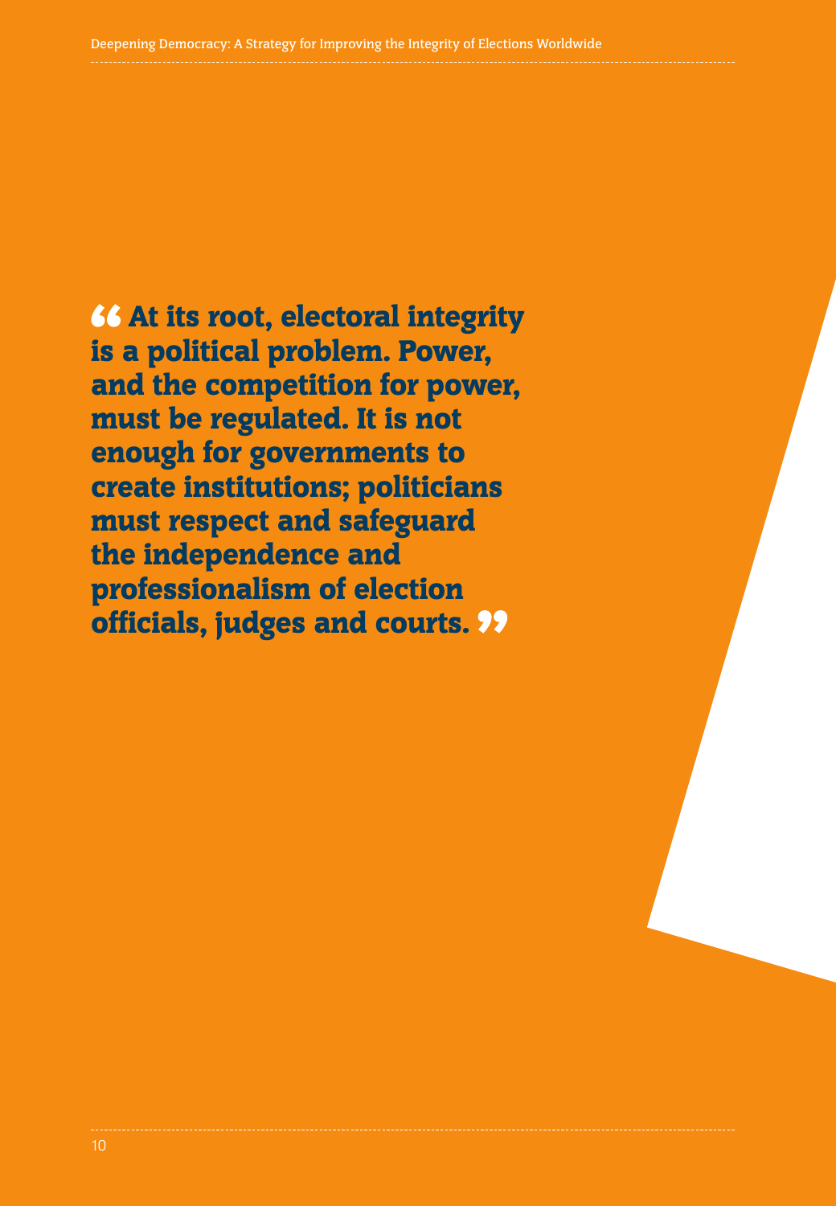> **“At its root, electoral integrity is a political problem. Power, and the competition for power, must be regulated. It is not enough for governments to create institutions; politicians must respect and safeguard the independence and professionalism of election officials, judges and courts.”**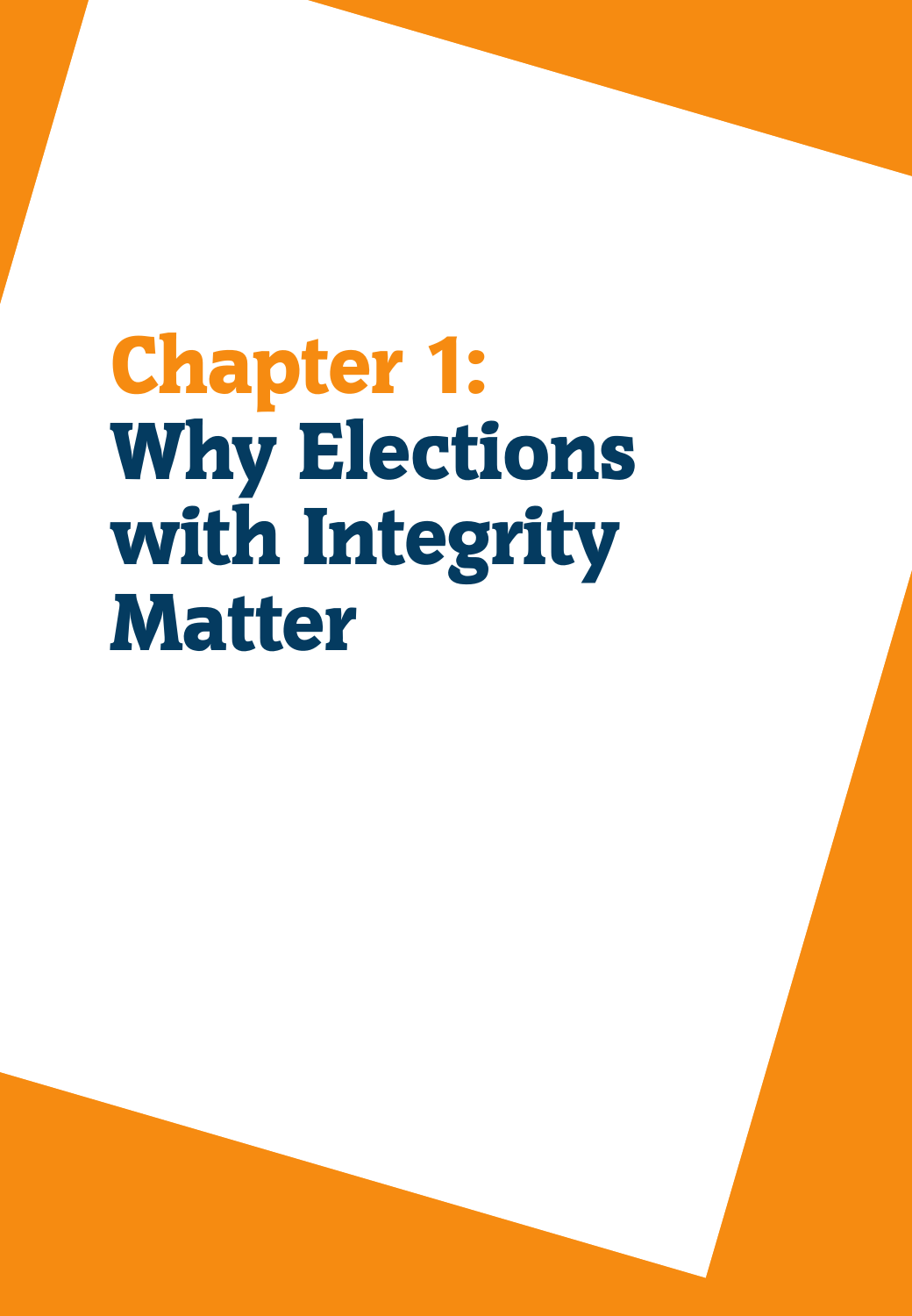# Chapter 1: Why Elections with Integrity Matter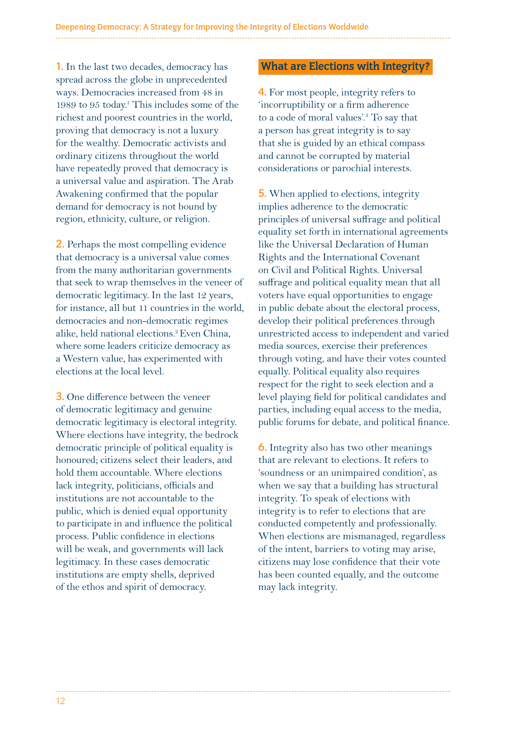**1.** In the last two decades, democracy has spread across the globe in unprecedented ways. Democracies increased from 48 in 1989 to 95 today.[1] This includes some of the richest and poorest countries in the world, proving that democracy is not a luxury for the wealthy. Democratic activists and ordinary citizens throughout the world have repeatedly proved that democracy is a universal value and aspiration. The Arab Awakening confirmed that the popular demand for democracy is not bound by region, ethnicity, culture, or religion.

**2.** Perhaps the most compelling evidence that democracy is a universal value comes from the many authoritarian governments that seek to wrap themselves in the veneer of democratic legitimacy. In the last 12 years, for instance, all but 11 countries in the world, democracies and non-democratic regimes alike, held national elections.[2] Even China, where some leaders criticize democracy as a Western value, has experimented with elections at the local level.

**3.** One difference between the veneer of democratic legitimacy and genuine democratic legitimacy is electoral integrity. Where elections have integrity, the bedrock democratic principle of political equality is honoured; citizens select their leaders, and hold them accountable. Where elections lack integrity, politicians, officials and institutions are not accountable to the public, which is denied equal opportunity to participate in and influence the political process. Public confidence in elections will be weak, and governments will lack legitimacy. In these cases democratic institutions are empty shells, deprived of the ethos and spirit of democracy.

## What are Elections with Integrity?

**4.** For most people, integrity refers to 'incorruptibility or a firm adherence to a code of moral values'.[3] To say that a person has great integrity is to say that she is guided by an ethical compass and cannot be corrupted by material considerations or parochial interests.

**5.** When applied to elections, integrity implies adherence to the democratic principles of universal suffrage and political equality set forth in international agreements like the Universal Declaration of Human Rights and the International Covenant on Civil and Political Rights. Universal suffrage and political equality mean that all voters have equal opportunities to engage in public debate about the electoral process, develop their political preferences through unrestricted access to independent and varied media sources, exercise their preferences through voting, and have their votes counted equally. Political equality also requires respect for the right to seek election and a level playing field for political candidates and parties, including equal access to the media, public forums for debate, and political finance.

**6.** Integrity also has two other meanings that are relevant to elections. It refers to 'soundness or an unimpaired condition', as when we say that a building has structural integrity. To speak of elections with integrity is to refer to elections that are conducted competently and professionally. When elections are mismanaged, regardless of the intent, barriers to voting may arise, citizens may lose confidence that their vote has been counted equally, and the outcome may lack integrity.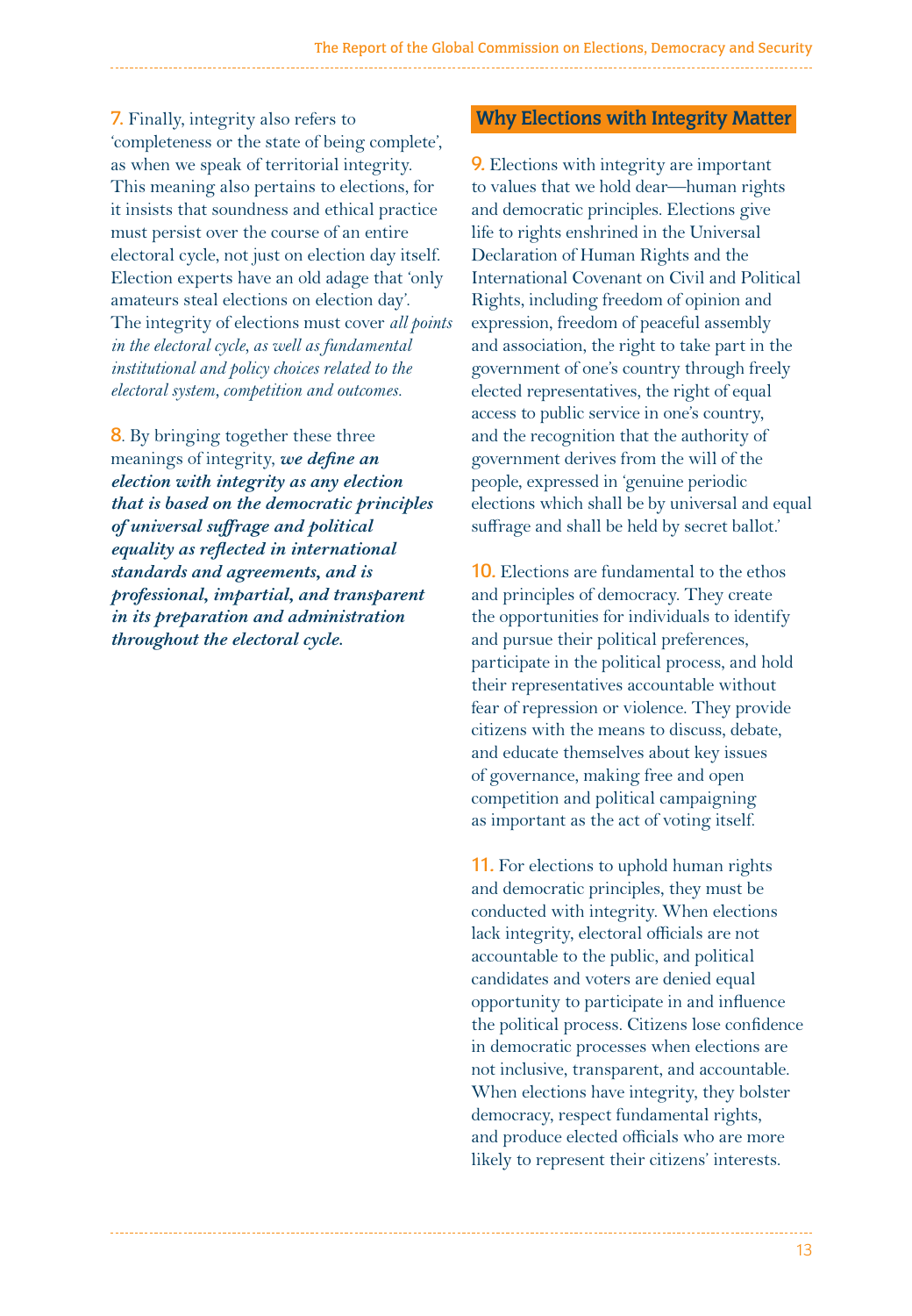7. Finally, integrity also refers to 'completeness or the state of being complete', as when we speak of territorial integrity. This meaning also pertains to elections, for it insists that soundness and ethical practice must persist over the course of an entire electoral cycle, not just on election day itself. Election experts have an old adage that 'only amateurs steal elections on election day'. The integrity of elections must cover *all points in the electoral cycle, as well as fundamental institutional and policy choices related to the electoral system, competition and outcomes.*

8. By bringing together these three meanings of integrity, ***we define an election with integrity as any election that is based on the democratic principles of universal suffrage and political equality as reflected in international standards and agreements, and is professional, impartial, and transparent in its preparation and administration throughout the electoral cycle.***

## Why Elections with Integrity Matter

9. Elections with integrity are important to values that we hold dear—human rights and democratic principles. Elections give life to rights enshrined in the Universal Declaration of Human Rights and the International Covenant on Civil and Political Rights, including freedom of opinion and expression, freedom of peaceful assembly and association, the right to take part in the government of one's country through freely elected representatives, the right of equal access to public service in one's country, and the recognition that the authority of government derives from the will of the people, expressed in 'genuine periodic elections which shall be by universal and equal suffrage and shall be held by secret ballot.'

10. Elections are fundamental to the ethos and principles of democracy. They create the opportunities for individuals to identify and pursue their political preferences, participate in the political process, and hold their representatives accountable without fear of repression or violence. They provide citizens with the means to discuss, debate, and educate themselves about key issues of governance, making free and open competition and political campaigning as important as the act of voting itself.

11. For elections to uphold human rights and democratic principles, they must be conducted with integrity. When elections lack integrity, electoral officials are not accountable to the public, and political candidates and voters are denied equal opportunity to participate in and influence the political process. Citizens lose confidence in democratic processes when elections are not inclusive, transparent, and accountable. When elections have integrity, they bolster democracy, respect fundamental rights, and produce elected officials who are more likely to represent their citizens' interests.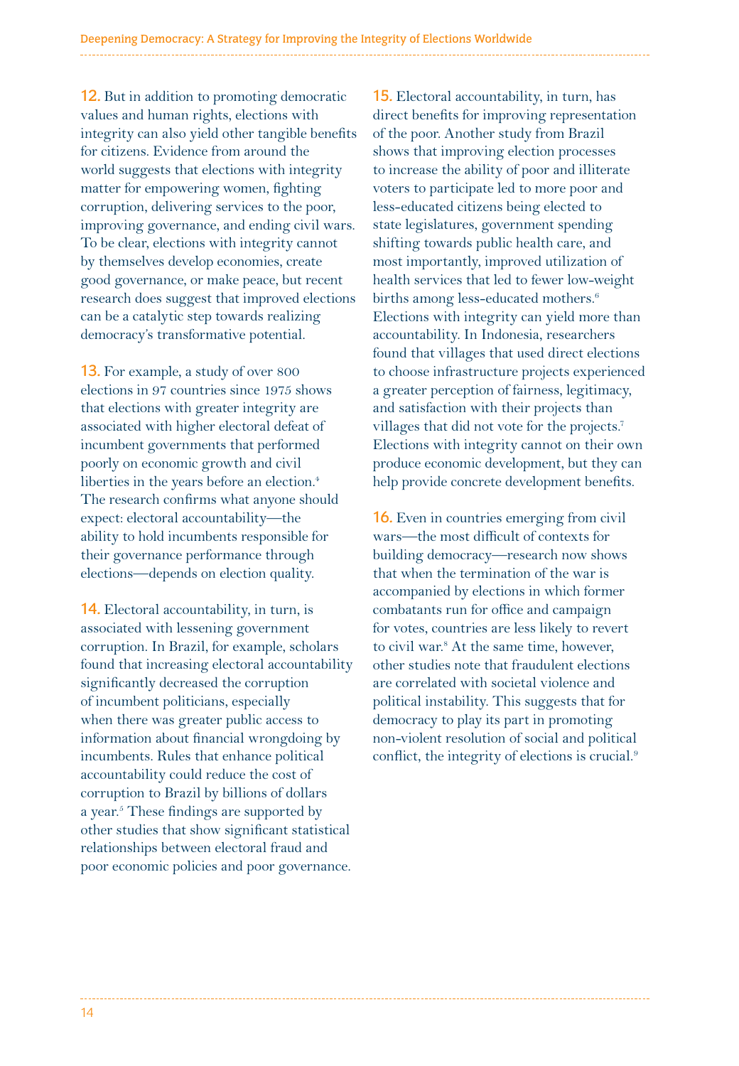**12.** But in addition to promoting democratic values and human rights, elections with integrity can also yield other tangible benefits for citizens. Evidence from around the world suggests that elections with integrity matter for empowering women, fighting corruption, delivering services to the poor, improving governance, and ending civil wars. To be clear, elections with integrity cannot by themselves develop economies, create good governance, or make peace, but recent research does suggest that improved elections can be a catalytic step towards realizing democracy's transformative potential.

**13.** For example, a study of over 800 elections in 97 countries since 1975 shows that elections with greater integrity are associated with higher electoral defeat of incumbent governments that performed poorly on economic growth and civil liberties in the years before an election.[4] The research confirms what anyone should expect: electoral accountability—the ability to hold incumbents responsible for their governance performance through elections—depends on election quality.

**14.** Electoral accountability, in turn, is associated with lessening government corruption. In Brazil, for example, scholars found that increasing electoral accountability significantly decreased the corruption of incumbent politicians, especially when there was greater public access to information about financial wrongdoing by incumbents. Rules that enhance political accountability could reduce the cost of corruption to Brazil by billions of dollars a year.[5] These findings are supported by other studies that show significant statistical relationships between electoral fraud and poor economic policies and poor governance.

**15.** Electoral accountability, in turn, has direct benefits for improving representation of the poor. Another study from Brazil shows that improving election processes to increase the ability of poor and illiterate voters to participate led to more poor and less-educated citizens being elected to state legislatures, government spending shifting towards public health care, and most importantly, improved utilization of health services that led to fewer low-weight births among less-educated mothers.[6] Elections with integrity can yield more than accountability. In Indonesia, researchers found that villages that used direct elections to choose infrastructure projects experienced a greater perception of fairness, legitimacy, and satisfaction with their projects than villages that did not vote for the projects.[7] Elections with integrity cannot on their own produce economic development, but they can help provide concrete development benefits.

**16.** Even in countries emerging from civil wars—the most difficult of contexts for building democracy—research now shows that when the termination of the war is accompanied by elections in which former combatants run for office and campaign for votes, countries are less likely to revert to civil war.[8] At the same time, however, other studies note that fraudulent elections are correlated with societal violence and political instability. This suggests that for democracy to play its part in promoting non-violent resolution of social and political conflict, the integrity of elections is crucial.[9]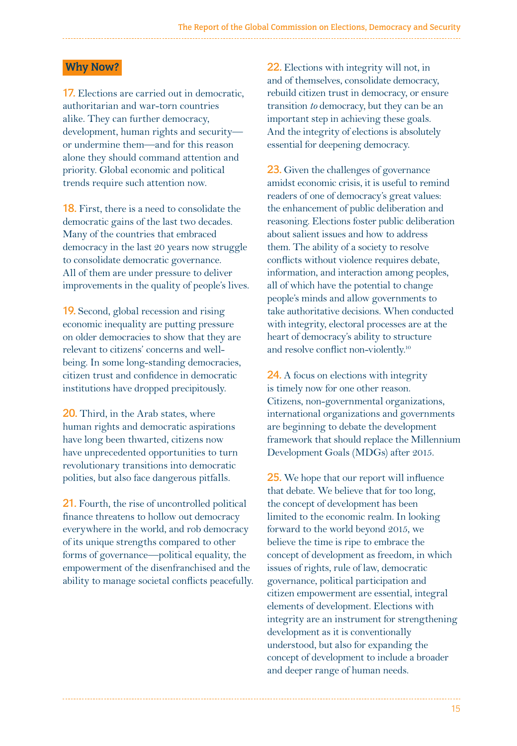## Why Now?

**17.** Elections are carried out in democratic, authoritarian and war-torn countries alike. They can further democracy, development, human rights and security—or undermine them—and for this reason alone they should command attention and priority. Global economic and political trends require such attention now.

**18.** First, there is a need to consolidate the democratic gains of the last two decades. Many of the countries that embraced democracy in the last 20 years now struggle to consolidate democratic governance. All of them are under pressure to deliver improvements in the quality of people's lives.

**19.** Second, global recession and rising economic inequality are putting pressure on older democracies to show that they are relevant to citizens' concerns and well-being. In some long-standing democracies, citizen trust and confidence in democratic institutions have dropped precipitously.

**20.** Third, in the Arab states, where human rights and democratic aspirations have long been thwarted, citizens now have unprecedented opportunities to turn revolutionary transitions into democratic polities, but also face dangerous pitfalls.

**21.** Fourth, the rise of uncontrolled political finance threatens to hollow out democracy everywhere in the world, and rob democracy of its unique strengths compared to other forms of governance—political equality, the empowerment of the disenfranchised and the ability to manage societal conflicts peacefully.

**22.** Elections with integrity will not, in and of themselves, consolidate democracy, rebuild citizen trust in democracy, or ensure transition *to* democracy, but they can be an important step in achieving these goals. And the integrity of elections is absolutely essential for deepening democracy.

**23.** Given the challenges of governance amidst economic crisis, it is useful to remind readers of one of democracy's great values: the enhancement of public deliberation and reasoning. Elections foster public deliberation about salient issues and how to address them. The ability of a society to resolve conflicts without violence requires debate, information, and interaction among peoples, all of which have the potential to change people's minds and allow governments to take authoritative decisions. When conducted with integrity, electoral processes are at the heart of democracy's ability to structure and resolve conflict non-violently.[10]

**24.** A focus on elections with integrity is timely now for one other reason. Citizens, non-governmental organizations, international organizations and governments are beginning to debate the development framework that should replace the Millennium Development Goals (MDGs) after 2015.

**25.** We hope that our report will influence that debate. We believe that for too long, the concept of development has been limited to the economic realm. In looking forward to the world beyond 2015, we believe the time is ripe to embrace the concept of development as freedom, in which issues of rights, rule of law, democratic governance, political participation and citizen empowerment are essential, integral elements of development. Elections with integrity are an instrument for strengthening development as it is conventionally understood, but also for expanding the concept of development to include a broader and deeper range of human needs.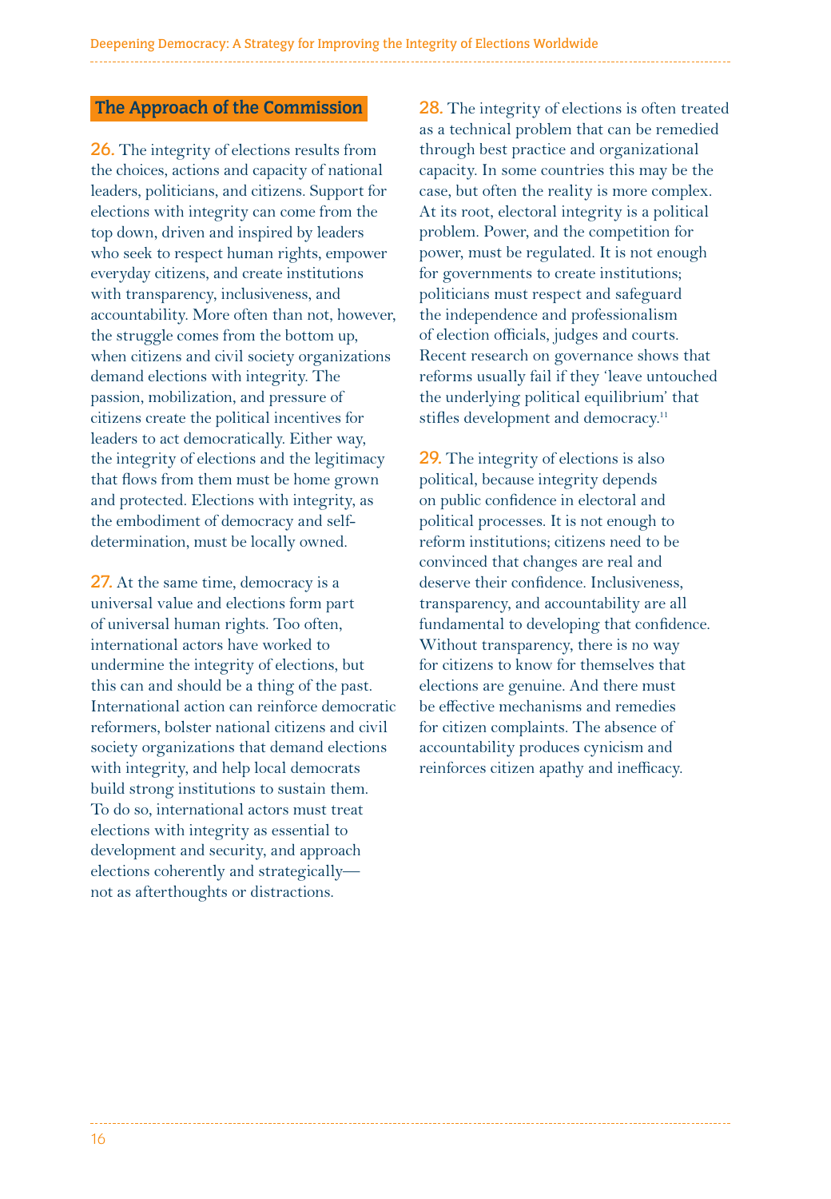## The Approach of the Commission

**26.** The integrity of elections results from the choices, actions and capacity of national leaders, politicians, and citizens. Support for elections with integrity can come from the top down, driven and inspired by leaders who seek to respect human rights, empower everyday citizens, and create institutions with transparency, inclusiveness, and accountability. More often than not, however, the struggle comes from the bottom up, when citizens and civil society organizations demand elections with integrity. The passion, mobilization, and pressure of citizens create the political incentives for leaders to act democratically. Either way, the integrity of elections and the legitimacy that flows from them must be home grown and protected. Elections with integrity, as the embodiment of democracy and self-determination, must be locally owned.

**27.** At the same time, democracy is a universal value and elections form part of universal human rights. Too often, international actors have worked to undermine the integrity of elections, but this can and should be a thing of the past. International action can reinforce democratic reformers, bolster national citizens and civil society organizations that demand elections with integrity, and help local democrats build strong institutions to sustain them. To do so, international actors must treat elections with integrity as essential to development and security, and approach elections coherently and strategically—not as afterthoughts or distractions.

**28.** The integrity of elections is often treated as a technical problem that can be remedied through best practice and organizational capacity. In some countries this may be the case, but often the reality is more complex. At its root, electoral integrity is a political problem. Power, and the competition for power, must be regulated. It is not enough for governments to create institutions; politicians must respect and safeguard the independence and professionalism of election officials, judges and courts. Recent research on governance shows that reforms usually fail if they 'leave untouched the underlying political equilibrium' that stifles development and democracy.[11]

**29.** The integrity of elections is also political, because integrity depends on public confidence in electoral and political processes. It is not enough to reform institutions; citizens need to be convinced that changes are real and deserve their confidence. Inclusiveness, transparency, and accountability are all fundamental to developing that confidence. Without transparency, there is no way for citizens to know for themselves that elections are genuine. And there must be effective mechanisms and remedies for citizen complaints. The absence of accountability produces cynicism and reinforces citizen apathy and inefficacy.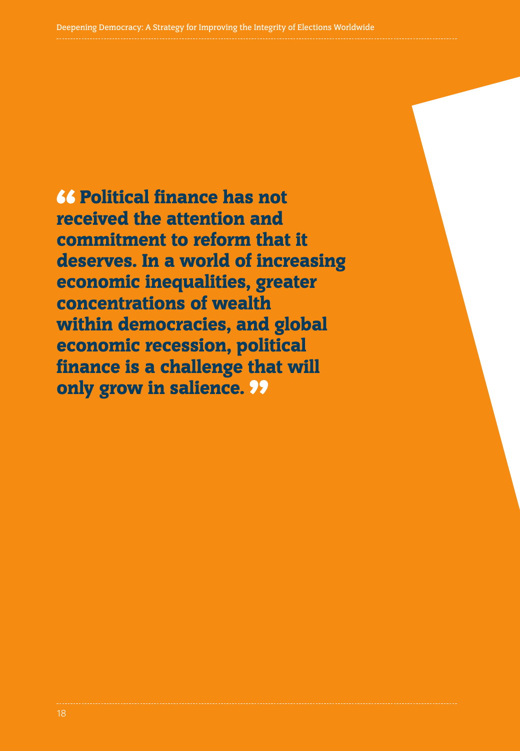**“Political finance has not received the attention and commitment to reform that it deserves. In a world of increasing economic inequalities, greater concentrations of wealth within democracies, and global economic recession, political finance is a challenge that will only grow in salience.”**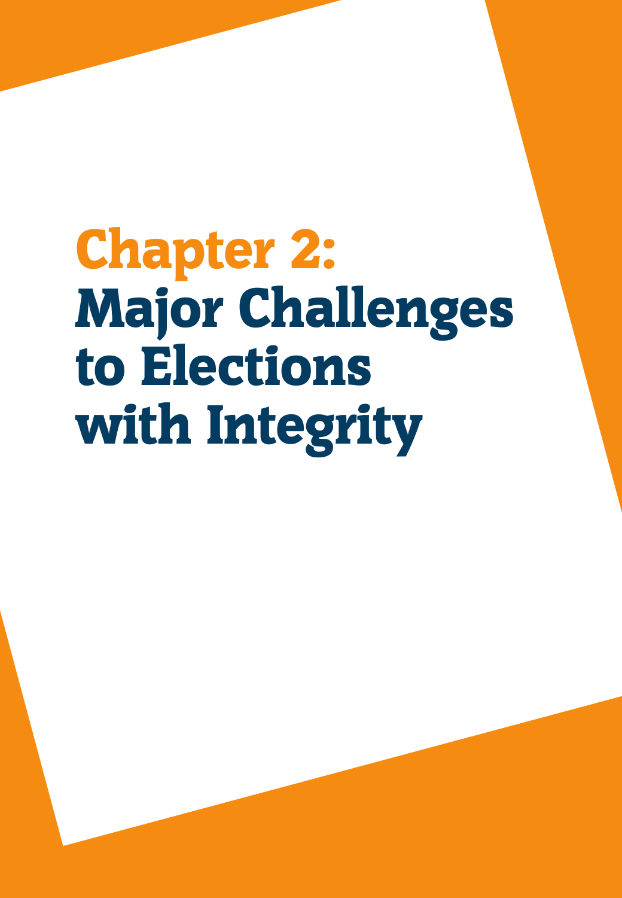# Chapter 2: Major Challenges to Elections with Integrity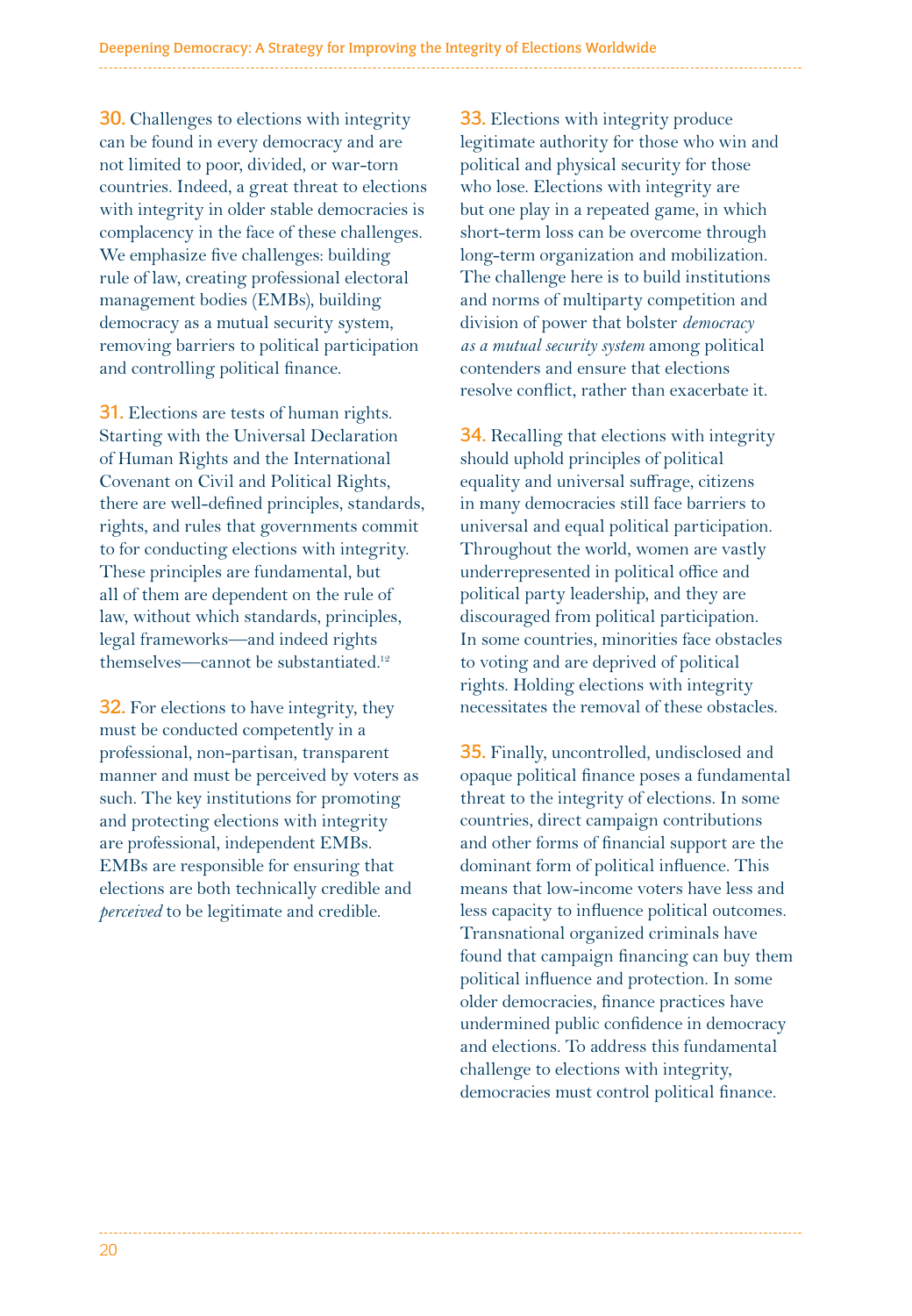**30.** Challenges to elections with integrity can be found in every democracy and are not limited to poor, divided, or war-torn countries. Indeed, a great threat to elections with integrity in older stable democracies is complacency in the face of these challenges. We emphasize five challenges: building rule of law, creating professional electoral management bodies (EMBs), building democracy as a mutual security system, removing barriers to political participation and controlling political finance.

**31.** Elections are tests of human rights. Starting with the Universal Declaration of Human Rights and the International Covenant on Civil and Political Rights, there are well-defined principles, standards, rights, and rules that governments commit to for conducting elections with integrity. These principles are fundamental, but all of them are dependent on the rule of law, without which standards, principles, legal frameworks—and indeed rights themselves—cannot be substantiated.[12]

**32.** For elections to have integrity, they must be conducted competently in a professional, non-partisan, transparent manner and must be perceived by voters as such. The key institutions for promoting and protecting elections with integrity are professional, independent EMBs. EMBs are responsible for ensuring that elections are both technically credible and *perceived* to be legitimate and credible.

**33.** Elections with integrity produce legitimate authority for those who win and political and physical security for those who lose. Elections with integrity are but one play in a repeated game, in which short-term loss can be overcome through long-term organization and mobilization. The challenge here is to build institutions and norms of multiparty competition and division of power that bolster *democracy as a mutual security system* among political contenders and ensure that elections resolve conflict, rather than exacerbate it.

**34.** Recalling that elections with integrity should uphold principles of political equality and universal suffrage, citizens in many democracies still face barriers to universal and equal political participation. Throughout the world, women are vastly underrepresented in political office and political party leadership, and they are discouraged from political participation. In some countries, minorities face obstacles to voting and are deprived of political rights. Holding elections with integrity necessitates the removal of these obstacles.

**35.** Finally, uncontrolled, undisclosed and opaque political finance poses a fundamental threat to the integrity of elections. In some countries, direct campaign contributions and other forms of financial support are the dominant form of political influence. This means that low-income voters have less and less capacity to influence political outcomes. Transnational organized criminals have found that campaign financing can buy them political influence and protection. In some older democracies, finance practices have undermined public confidence in democracy and elections. To address this fundamental challenge to elections with integrity, democracies must control political finance.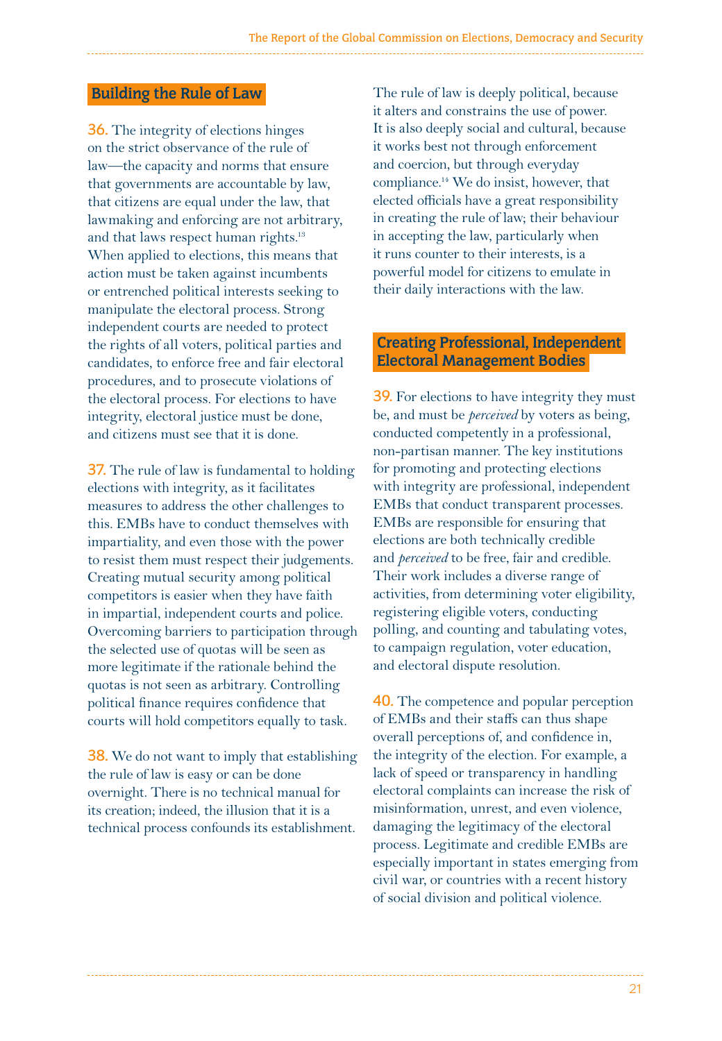## Building the Rule of Law

**36.** The integrity of elections hinges on the strict observance of the rule of law—the capacity and norms that ensure that governments are accountable by law, that citizens are equal under the law, that lawmaking and enforcing are not arbitrary, and that laws respect human rights.[13] When applied to elections, this means that action must be taken against incumbents or entrenched political interests seeking to manipulate the electoral process. Strong independent courts are needed to protect the rights of all voters, political parties and candidates, to enforce free and fair electoral procedures, and to prosecute violations of the electoral process. For elections to have integrity, electoral justice must be done, and citizens must see that it is done.

**37.** The rule of law is fundamental to holding elections with integrity, as it facilitates measures to address the other challenges to this. EMBs have to conduct themselves with impartiality, and even those with the power to resist them must respect their judgements. Creating mutual security among political competitors is easier when they have faith in impartial, independent courts and police. Overcoming barriers to participation through the selected use of quotas will be seen as more legitimate if the rationale behind the quotas is not seen as arbitrary. Controlling political finance requires confidence that courts will hold competitors equally to task.

**38.** We do not want to imply that establishing the rule of law is easy or can be done overnight. There is no technical manual for its creation; indeed, the illusion that it is a technical process confounds its establishment. The rule of law is deeply political, because it alters and constrains the use of power. It is also deeply social and cultural, because it works best not through enforcement and coercion, but through everyday compliance.[14] We do insist, however, that elected officials have a great responsibility in creating the rule of law; their behaviour in accepting the law, particularly when it runs counter to their interests, is a powerful model for citizens to emulate in their daily interactions with the law.

## Creating Professional, Independent Electoral Management Bodies

**39.** For elections to have integrity they must be, and must be *perceived* by voters as being, conducted competently in a professional, non-partisan manner. The key institutions for promoting and protecting elections with integrity are professional, independent EMBs that conduct transparent processes. EMBs are responsible for ensuring that elections are both technically credible and *perceived* to be free, fair and credible. Their work includes a diverse range of activities, from determining voter eligibility, registering eligible voters, conducting polling, and counting and tabulating votes, to campaign regulation, voter education, and electoral dispute resolution.

**40.** The competence and popular perception of EMBs and their staffs can thus shape overall perceptions of, and confidence in, the integrity of the election. For example, a lack of speed or transparency in handling electoral complaints can increase the risk of misinformation, unrest, and even violence, damaging the legitimacy of the electoral process. Legitimate and credible EMBs are especially important in states emerging from civil war, or countries with a recent history of social division and political violence.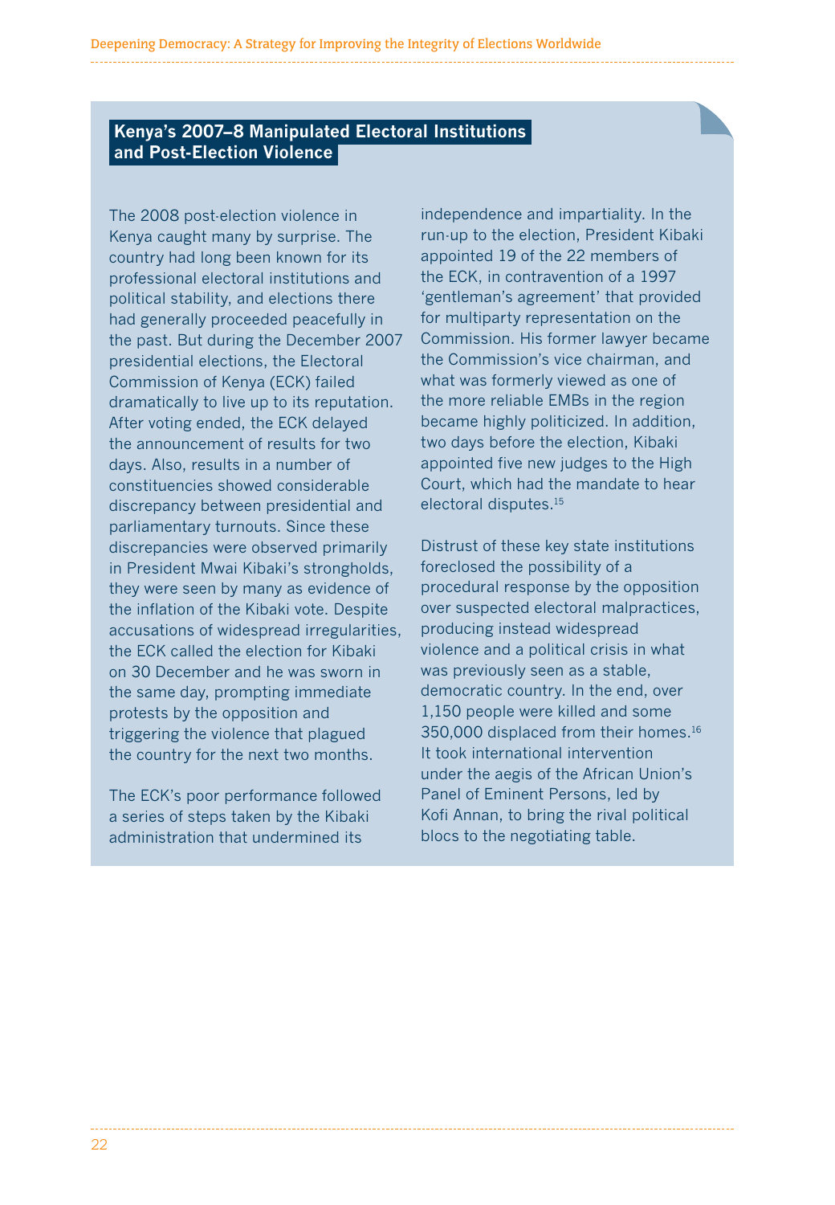## Kenya's 2007–8 Manipulated Electoral Institutions and Post-Election Violence

The 2008 post-election violence in Kenya caught many by surprise. The country had long been known for its professional electoral institutions and political stability, and elections there had generally proceeded peacefully in the past. But during the December 2007 presidential elections, the Electoral Commission of Kenya (ECK) failed dramatically to live up to its reputation. After voting ended, the ECK delayed the announcement of results for two days. Also, results in a number of constituencies showed considerable discrepancy between presidential and parliamentary turnouts. Since these discrepancies were observed primarily in President Mwai Kibaki's strongholds, they were seen by many as evidence of the inflation of the Kibaki vote. Despite accusations of widespread irregularities, the ECK called the election for Kibaki on 30 December and he was sworn in the same day, prompting immediate protests by the opposition and triggering the violence that plagued the country for the next two months.

The ECK's poor performance followed a series of steps taken by the Kibaki administration that undermined its independence and impartiality. In the run-up to the election, President Kibaki appointed 19 of the 22 members of the ECK, in contravention of a 1997 'gentleman's agreement' that provided for multiparty representation on the Commission. His former lawyer became the Commission's vice chairman, and what was formerly viewed as one of the more reliable EMBs in the region became highly politicized. In addition, two days before the election, Kibaki appointed five new judges to the High Court, which had the mandate to hear electoral disputes.[15]

Distrust of these key state institutions foreclosed the possibility of a procedural response by the opposition over suspected electoral malpractices, producing instead widespread violence and a political crisis in what was previously seen as a stable, democratic country. In the end, over 1,150 people were killed and some 350,000 displaced from their homes.[16] It took international intervention under the aegis of the African Union's Panel of Eminent Persons, led by Kofi Annan, to bring the rival political blocs to the negotiating table.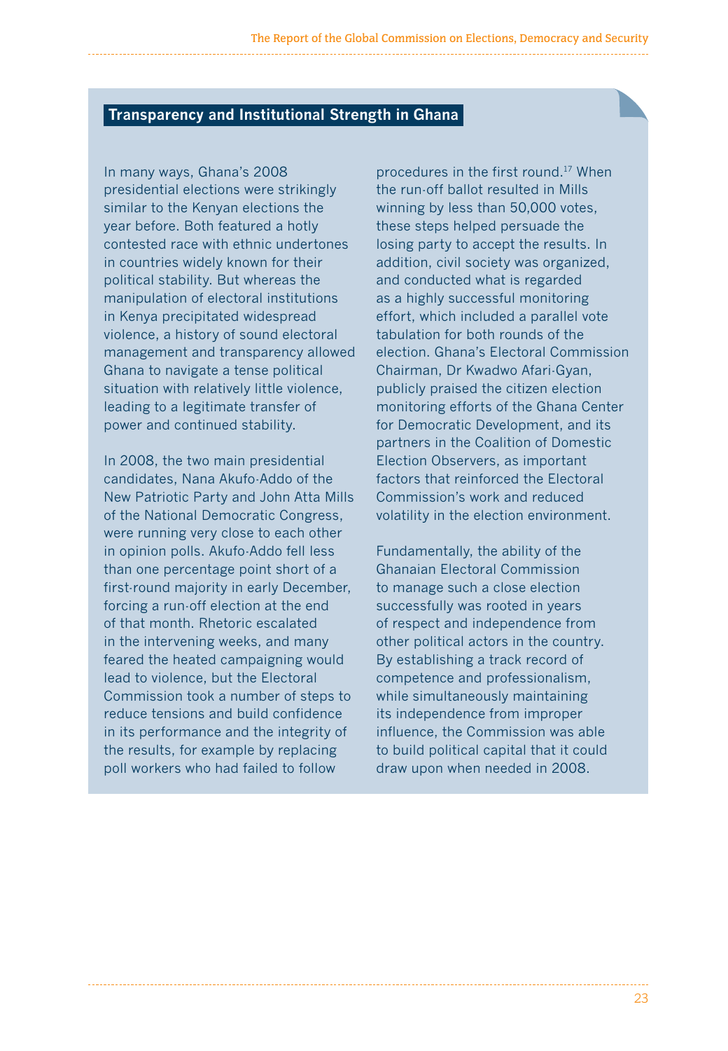## Transparency and Institutional Strength in Ghana

In many ways, Ghana's 2008 presidential elections were strikingly similar to the Kenyan elections the year before. Both featured a hotly contested race with ethnic undertones in countries widely known for their political stability. But whereas the manipulation of electoral institutions in Kenya precipitated widespread violence, a history of sound electoral management and transparency allowed Ghana to navigate a tense political situation with relatively little violence, leading to a legitimate transfer of power and continued stability.

In 2008, the two main presidential candidates, Nana Akufo-Addo of the New Patriotic Party and John Atta Mills of the National Democratic Congress, were running very close to each other in opinion polls. Akufo-Addo fell less than one percentage point short of a first-round majority in early December, forcing a run-off election at the end of that month. Rhetoric escalated in the intervening weeks, and many feared the heated campaigning would lead to violence, but the Electoral Commission took a number of steps to reduce tensions and build confidence in its performance and the integrity of the results, for example by replacing poll workers who had failed to follow procedures in the first round.[17] When the run-off ballot resulted in Mills winning by less than 50,000 votes, these steps helped persuade the losing party to accept the results. In addition, civil society was organized, and conducted what is regarded as a highly successful monitoring effort, which included a parallel vote tabulation for both rounds of the election. Ghana's Electoral Commission Chairman, Dr Kwadwo Afari-Gyan, publicly praised the citizen election monitoring efforts of the Ghana Center for Democratic Development, and its partners in the Coalition of Domestic Election Observers, as important factors that reinforced the Electoral Commission's work and reduced volatility in the election environment.

Fundamentally, the ability of the Ghanaian Electoral Commission to manage such a close election successfully was rooted in years of respect and independence from other political actors in the country. By establishing a track record of competence and professionalism, while simultaneously maintaining its independence from improper influence, the Commission was able to build political capital that it could draw upon when needed in 2008.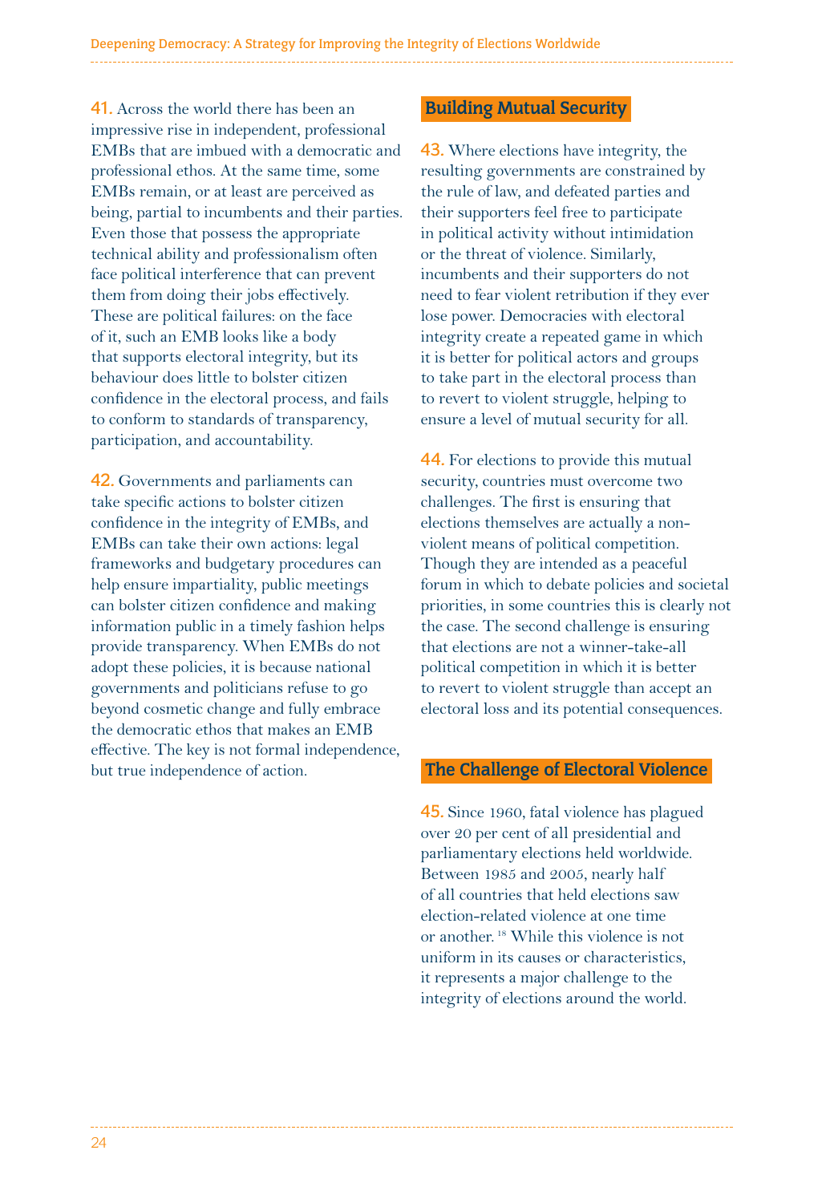41. Across the world there has been an impressive rise in independent, professional EMBs that are imbued with a democratic and professional ethos. At the same time, some EMBs remain, or at least are perceived as being, partial to incumbents and their parties. Even those that possess the appropriate technical ability and professionalism often face political interference that can prevent them from doing their jobs effectively. These are political failures: on the face of it, such an EMB looks like a body that supports electoral integrity, but its behaviour does little to bolster citizen confidence in the electoral process, and fails to conform to standards of transparency, participation, and accountability.

42. Governments and parliaments can take specific actions to bolster citizen confidence in the integrity of EMBs, and EMBs can take their own actions: legal frameworks and budgetary procedures can help ensure impartiality, public meetings can bolster citizen confidence and making information public in a timely fashion helps provide transparency. When EMBs do not adopt these policies, it is because national governments and politicians refuse to go beyond cosmetic change and fully embrace the democratic ethos that makes an EMB effective. The key is not formal independence, but true independence of action.

## Building Mutual Security

43. Where elections have integrity, the resulting governments are constrained by the rule of law, and defeated parties and their supporters feel free to participate in political activity without intimidation or the threat of violence. Similarly, incumbents and their supporters do not need to fear violent retribution if they ever lose power. Democracies with electoral integrity create a repeated game in which it is better for political actors and groups to take part in the electoral process than to revert to violent struggle, helping to ensure a level of mutual security for all.

44. For elections to provide this mutual security, countries must overcome two challenges. The first is ensuring that elections themselves are actually a non-violent means of political competition. Though they are intended as a peaceful forum in which to debate policies and societal priorities, in some countries this is clearly not the case. The second challenge is ensuring that elections are not a winner-take-all political competition in which it is better to revert to violent struggle than accept an electoral loss and its potential consequences.

## The Challenge of Electoral Violence

45. Since 1960, fatal violence has plagued over 20 per cent of all presidential and parliamentary elections held worldwide. Between 1985 and 2005, nearly half of all countries that held elections saw election-related violence at one time or another. [18] While this violence is not uniform in its causes or characteristics, it represents a major challenge to the integrity of elections around the world.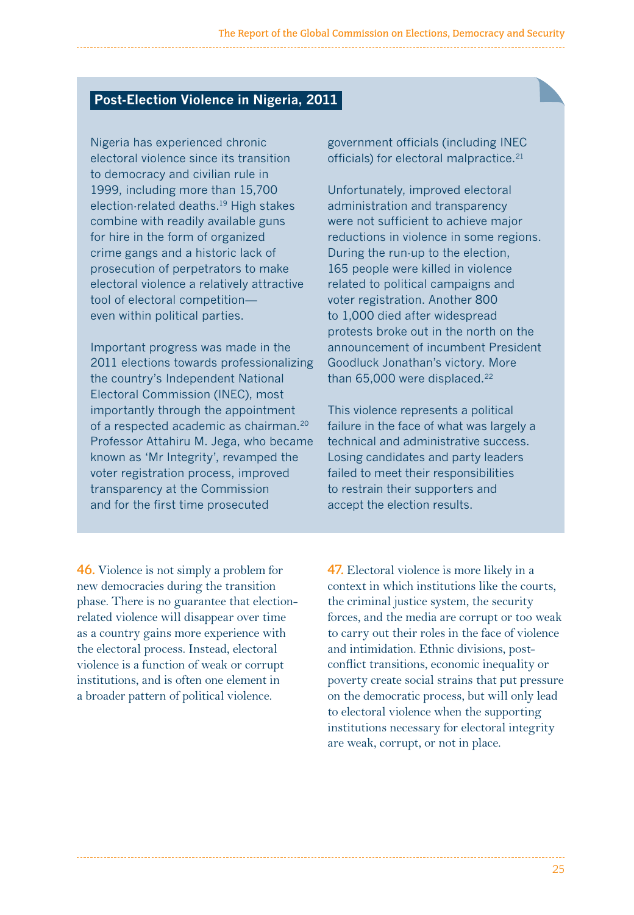## Post-Election Violence in Nigeria, 2011

Nigeria has experienced chronic electoral violence since its transition to democracy and civilian rule in 1999, including more than 15,700 election-related deaths.[19] High stakes combine with readily available guns for hire in the form of organized crime gangs and a historic lack of prosecution of perpetrators to make electoral violence a relatively attractive tool of electoral competition—even within political parties.

Important progress was made in the 2011 elections towards professionalizing the country's Independent National Electoral Commission (INEC), most importantly through the appointment of a respected academic as chairman.[20] Professor Attahiru M. Jega, who became known as 'Mr Integrity', revamped the voter registration process, improved transparency at the Commission and for the first time prosecuted government officials (including INEC officials) for electoral malpractice.[21]

Unfortunately, improved electoral administration and transparency were not sufficient to achieve major reductions in violence in some regions. During the run-up to the election, 165 people were killed in violence related to political campaigns and voter registration. Another 800 to 1,000 died after widespread protests broke out in the north on the announcement of incumbent President Goodluck Jonathan's victory. More than 65,000 were displaced.[22]

This violence represents a political failure in the face of what was largely a technical and administrative success. Losing candidates and party leaders failed to meet their responsibilities to restrain their supporters and accept the election results.

**46.** Violence is not simply a problem for new democracies during the transition phase. There is no guarantee that election-related violence will disappear over time as a country gains more experience with the electoral process. Instead, electoral violence is a function of weak or corrupt institutions, and is often one element in a broader pattern of political violence.

**47.** Electoral violence is more likely in a context in which institutions like the courts, the criminal justice system, the security forces, and the media are corrupt or too weak to carry out their roles in the face of violence and intimidation. Ethnic divisions, post-conflict transitions, economic inequality or poverty create social strains that put pressure on the democratic process, but will only lead to electoral violence when the supporting institutions necessary for electoral integrity are weak, corrupt, or not in place.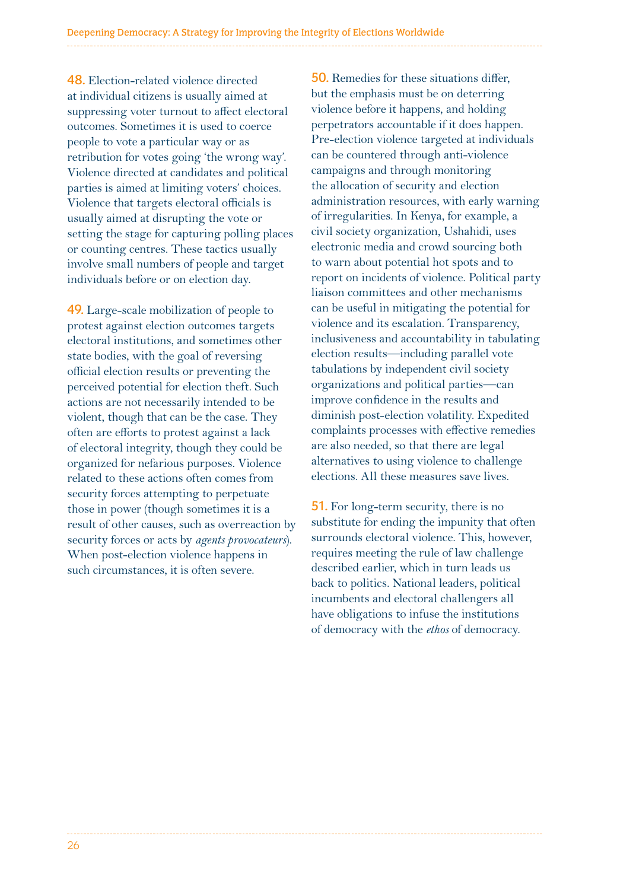**48.** Election-related violence directed at individual citizens is usually aimed at suppressing voter turnout to affect electoral outcomes. Sometimes it is used to coerce people to vote a particular way or as retribution for votes going 'the wrong way'. Violence directed at candidates and political parties is aimed at limiting voters' choices. Violence that targets electoral officials is usually aimed at disrupting the vote or setting the stage for capturing polling places or counting centres. These tactics usually involve small numbers of people and target individuals before or on election day.

**49.** Large-scale mobilization of people to protest against election outcomes targets electoral institutions, and sometimes other state bodies, with the goal of reversing official election results or preventing the perceived potential for election theft. Such actions are not necessarily intended to be violent, though that can be the case. They often are efforts to protest against a lack of electoral integrity, though they could be organized for nefarious purposes. Violence related to these actions often comes from security forces attempting to perpetuate those in power (though sometimes it is a result of other causes, such as overreaction by security forces or acts by *agents provocateurs*). When post-election violence happens in such circumstances, it is often severe.

**50.** Remedies for these situations differ, but the emphasis must be on deterring violence before it happens, and holding perpetrators accountable if it does happen. Pre-election violence targeted at individuals can be countered through anti-violence campaigns and through monitoring the allocation of security and election administration resources, with early warning of irregularities. In Kenya, for example, a civil society organization, Ushahidi, uses electronic media and crowd sourcing both to warn about potential hot spots and to report on incidents of violence. Political party liaison committees and other mechanisms can be useful in mitigating the potential for violence and its escalation. Transparency, inclusiveness and accountability in tabulating election results—including parallel vote tabulations by independent civil society organizations and political parties—can improve confidence in the results and diminish post-election volatility. Expedited complaints processes with effective remedies are also needed, so that there are legal alternatives to using violence to challenge elections. All these measures save lives.

**51.** For long-term security, there is no substitute for ending the impunity that often surrounds electoral violence. This, however, requires meeting the rule of law challenge described earlier, which in turn leads us back to politics. National leaders, political incumbents and electoral challengers all have obligations to infuse the institutions of democracy with the *ethos* of democracy.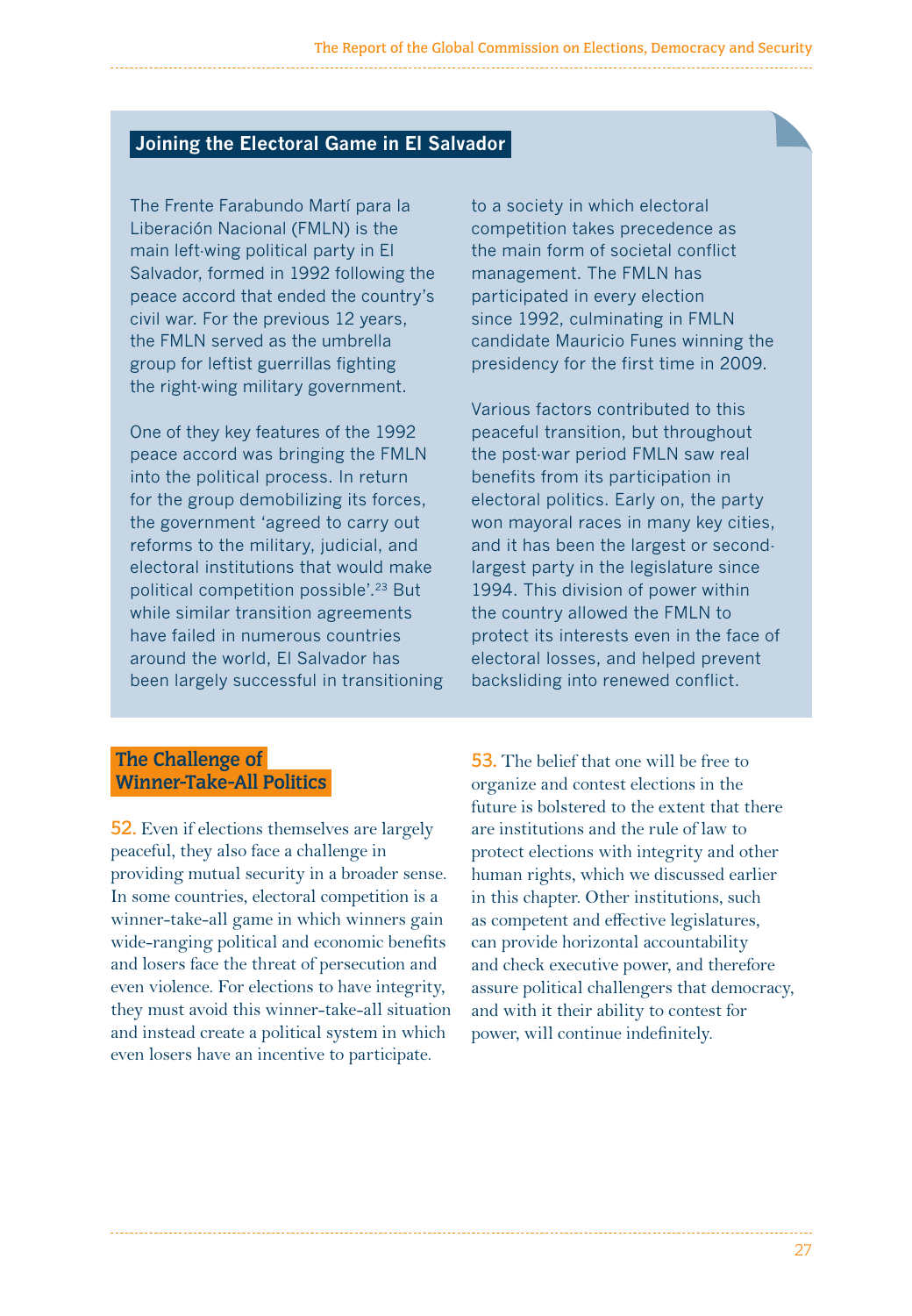## Joining the Electoral Game in El Salvador

The Frente Farabundo Martí para la Liberación Nacional (FMLN) is the main left-wing political party in El Salvador, formed in 1992 following the peace accord that ended the country's civil war. For the previous 12 years, the FMLN served as the umbrella group for leftist guerrillas fighting the right-wing military government.

One of they key features of the 1992 peace accord was bringing the FMLN into the political process. In return for the group demobilizing its forces, the government 'agreed to carry out reforms to the military, judicial, and electoral institutions that would make political competition possible'.[23] But while similar transition agreements have failed in numerous countries around the world, El Salvador has been largely successful in transitioning to a society in which electoral competition takes precedence as the main form of societal conflict management. The FMLN has participated in every election since 1992, culminating in FMLN candidate Mauricio Funes winning the presidency for the first time in 2009.

Various factors contributed to this peaceful transition, but throughout the post-war period FMLN saw real benefits from its participation in electoral politics. Early on, the party won mayoral races in many key cities, and it has been the largest or second-largest party in the legislature since 1994. This division of power within the country allowed the FMLN to protect its interests even in the face of electoral losses, and helped prevent backsliding into renewed conflict.

## The Challenge of Winner-Take-All Politics

**52.** Even if elections themselves are largely peaceful, they also face a challenge in providing mutual security in a broader sense. In some countries, electoral competition is a winner-take-all game in which winners gain wide-ranging political and economic benefits and losers face the threat of persecution and even violence. For elections to have integrity, they must avoid this winner-take-all situation and instead create a political system in which even losers have an incentive to participate.

**53.** The belief that one will be free to organize and contest elections in the future is bolstered to the extent that there are institutions and the rule of law to protect elections with integrity and other human rights, which we discussed earlier in this chapter. Other institutions, such as competent and effective legislatures, can provide horizontal accountability and check executive power, and therefore assure political challengers that democracy, and with it their ability to contest for power, will continue indefinitely.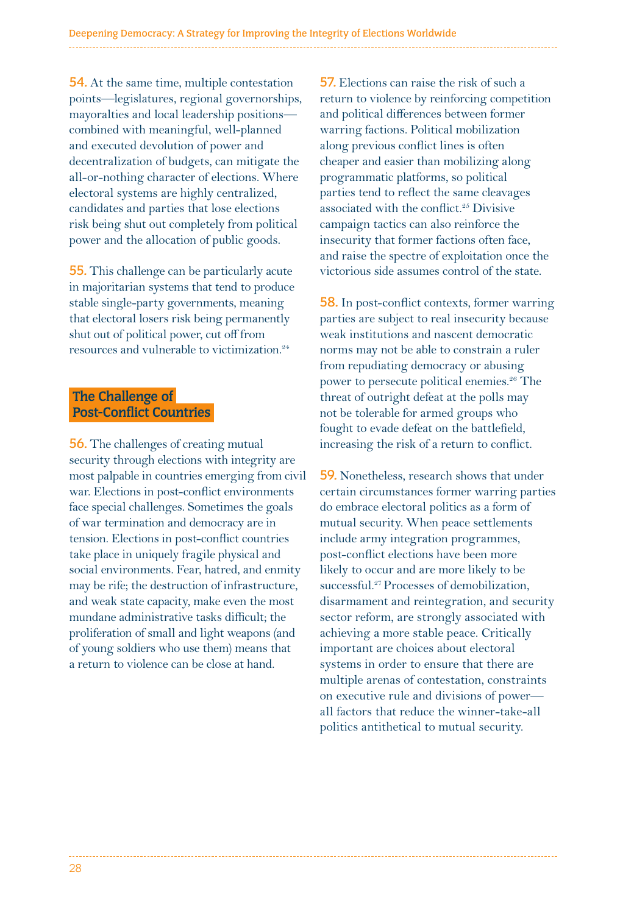**54.** At the same time, multiple contestation points—legislatures, regional governorships, mayoralties and local leadership positions—combined with meaningful, well-planned and executed devolution of power and decentralization of budgets, can mitigate the all-or-nothing character of elections. Where electoral systems are highly centralized, candidates and parties that lose elections risk being shut out completely from political power and the allocation of public goods.

**55.** This challenge can be particularly acute in majoritarian systems that tend to produce stable single-party governments, meaning that electoral losers risk being permanently shut out of political power, cut off from resources and vulnerable to victimization.[24]

## The Challenge of Post-Conflict Countries

**56.** The challenges of creating mutual security through elections with integrity are most palpable in countries emerging from civil war. Elections in post-conflict environments face special challenges. Sometimes the goals of war termination and democracy are in tension. Elections in post-conflict countries take place in uniquely fragile physical and social environments. Fear, hatred, and enmity may be rife; the destruction of infrastructure, and weak state capacity, make even the most mundane administrative tasks difficult; the proliferation of small and light weapons (and of young soldiers who use them) means that a return to violence can be close at hand.

**57.** Elections can raise the risk of such a return to violence by reinforcing competition and political differences between former warring factions. Political mobilization along previous conflict lines is often cheaper and easier than mobilizing along programmatic platforms, so political parties tend to reflect the same cleavages associated with the conflict.[25] Divisive campaign tactics can also reinforce the insecurity that former factions often face, and raise the spectre of exploitation once the victorious side assumes control of the state.

**58.** In post-conflict contexts, former warring parties are subject to real insecurity because weak institutions and nascent democratic norms may not be able to constrain a ruler from repudiating democracy or abusing power to persecute political enemies.[26] The threat of outright defeat at the polls may not be tolerable for armed groups who fought to evade defeat on the battlefield, increasing the risk of a return to conflict.

**59.** Nonetheless, research shows that under certain circumstances former warring parties do embrace electoral politics as a form of mutual security. When peace settlements include army integration programmes, post-conflict elections have been more likely to occur and are more likely to be successful.[27] Processes of demobilization, disarmament and reintegration, and security sector reform, are strongly associated with achieving a more stable peace. Critically important are choices about electoral systems in order to ensure that there are multiple arenas of contestation, constraints on executive rule and divisions of power—all factors that reduce the winner-take-all politics antithetical to mutual security.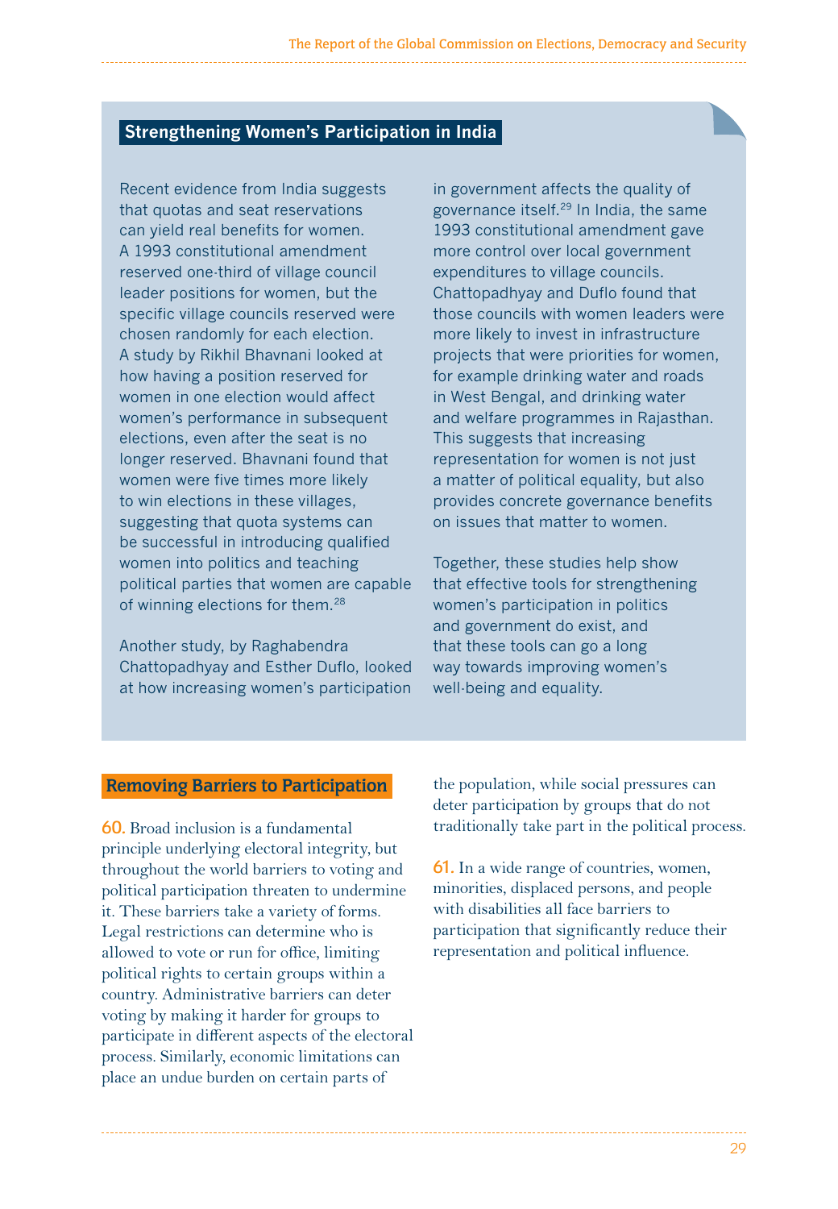## Strengthening Women's Participation in India

Recent evidence from India suggests that quotas and seat reservations can yield real benefits for women. A 1993 constitutional amendment reserved one-third of village council leader positions for women, but the specific village councils reserved were chosen randomly for each election. A study by Rikhil Bhavnani looked at how having a position reserved for women in one election would affect women's performance in subsequent elections, even after the seat is no longer reserved. Bhavnani found that women were five times more likely to win elections in these villages, suggesting that quota systems can be successful in introducing qualified women into politics and teaching political parties that women are capable of winning elections for them.[28]

Another study, by Raghabendra Chattopadhyay and Esther Duflo, looked at how increasing women's participation in government affects the quality of governance itself.[29] In India, the same 1993 constitutional amendment gave more control over local government expenditures to village councils. Chattopadhyay and Duflo found that those councils with women leaders were more likely to invest in infrastructure projects that were priorities for women, for example drinking water and roads in West Bengal, and drinking water and welfare programmes in Rajasthan. This suggests that increasing representation for women is not just a matter of political equality, but also provides concrete governance benefits on issues that matter to women.

Together, these studies help show that effective tools for strengthening women's participation in politics and government do exist, and that these tools can go a long way towards improving women's well-being and equality.

## Removing Barriers to Participation

**60.** Broad inclusion is a fundamental principle underlying electoral integrity, but throughout the world barriers to voting and political participation threaten to undermine it. These barriers take a variety of forms. Legal restrictions can determine who is allowed to vote or run for office, limiting political rights to certain groups within a country. Administrative barriers can deter voting by making it harder for groups to participate in different aspects of the electoral process. Similarly, economic limitations can place an undue burden on certain parts of the population, while social pressures can deter participation by groups that do not traditionally take part in the political process.

**61.** In a wide range of countries, women, minorities, displaced persons, and people with disabilities all face barriers to participation that significantly reduce their representation and political influence.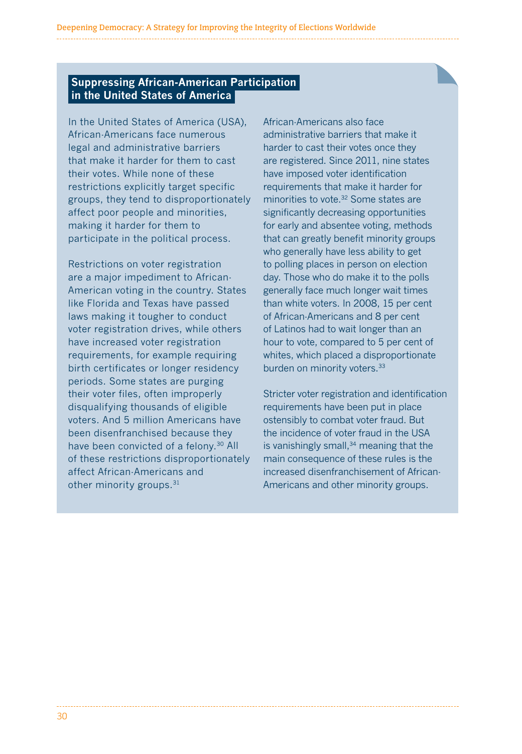## Suppressing African-American Participation in the United States of America

In the United States of America (USA), African-Americans face numerous legal and administrative barriers that make it harder for them to cast their votes. While none of these restrictions explicitly target specific groups, they tend to disproportionately affect poor people and minorities, making it harder for them to participate in the political process.

Restrictions on voter registration are a major impediment to African-American voting in the country. States like Florida and Texas have passed laws making it tougher to conduct voter registration drives, while others have increased voter registration requirements, for example requiring birth certificates or longer residency periods. Some states are purging their voter files, often improperly disqualifying thousands of eligible voters. And 5 million Americans have been disenfranchised because they have been convicted of a felony.[30] All of these restrictions disproportionately affect African-Americans and other minority groups.[31]

African-Americans also face administrative barriers that make it harder to cast their votes once they are registered. Since 2011, nine states have imposed voter identification requirements that make it harder for minorities to vote.[32] Some states are significantly decreasing opportunities for early and absentee voting, methods that can greatly benefit minority groups who generally have less ability to get to polling places in person on election day. Those who do make it to the polls generally face much longer wait times than white voters. In 2008, 15 per cent of African-Americans and 8 per cent of Latinos had to wait longer than an hour to vote, compared to 5 per cent of whites, which placed a disproportionate burden on minority voters.[33]

Stricter voter registration and identification requirements have been put in place ostensibly to combat voter fraud. But the incidence of voter fraud in the USA is vanishingly small,[34] meaning that the main consequence of these rules is the increased disenfranchisement of African-Americans and other minority groups.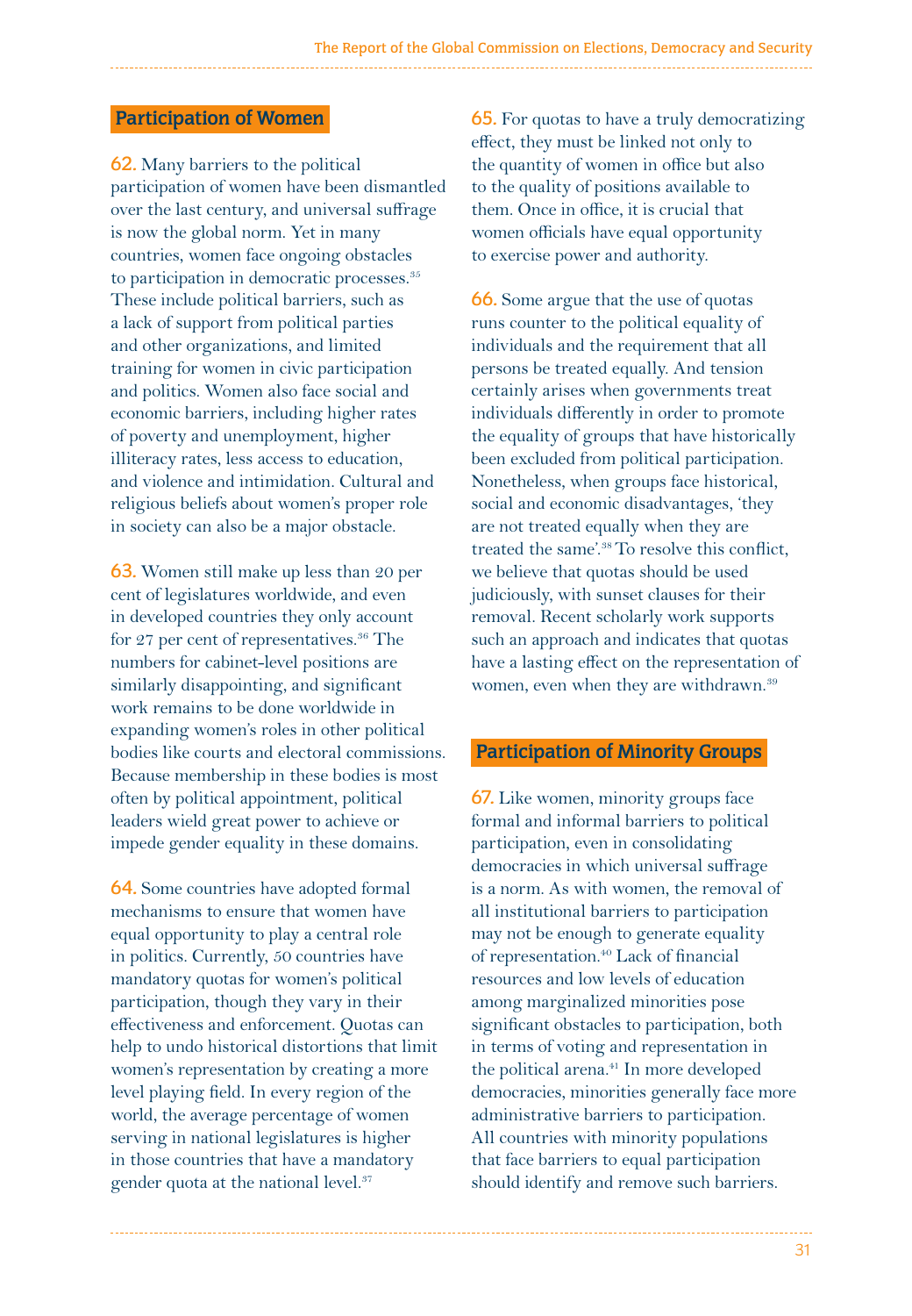## Participation of Women

**62.** Many barriers to the political participation of women have been dismantled over the last century, and universal suffrage is now the global norm. Yet in many countries, women face ongoing obstacles to participation in democratic processes.[35] These include political barriers, such as a lack of support from political parties and other organizations, and limited training for women in civic participation and politics. Women also face social and economic barriers, including higher rates of poverty and unemployment, higher illiteracy rates, less access to education, and violence and intimidation. Cultural and religious beliefs about women's proper role in society can also be a major obstacle.

**63.** Women still make up less than 20 per cent of legislatures worldwide, and even in developed countries they only account for 27 per cent of representatives.[36] The numbers for cabinet-level positions are similarly disappointing, and significant work remains to be done worldwide in expanding women's roles in other political bodies like courts and electoral commissions. Because membership in these bodies is most often by political appointment, political leaders wield great power to achieve or impede gender equality in these domains.

**64.** Some countries have adopted formal mechanisms to ensure that women have equal opportunity to play a central role in politics. Currently, 50 countries have mandatory quotas for women's political participation, though they vary in their effectiveness and enforcement. Quotas can help to undo historical distortions that limit women's representation by creating a more level playing field. In every region of the world, the average percentage of women serving in national legislatures is higher in those countries that have a mandatory gender quota at the national level.[37]

**65.** For quotas to have a truly democratizing effect, they must be linked not only to the quantity of women in office but also to the quality of positions available to them. Once in office, it is crucial that women officials have equal opportunity to exercise power and authority.

**66.** Some argue that the use of quotas runs counter to the political equality of individuals and the requirement that all persons be treated equally. And tension certainly arises when governments treat individuals differently in order to promote the equality of groups that have historically been excluded from political participation. Nonetheless, when groups face historical, social and economic disadvantages, 'they are not treated equally when they are treated the same'.[38] To resolve this conflict, we believe that quotas should be used judiciously, with sunset clauses for their removal. Recent scholarly work supports such an approach and indicates that quotas have a lasting effect on the representation of women, even when they are withdrawn.[39]

## Participation of Minority Groups

**67.** Like women, minority groups face formal and informal barriers to political participation, even in consolidating democracies in which universal suffrage is a norm. As with women, the removal of all institutional barriers to participation may not be enough to generate equality of representation.[40] Lack of financial resources and low levels of education among marginalized minorities pose significant obstacles to participation, both in terms of voting and representation in the political arena.[41] In more developed democracies, minorities generally face more administrative barriers to participation. All countries with minority populations that face barriers to equal participation should identify and remove such barriers.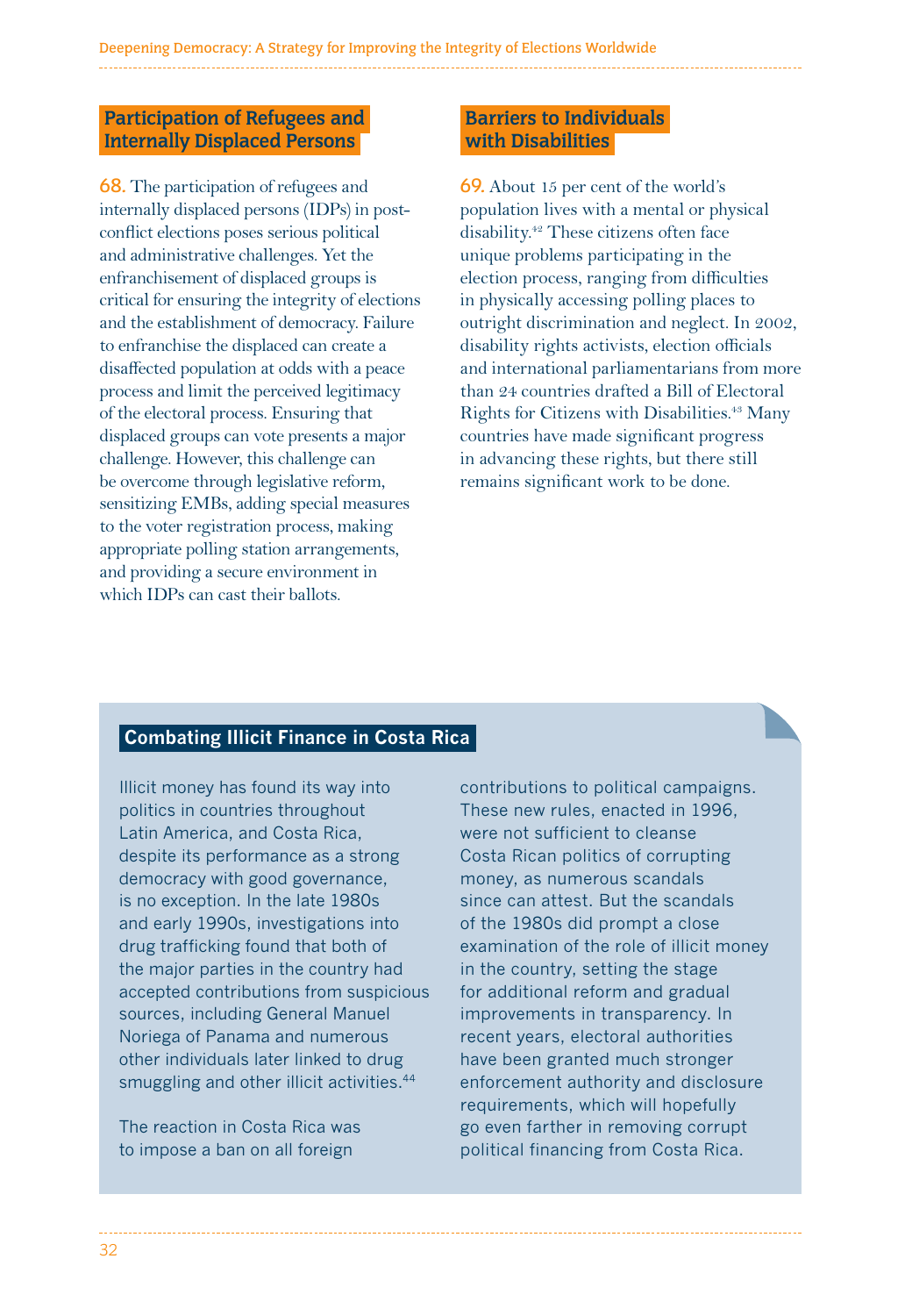## Participation of Refugees and Internally Displaced Persons

**68.** The participation of refugees and internally displaced persons (IDPs) in post-conflict elections poses serious political and administrative challenges. Yet the enfranchisement of displaced groups is critical for ensuring the integrity of elections and the establishment of democracy. Failure to enfranchise the displaced can create a disaffected population at odds with a peace process and limit the perceived legitimacy of the electoral process. Ensuring that displaced groups can vote presents a major challenge. However, this challenge can be overcome through legislative reform, sensitizing EMBs, adding special measures to the voter registration process, making appropriate polling station arrangements, and providing a secure environment in which IDPs can cast their ballots.

## Barriers to Individuals with Disabilities

**69.** About 15 per cent of the world's population lives with a mental or physical disability.[42] These citizens often face unique problems participating in the election process, ranging from difficulties in physically accessing polling places to outright discrimination and neglect. In 2002, disability rights activists, election officials and international parliamentarians from more than 24 countries drafted a Bill of Electoral Rights for Citizens with Disabilities.[43] Many countries have made significant progress in advancing these rights, but there still remains significant work to be done.

### Combating Illicit Finance in Costa Rica

Illicit money has found its way into politics in countries throughout Latin America, and Costa Rica, despite its performance as a strong democracy with good governance, is no exception. In the late 1980s and early 1990s, investigations into drug trafficking found that both of the major parties in the country had accepted contributions from suspicious sources, including General Manuel Noriega of Panama and numerous other individuals later linked to drug smuggling and other illicit activities.[44]

The reaction in Costa Rica was to impose a ban on all foreign contributions to political campaigns. These new rules, enacted in 1996, were not sufficient to cleanse Costa Rican politics of corrupting money, as numerous scandals since can attest. But the scandals of the 1980s did prompt a close examination of the role of illicit money in the country, setting the stage for additional reform and gradual improvements in transparency. In recent years, electoral authorities have been granted much stronger enforcement authority and disclosure requirements, which will hopefully go even farther in removing corrupt political financing from Costa Rica.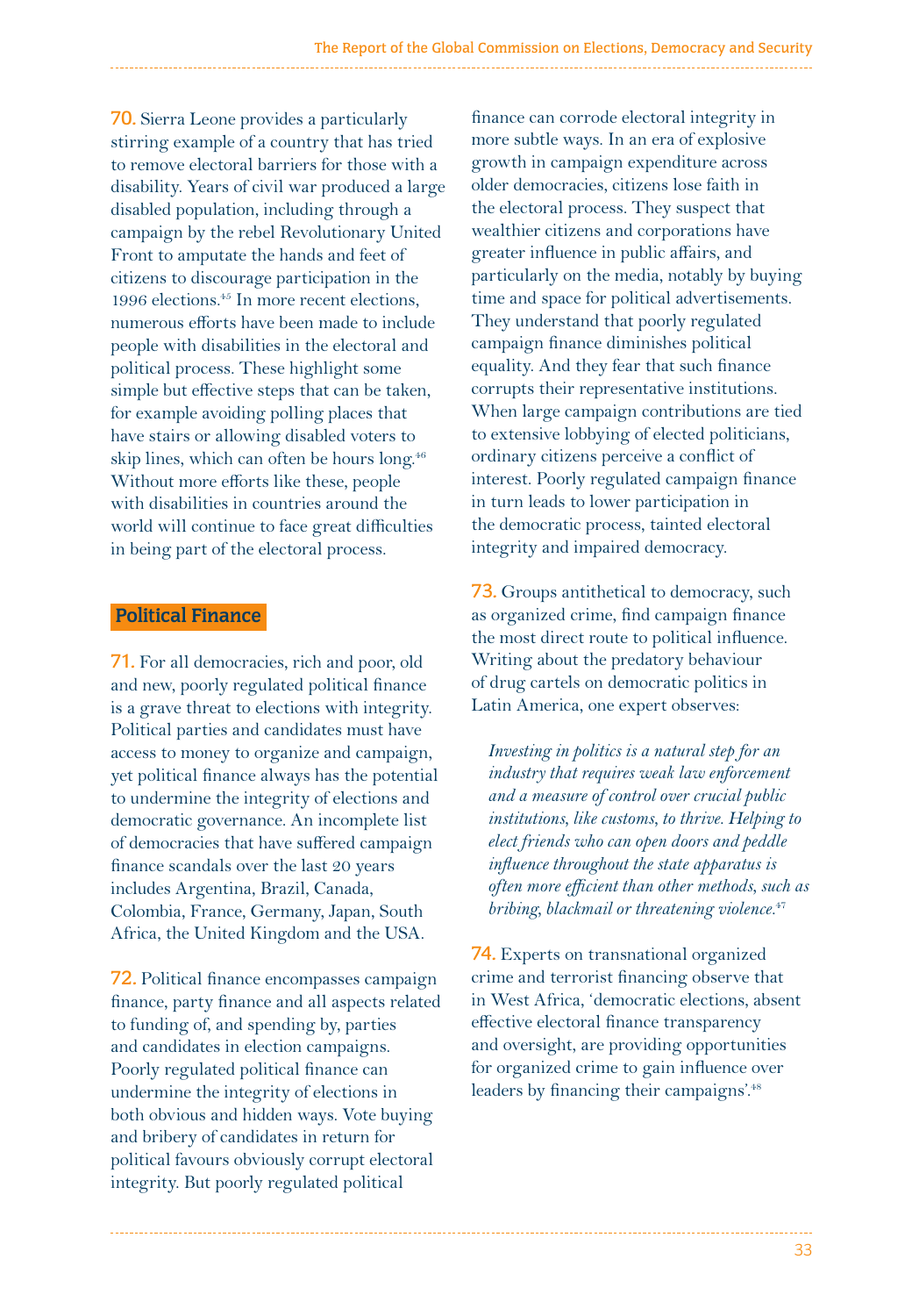**70.** Sierra Leone provides a particularly stirring example of a country that has tried to remove electoral barriers for those with a disability. Years of civil war produced a large disabled population, including through a campaign by the rebel Revolutionary United Front to amputate the hands and feet of citizens to discourage participation in the 1996 elections.[45] In more recent elections, numerous efforts have been made to include people with disabilities in the electoral and political process. These highlight some simple but effective steps that can be taken, for example avoiding polling places that have stairs or allowing disabled voters to skip lines, which can often be hours long.[46] Without more efforts like these, people with disabilities in countries around the world will continue to face great difficulties in being part of the electoral process.

## Political Finance

**71.** For all democracies, rich and poor, old and new, poorly regulated political finance is a grave threat to elections with integrity. Political parties and candidates must have access to money to organize and campaign, yet political finance always has the potential to undermine the integrity of elections and democratic governance. An incomplete list of democracies that have suffered campaign finance scandals over the last 20 years includes Argentina, Brazil, Canada, Colombia, France, Germany, Japan, South Africa, the United Kingdom and the USA.

**72.** Political finance encompasses campaign finance, party finance and all aspects related to funding of, and spending by, parties and candidates in election campaigns. Poorly regulated political finance can undermine the integrity of elections in both obvious and hidden ways. Vote buying and bribery of candidates in return for political favours obviously corrupt electoral integrity. But poorly regulated political finance can corrode electoral integrity in more subtle ways. In an era of explosive growth in campaign expenditure across older democracies, citizens lose faith in the electoral process. They suspect that wealthier citizens and corporations have greater influence in public affairs, and particularly on the media, notably by buying time and space for political advertisements. They understand that poorly regulated campaign finance diminishes political equality. And they fear that such finance corrupts their representative institutions. When large campaign contributions are tied to extensive lobbying of elected politicians, ordinary citizens perceive a conflict of interest. Poorly regulated campaign finance in turn leads to lower participation in the democratic process, tainted electoral integrity and impaired democracy.

**73.** Groups antithetical to democracy, such as organized crime, find campaign finance the most direct route to political influence. Writing about the predatory behaviour of drug cartels on democratic politics in Latin America, one expert observes:

> *Investing in politics is a natural step for an industry that requires weak law enforcement and a measure of control over crucial public institutions, like customs, to thrive. Helping to elect friends who can open doors and peddle influence throughout the state apparatus is often more efficient than other methods, such as bribing, blackmail or threatening violence.*[47]

**74.** Experts on transnational organized crime and terrorist financing observe that in West Africa, 'democratic elections, absent effective electoral finance transparency and oversight, are providing opportunities for organized crime to gain influence over leaders by financing their campaigns'.[48]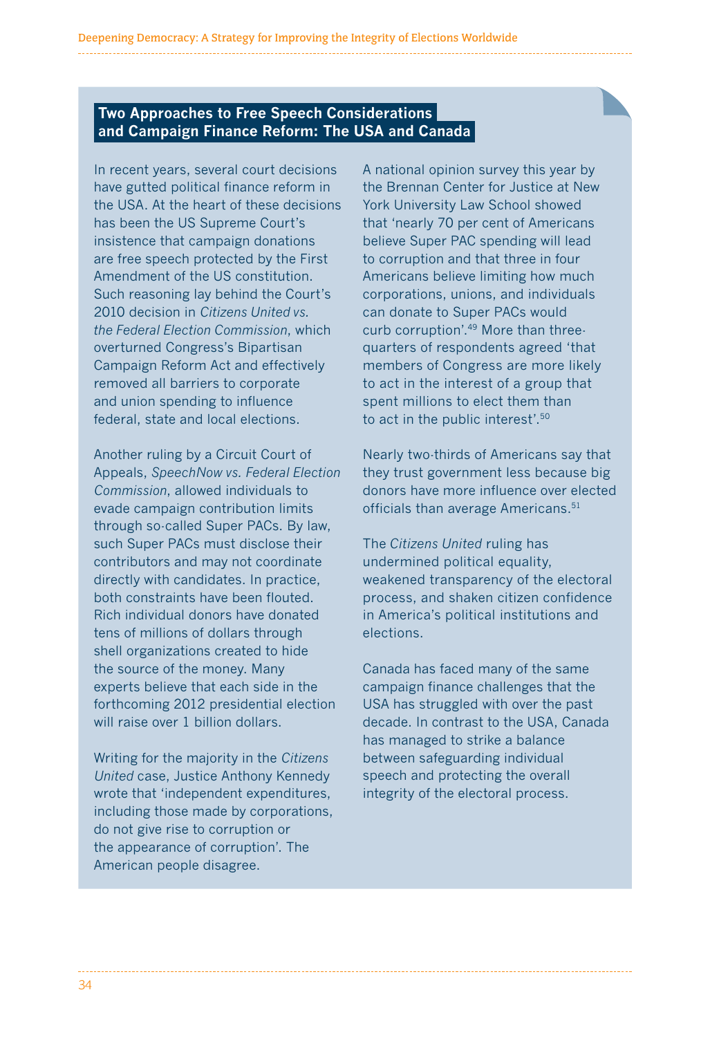## Two Approaches to Free Speech Considerations and Campaign Finance Reform: The USA and Canada

In recent years, several court decisions have gutted political finance reform in the USA. At the heart of these decisions has been the US Supreme Court's insistence that campaign donations are free speech protected by the First Amendment of the US constitution. Such reasoning lay behind the Court's 2010 decision in *Citizens United vs. the Federal Election Commission*, which overturned Congress's Bipartisan Campaign Reform Act and effectively removed all barriers to corporate and union spending to influence federal, state and local elections.

Another ruling by a Circuit Court of Appeals, *SpeechNow vs. Federal Election Commission*, allowed individuals to evade campaign contribution limits through so-called Super PACs. By law, such Super PACs must disclose their contributors and may not coordinate directly with candidates. In practice, both constraints have been flouted. Rich individual donors have donated tens of millions of dollars through shell organizations created to hide the source of the money. Many experts believe that each side in the forthcoming 2012 presidential election will raise over 1 billion dollars.

Writing for the majority in the *Citizens United* case, Justice Anthony Kennedy wrote that 'independent expenditures, including those made by corporations, do not give rise to corruption or the appearance of corruption'. The American people disagree.

A national opinion survey this year by the Brennan Center for Justice at New York University Law School showed that 'nearly 70 per cent of Americans believe Super PAC spending will lead to corruption and that three in four Americans believe limiting how much corporations, unions, and individuals can donate to Super PACs would curb corruption'.[49] More than three-quarters of respondents agreed 'that members of Congress are more likely to act in the interest of a group that spent millions to elect them than to act in the public interest'.[50]

Nearly two-thirds of Americans say that they trust government less because big donors have more influence over elected officials than average Americans.[51]

The *Citizens United* ruling has undermined political equality, weakened transparency of the electoral process, and shaken citizen confidence in America's political institutions and elections.

Canada has faced many of the same campaign finance challenges that the USA has struggled with over the past decade. In contrast to the USA, Canada has managed to strike a balance between safeguarding individual speech and protecting the overall integrity of the electoral process.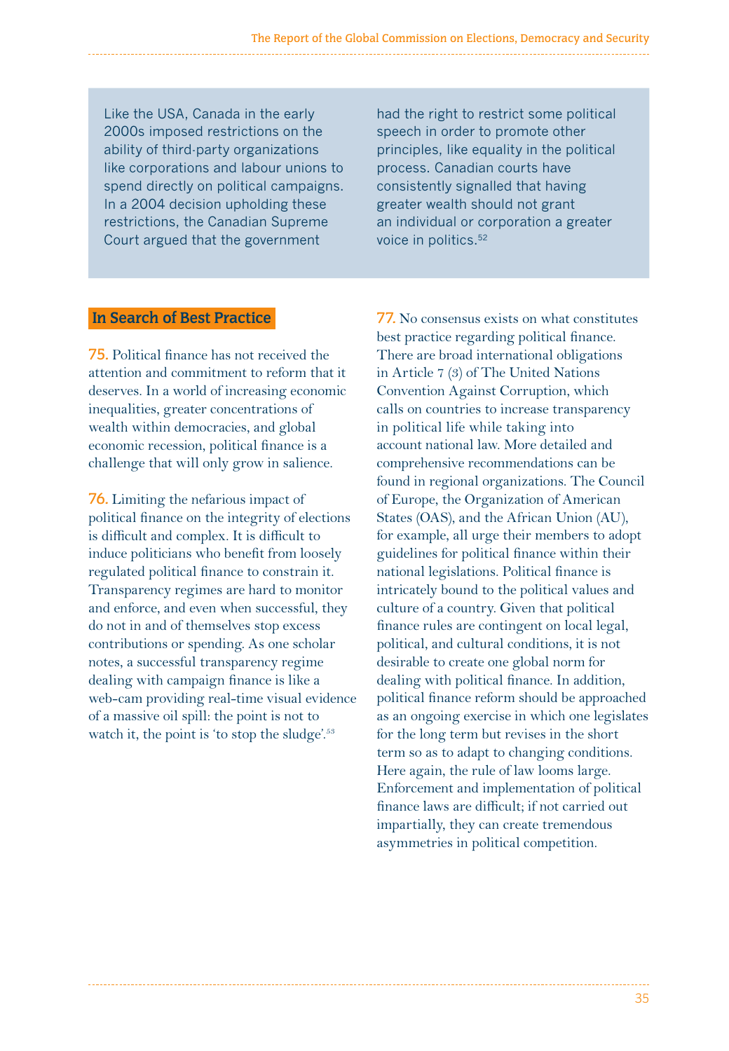Like the USA, Canada in the early 2000s imposed restrictions on the ability of third-party organizations like corporations and labour unions to spend directly on political campaigns. In a 2004 decision upholding these restrictions, the Canadian Supreme Court argued that the government had the right to restrict some political speech in order to promote other principles, like equality in the political process. Canadian courts have consistently signalled that having greater wealth should not grant an individual or corporation a greater voice in politics.[52]

## In Search of Best Practice

**75.** Political finance has not received the attention and commitment to reform that it deserves. In a world of increasing economic inequalities, greater concentrations of wealth within democracies, and global economic recession, political finance is a challenge that will only grow in salience.

**76.** Limiting the nefarious impact of political finance on the integrity of elections is difficult and complex. It is difficult to induce politicians who benefit from loosely regulated political finance to constrain it. Transparency regimes are hard to monitor and enforce, and even when successful, they do not in and of themselves stop excess contributions or spending. As one scholar notes, a successful transparency regime dealing with campaign finance is like a web-cam providing real-time visual evidence of a massive oil spill: the point is not to watch it, the point is 'to stop the sludge'.[53]

**77.** No consensus exists on what constitutes best practice regarding political finance. There are broad international obligations in Article 7 (3) of The United Nations Convention Against Corruption, which calls on countries to increase transparency in political life while taking into account national law. More detailed and comprehensive recommendations can be found in regional organizations. The Council of Europe, the Organization of American States (OAS), and the African Union (AU), for example, all urge their members to adopt guidelines for political finance within their national legislations. Political finance is intricately bound to the political values and culture of a country. Given that political finance rules are contingent on local legal, political, and cultural conditions, it is not desirable to create one global norm for dealing with political finance. In addition, political finance reform should be approached as an ongoing exercise in which one legislates for the long term but revises in the short term so as to adapt to changing conditions. Here again, the rule of law looms large. Enforcement and implementation of political finance laws are difficult; if not carried out impartially, they can create tremendous asymmetries in political competition.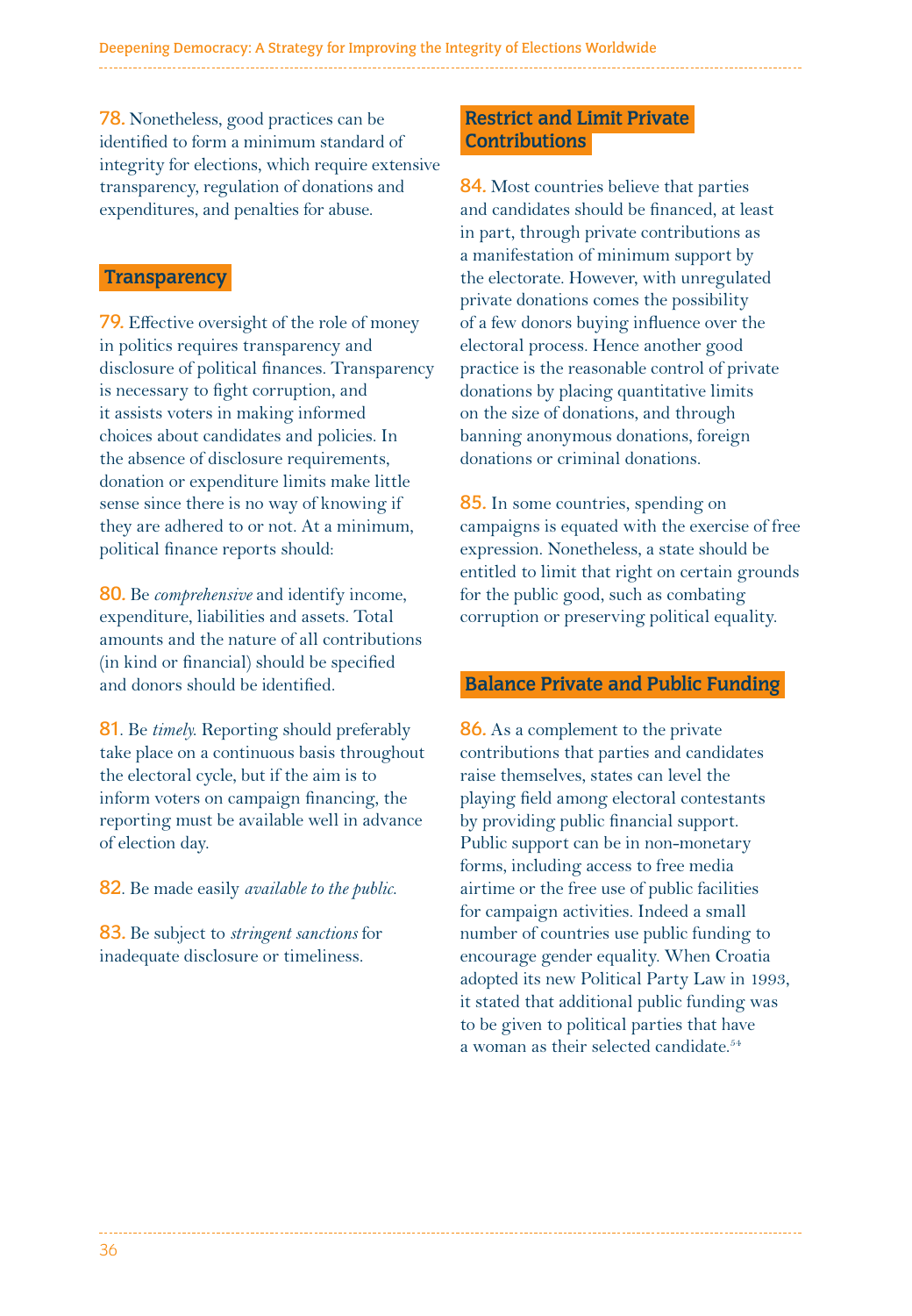**78.** Nonetheless, good practices can be identified to form a minimum standard of integrity for elections, which require extensive transparency, regulation of donations and expenditures, and penalties for abuse.

## Transparency

**79.** Effective oversight of the role of money in politics requires transparency and disclosure of political finances. Transparency is necessary to fight corruption, and it assists voters in making informed choices about candidates and policies. In the absence of disclosure requirements, donation or expenditure limits make little sense since there is no way of knowing if they are adhered to or not. At a minimum, political finance reports should:

**80.** Be *comprehensive* and identify income, expenditure, liabilities and assets. Total amounts and the nature of all contributions (in kind or financial) should be specified and donors should be identified.

**81.** Be *timely*. Reporting should preferably take place on a continuous basis throughout the electoral cycle, but if the aim is to inform voters on campaign financing, the reporting must be available well in advance of election day.

**82.** Be made easily *available to the public.*

**83.** Be subject to *stringent sanctions* for inadequate disclosure or timeliness.

## Restrict and Limit Private Contributions

**84.** Most countries believe that parties and candidates should be financed, at least in part, through private contributions as a manifestation of minimum support by the electorate. However, with unregulated private donations comes the possibility of a few donors buying influence over the electoral process. Hence another good practice is the reasonable control of private donations by placing quantitative limits on the size of donations, and through banning anonymous donations, foreign donations or criminal donations.

**85.** In some countries, spending on campaigns is equated with the exercise of free expression. Nonetheless, a state should be entitled to limit that right on certain grounds for the public good, such as combating corruption or preserving political equality.

## Balance Private and Public Funding

**86.** As a complement to the private contributions that parties and candidates raise themselves, states can level the playing field among electoral contestants by providing public financial support. Public support can be in non-monetary forms, including access to free media airtime or the free use of public facilities for campaign activities. Indeed a small number of countries use public funding to encourage gender equality. When Croatia adopted its new Political Party Law in 1993, it stated that additional public funding was to be given to political parties that have a woman as their selected candidate.[54]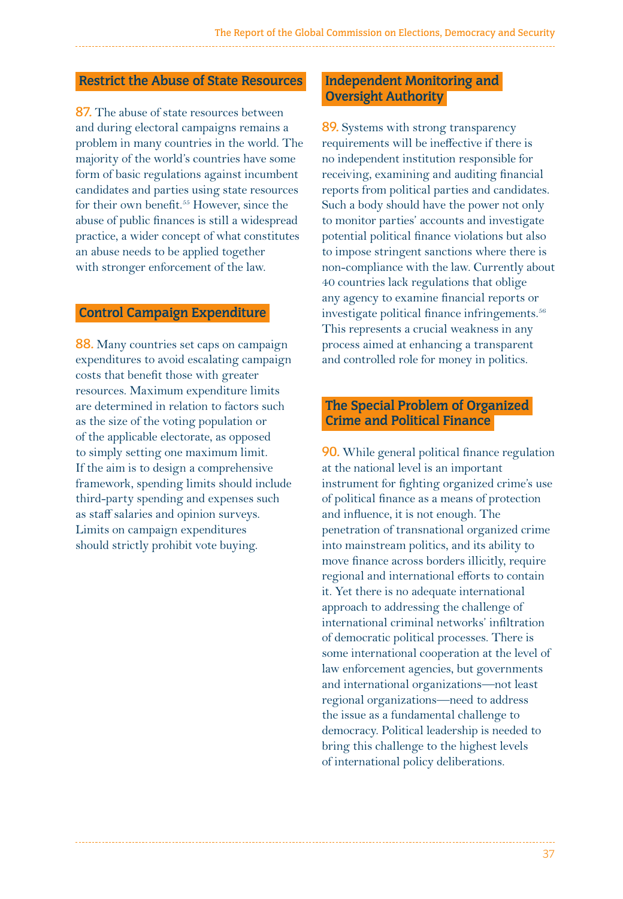### Restrict the Abuse of State Resources

**87.** The abuse of state resources between and during electoral campaigns remains a problem in many countries in the world. The majority of the world's countries have some form of basic regulations against incumbent candidates and parties using state resources for their own benefit.[55] However, since the abuse of public finances is still a widespread practice, a wider concept of what constitutes an abuse needs to be applied together with stronger enforcement of the law.

### Control Campaign Expenditure

**88.** Many countries set caps on campaign expenditures to avoid escalating campaign costs that benefit those with greater resources. Maximum expenditure limits are determined in relation to factors such as the size of the voting population or of the applicable electorate, as opposed to simply setting one maximum limit. If the aim is to design a comprehensive framework, spending limits should include third-party spending and expenses such as staff salaries and opinion surveys. Limits on campaign expenditures should strictly prohibit vote buying.

### Independent Monitoring and Oversight Authority

**89.** Systems with strong transparency requirements will be ineffective if there is no independent institution responsible for receiving, examining and auditing financial reports from political parties and candidates. Such a body should have the power not only to monitor parties' accounts and investigate potential political finance violations but also to impose stringent sanctions where there is non-compliance with the law. Currently about 40 countries lack regulations that oblige any agency to examine financial reports or investigate political finance infringements.[56] This represents a crucial weakness in any process aimed at enhancing a transparent and controlled role for money in politics.

### The Special Problem of Organized Crime and Political Finance

**90.** While general political finance regulation at the national level is an important instrument for fighting organized crime's use of political finance as a means of protection and influence, it is not enough. The penetration of transnational organized crime into mainstream politics, and its ability to move finance across borders illicitly, require regional and international efforts to contain it. Yet there is no adequate international approach to addressing the challenge of international criminal networks' infiltration of democratic political processes. There is some international cooperation at the level of law enforcement agencies, but governments and international organizations—not least regional organizations—need to address the issue as a fundamental challenge to democracy. Political leadership is needed to bring this challenge to the highest levels of international policy deliberations.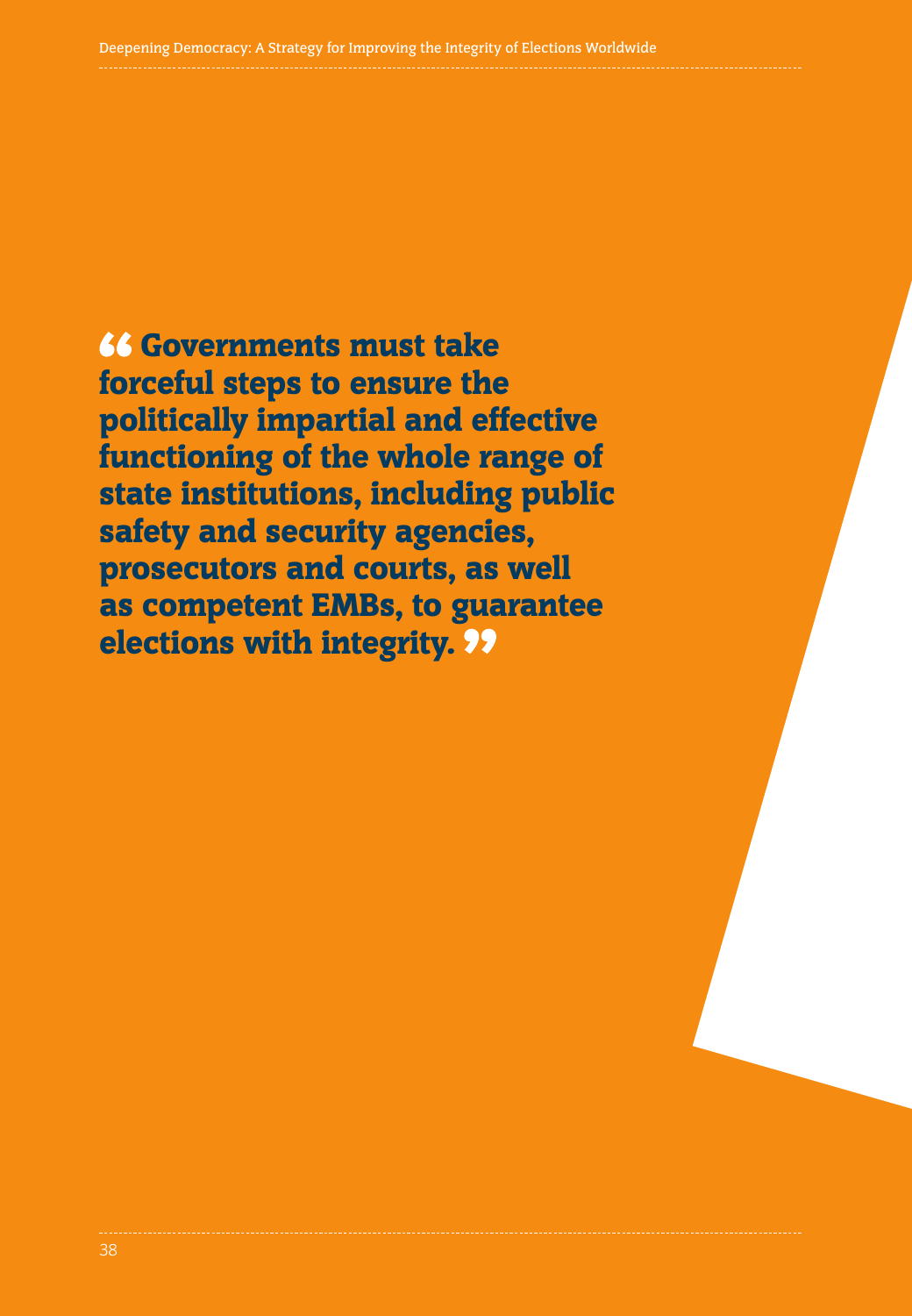> **“Governments must take forceful steps to ensure the politically impartial and effective functioning of the whole range of state institutions, including public safety and security agencies, prosecutors and courts, as well as competent EMBs, to guarantee elections with integrity.”**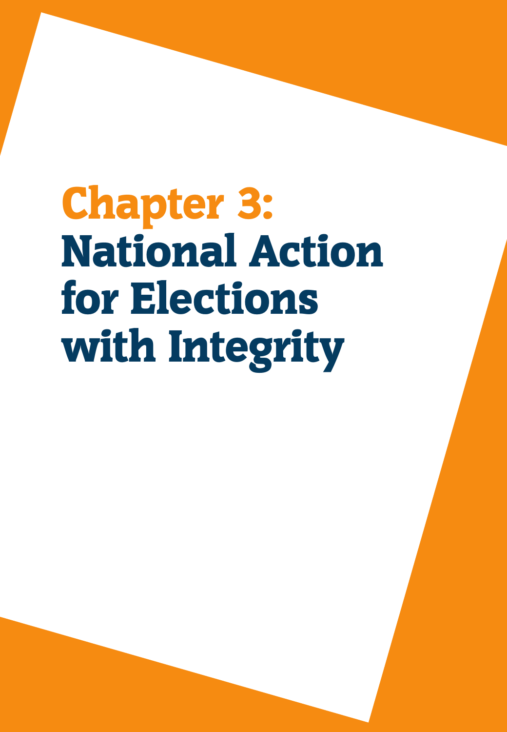# Chapter 3: National Action for Elections with Integrity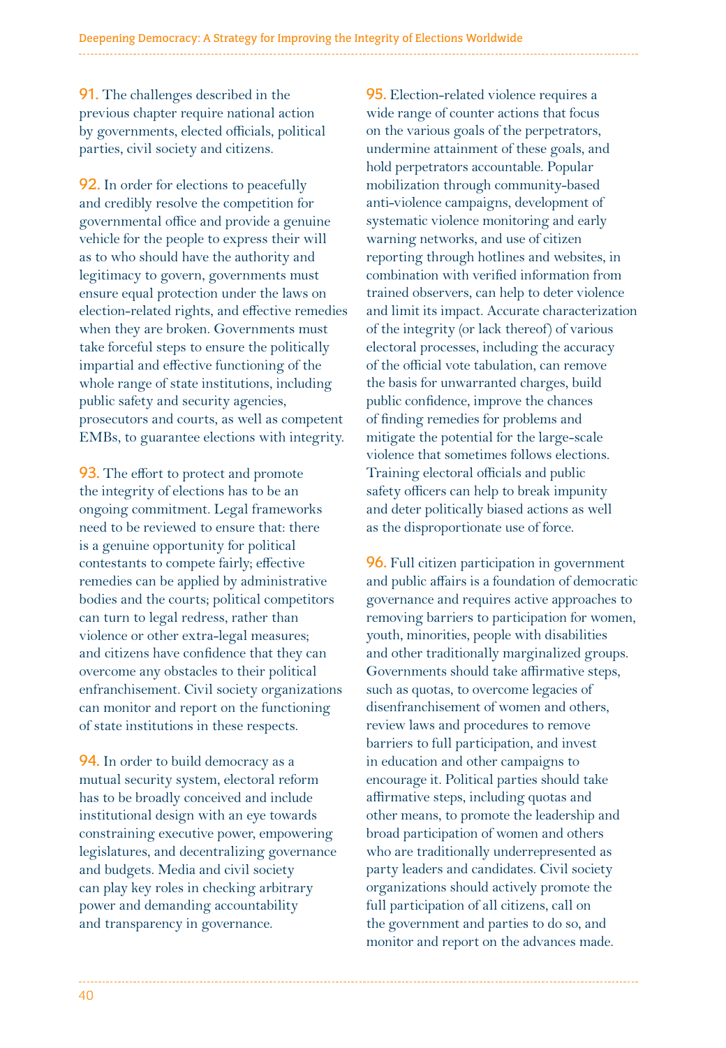91. The challenges described in the previous chapter require national action by governments, elected officials, political parties, civil society and citizens.

92. In order for elections to peacefully and credibly resolve the competition for governmental office and provide a genuine vehicle for the people to express their will as to who should have the authority and legitimacy to govern, governments must ensure equal protection under the laws on election-related rights, and effective remedies when they are broken. Governments must take forceful steps to ensure the politically impartial and effective functioning of the whole range of state institutions, including public safety and security agencies, prosecutors and courts, as well as competent EMBs, to guarantee elections with integrity.

93. The effort to protect and promote the integrity of elections has to be an ongoing commitment. Legal frameworks need to be reviewed to ensure that: there is a genuine opportunity for political contestants to compete fairly; effective remedies can be applied by administrative bodies and the courts; political competitors can turn to legal redress, rather than violence or other extra-legal measures; and citizens have confidence that they can overcome any obstacles to their political enfranchisement. Civil society organizations can monitor and report on the functioning of state institutions in these respects.

94. In order to build democracy as a mutual security system, electoral reform has to be broadly conceived and include institutional design with an eye towards constraining executive power, empowering legislatures, and decentralizing governance and budgets. Media and civil society can play key roles in checking arbitrary power and demanding accountability and transparency in governance.

95. Election-related violence requires a wide range of counter actions that focus on the various goals of the perpetrators, undermine attainment of these goals, and hold perpetrators accountable. Popular mobilization through community-based anti-violence campaigns, development of systematic violence monitoring and early warning networks, and use of citizen reporting through hotlines and websites, in combination with verified information from trained observers, can help to deter violence and limit its impact. Accurate characterization of the integrity (or lack thereof) of various electoral processes, including the accuracy of the official vote tabulation, can remove the basis for unwarranted charges, build public confidence, improve the chances of finding remedies for problems and mitigate the potential for the large-scale violence that sometimes follows elections. Training electoral officials and public safety officers can help to break impunity and deter politically biased actions as well as the disproportionate use of force.

96. Full citizen participation in government and public affairs is a foundation of democratic governance and requires active approaches to removing barriers to participation for women, youth, minorities, people with disabilities and other traditionally marginalized groups. Governments should take affirmative steps, such as quotas, to overcome legacies of disenfranchisement of women and others, review laws and procedures to remove barriers to full participation, and invest in education and other campaigns to encourage it. Political parties should take affirmative steps, including quotas and other means, to promote the leadership and broad participation of women and others who are traditionally underrepresented as party leaders and candidates. Civil society organizations should actively promote the full participation of all citizens, call on the government and parties to do so, and monitor and report on the advances made.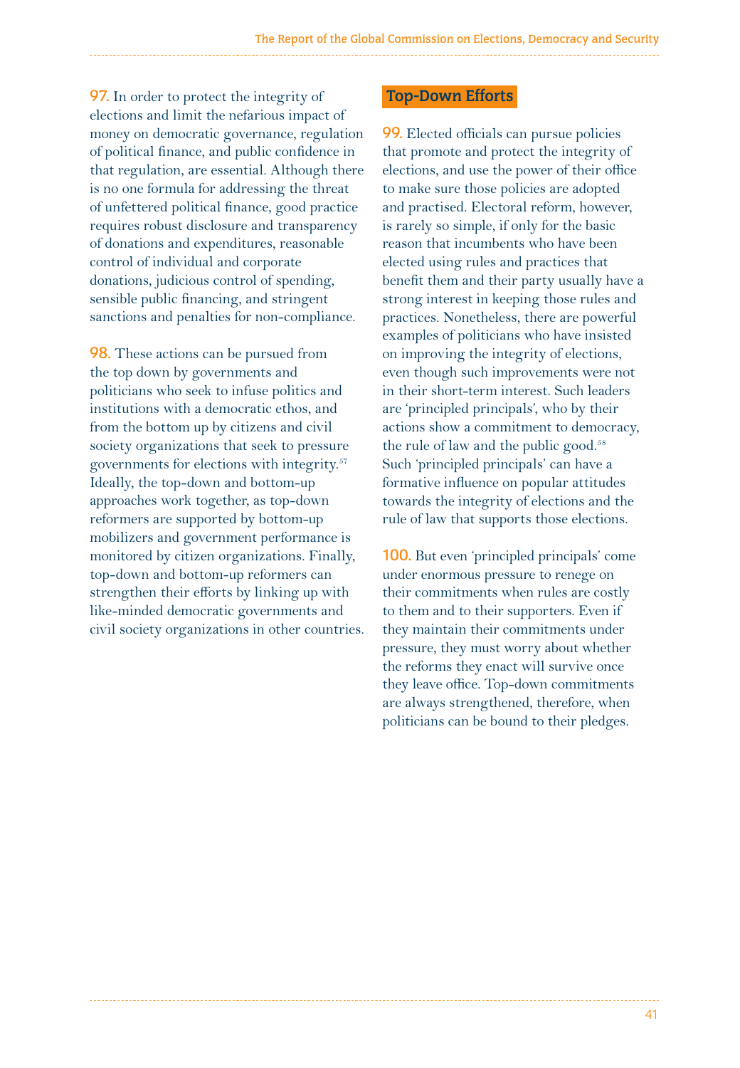**97.** In order to protect the integrity of elections and limit the nefarious impact of money on democratic governance, regulation of political finance, and public confidence in that regulation, are essential. Although there is no one formula for addressing the threat of unfettered political finance, good practice requires robust disclosure and transparency of donations and expenditures, reasonable control of individual and corporate donations, judicious control of spending, sensible public financing, and stringent sanctions and penalties for non-compliance.

**98.** These actions can be pursued from the top down by governments and politicians who seek to infuse politics and institutions with a democratic ethos, and from the bottom up by citizens and civil society organizations that seek to pressure governments for elections with integrity.[57] Ideally, the top-down and bottom-up approaches work together, as top-down reformers are supported by bottom-up mobilizers and government performance is monitored by citizen organizations. Finally, top-down and bottom-up reformers can strengthen their efforts by linking up with like-minded democratic governments and civil society organizations in other countries.

## Top-Down Efforts

**99.** Elected officials can pursue policies that promote and protect the integrity of elections, and use the power of their office to make sure those policies are adopted and practised. Electoral reform, however, is rarely so simple, if only for the basic reason that incumbents who have been elected using rules and practices that benefit them and their party usually have a strong interest in keeping those rules and practices. Nonetheless, there are powerful examples of politicians who have insisted on improving the integrity of elections, even though such improvements were not in their short-term interest. Such leaders are 'principled principals', who by their actions show a commitment to democracy, the rule of law and the public good.[58] Such 'principled principals' can have a formative influence on popular attitudes towards the integrity of elections and the rule of law that supports those elections.

**100.** But even 'principled principals' come under enormous pressure to renege on their commitments when rules are costly to them and to their supporters. Even if they maintain their commitments under pressure, they must worry about whether the reforms they enact will survive once they leave office. Top-down commitments are always strengthened, therefore, when politicians can be bound to their pledges.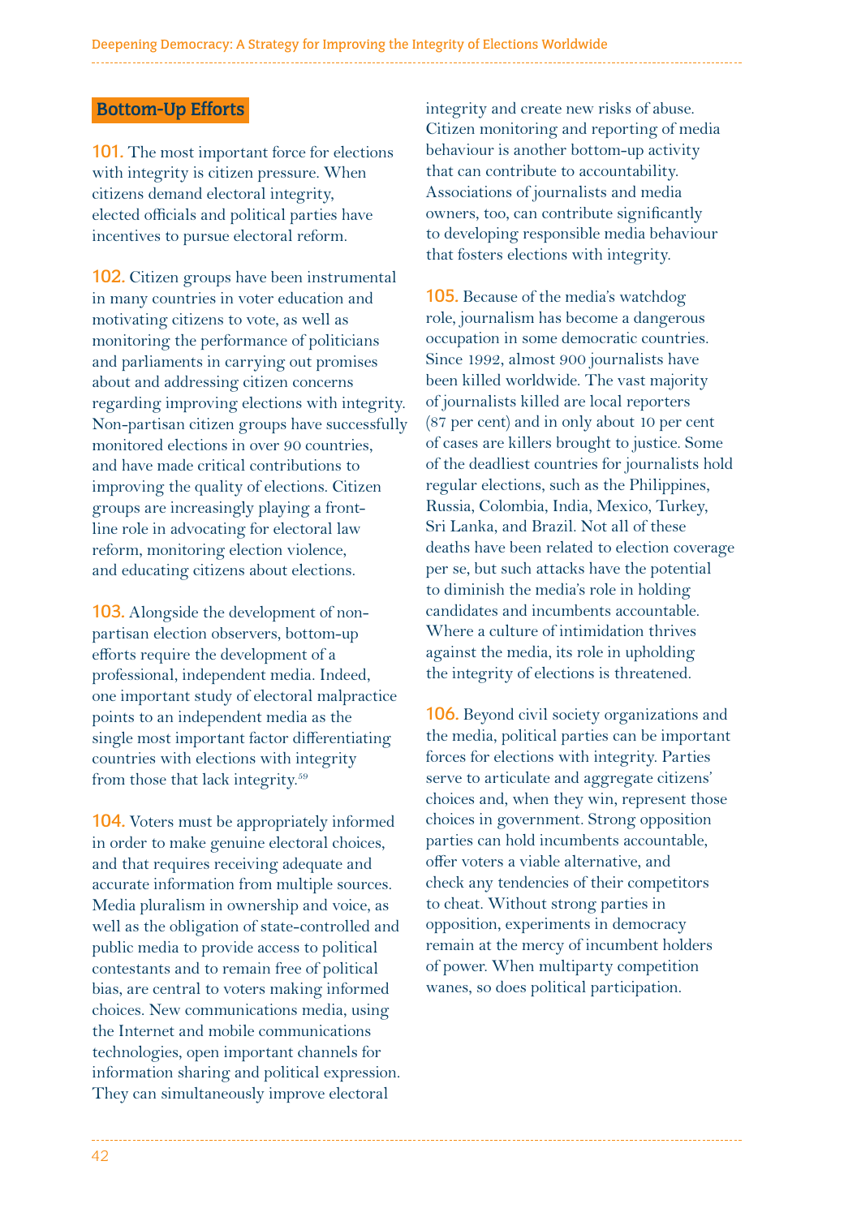## Bottom-Up Efforts

**101.** The most important force for elections with integrity is citizen pressure. When citizens demand electoral integrity, elected officials and political parties have incentives to pursue electoral reform.

**102.** Citizen groups have been instrumental in many countries in voter education and motivating citizens to vote, as well as monitoring the performance of politicians and parliaments in carrying out promises about and addressing citizen concerns regarding improving elections with integrity. Non-partisan citizen groups have successfully monitored elections in over 90 countries, and have made critical contributions to improving the quality of elections. Citizen groups are increasingly playing a front-line role in advocating for electoral law reform, monitoring election violence, and educating citizens about elections.

**103.** Alongside the development of non-partisan election observers, bottom-up efforts require the development of a professional, independent media. Indeed, one important study of electoral malpractice points to an independent media as the single most important factor differentiating countries with elections with integrity from those that lack integrity.[59]

**104.** Voters must be appropriately informed in order to make genuine electoral choices, and that requires receiving adequate and accurate information from multiple sources. Media pluralism in ownership and voice, as well as the obligation of state-controlled and public media to provide access to political contestants and to remain free of political bias, are central to voters making informed choices. New communications media, using the Internet and mobile communications technologies, open important channels for information sharing and political expression. They can simultaneously improve electoral integrity and create new risks of abuse. Citizen monitoring and reporting of media behaviour is another bottom-up activity that can contribute to accountability. Associations of journalists and media owners, too, can contribute significantly to developing responsible media behaviour that fosters elections with integrity.

**105.** Because of the media's watchdog role, journalism has become a dangerous occupation in some democratic countries. Since 1992, almost 900 journalists have been killed worldwide. The vast majority of journalists killed are local reporters (87 per cent) and in only about 10 per cent of cases are killers brought to justice. Some of the deadliest countries for journalists hold regular elections, such as the Philippines, Russia, Colombia, India, Mexico, Turkey, Sri Lanka, and Brazil. Not all of these deaths have been related to election coverage per se, but such attacks have the potential to diminish the media's role in holding candidates and incumbents accountable. Where a culture of intimidation thrives against the media, its role in upholding the integrity of elections is threatened.

**106.** Beyond civil society organizations and the media, political parties can be important forces for elections with integrity. Parties serve to articulate and aggregate citizens' choices and, when they win, represent those choices in government. Strong opposition parties can hold incumbents accountable, offer voters a viable alternative, and check any tendencies of their competitors to cheat. Without strong parties in opposition, experiments in democracy remain at the mercy of incumbent holders of power. When multiparty competition wanes, so does political participation.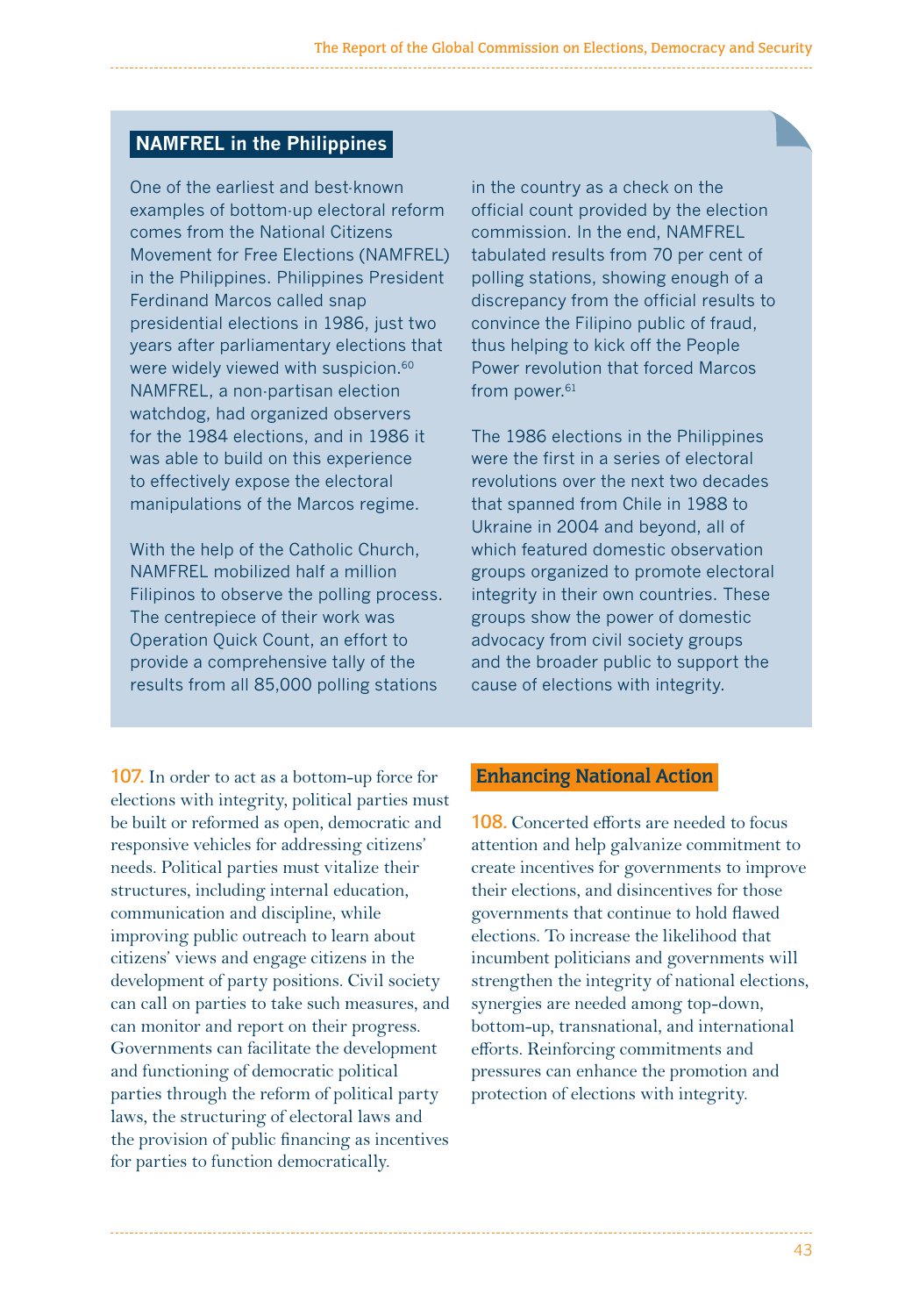### NAMFREL in the Philippines

One of the earliest and best-known examples of bottom-up electoral reform comes from the National Citizens Movement for Free Elections (NAMFREL) in the Philippines. Philippines President Ferdinand Marcos called snap presidential elections in 1986, just two years after parliamentary elections that were widely viewed with suspicion.[60] NAMFREL, a non-partisan election watchdog, had organized observers for the 1984 elections, and in 1986 it was able to build on this experience to effectively expose the electoral manipulations of the Marcos regime.

With the help of the Catholic Church, NAMFREL mobilized half a million Filipinos to observe the polling process. The centrepiece of their work was Operation Quick Count, an effort to provide a comprehensive tally of the results from all 85,000 polling stations in the country as a check on the official count provided by the election commission. In the end, NAMFREL tabulated results from 70 per cent of polling stations, showing enough of a discrepancy from the official results to convince the Filipino public of fraud, thus helping to kick off the People Power revolution that forced Marcos from power.[61]

The 1986 elections in the Philippines were the first in a series of electoral revolutions over the next two decades that spanned from Chile in 1988 to Ukraine in 2004 and beyond, all of which featured domestic observation groups organized to promote electoral integrity in their own countries. These groups show the power of domestic advocacy from civil society groups and the broader public to support the cause of elections with integrity.

**107.** In order to act as a bottom-up force for elections with integrity, political parties must be built or reformed as open, democratic and responsive vehicles for addressing citizens' needs. Political parties must vitalize their structures, including internal education, communication and discipline, while improving public outreach to learn about citizens' views and engage citizens in the development of party positions. Civil society can call on parties to take such measures, and can monitor and report on their progress. Governments can facilitate the development and functioning of democratic political parties through the reform of political party laws, the structuring of electoral laws and the provision of public financing as incentives for parties to function democratically.

## Enhancing National Action

**108.** Concerted efforts are needed to focus attention and help galvanize commitment to create incentives for governments to improve their elections, and disincentives for those governments that continue to hold flawed elections. To increase the likelihood that incumbent politicians and governments will strengthen the integrity of national elections, synergies are needed among top-down, bottom-up, transnational, and international efforts. Reinforcing commitments and pressures can enhance the promotion and protection of elections with integrity.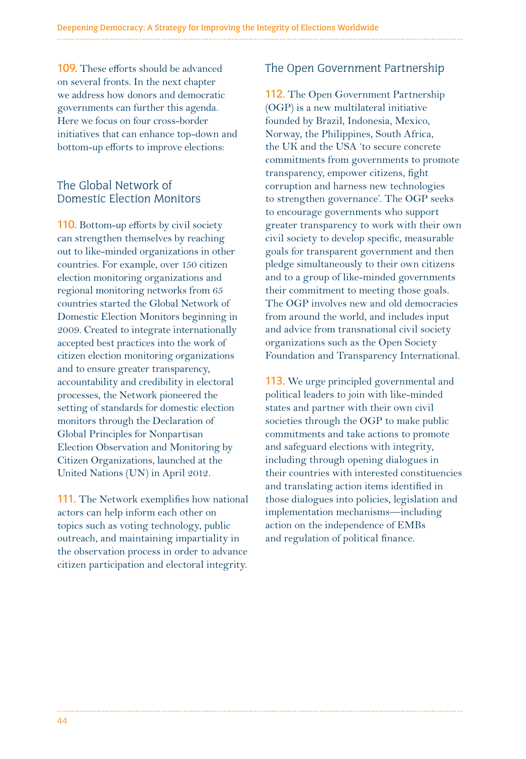**109.** These efforts should be advanced on several fronts. In the next chapter we address how donors and democratic governments can further this agenda. Here we focus on four cross-border initiatives that can enhance top-down and bottom-up efforts to improve elections:

## The Global Network of Domestic Election Monitors

**110.** Bottom-up efforts by civil society can strengthen themselves by reaching out to like-minded organizations in other countries. For example, over 150 citizen election monitoring organizations and regional monitoring networks from 65 countries started the Global Network of Domestic Election Monitors beginning in 2009. Created to integrate internationally accepted best practices into the work of citizen election monitoring organizations and to ensure greater transparency, accountability and credibility in electoral processes, the Network pioneered the setting of standards for domestic election monitors through the Declaration of Global Principles for Nonpartisan Election Observation and Monitoring by Citizen Organizations, launched at the United Nations (UN) in April 2012.

**111.** The Network exemplifies how national actors can help inform each other on topics such as voting technology, public outreach, and maintaining impartiality in the observation process in order to advance citizen participation and electoral integrity.

## The Open Government Partnership

**112.** The Open Government Partnership (OGP) is a new multilateral initiative founded by Brazil, Indonesia, Mexico, Norway, the Philippines, South Africa, the UK and the USA 'to secure concrete commitments from governments to promote transparency, empower citizens, fight corruption and harness new technologies to strengthen governance'. The OGP seeks to encourage governments who support greater transparency to work with their own civil society to develop specific, measurable goals for transparent government and then pledge simultaneously to their own citizens and to a group of like-minded governments their commitment to meeting those goals. The OGP involves new and old democracies from around the world, and includes input and advice from transnational civil society organizations such as the Open Society Foundation and Transparency International.

**113.** We urge principled governmental and political leaders to join with like-minded states and partner with their own civil societies through the OGP to make public commitments and take actions to promote and safeguard elections with integrity, including through opening dialogues in their countries with interested constituencies and translating action items identified in those dialogues into policies, legislation and implementation mechanisms—including action on the independence of EMBs and regulation of political finance.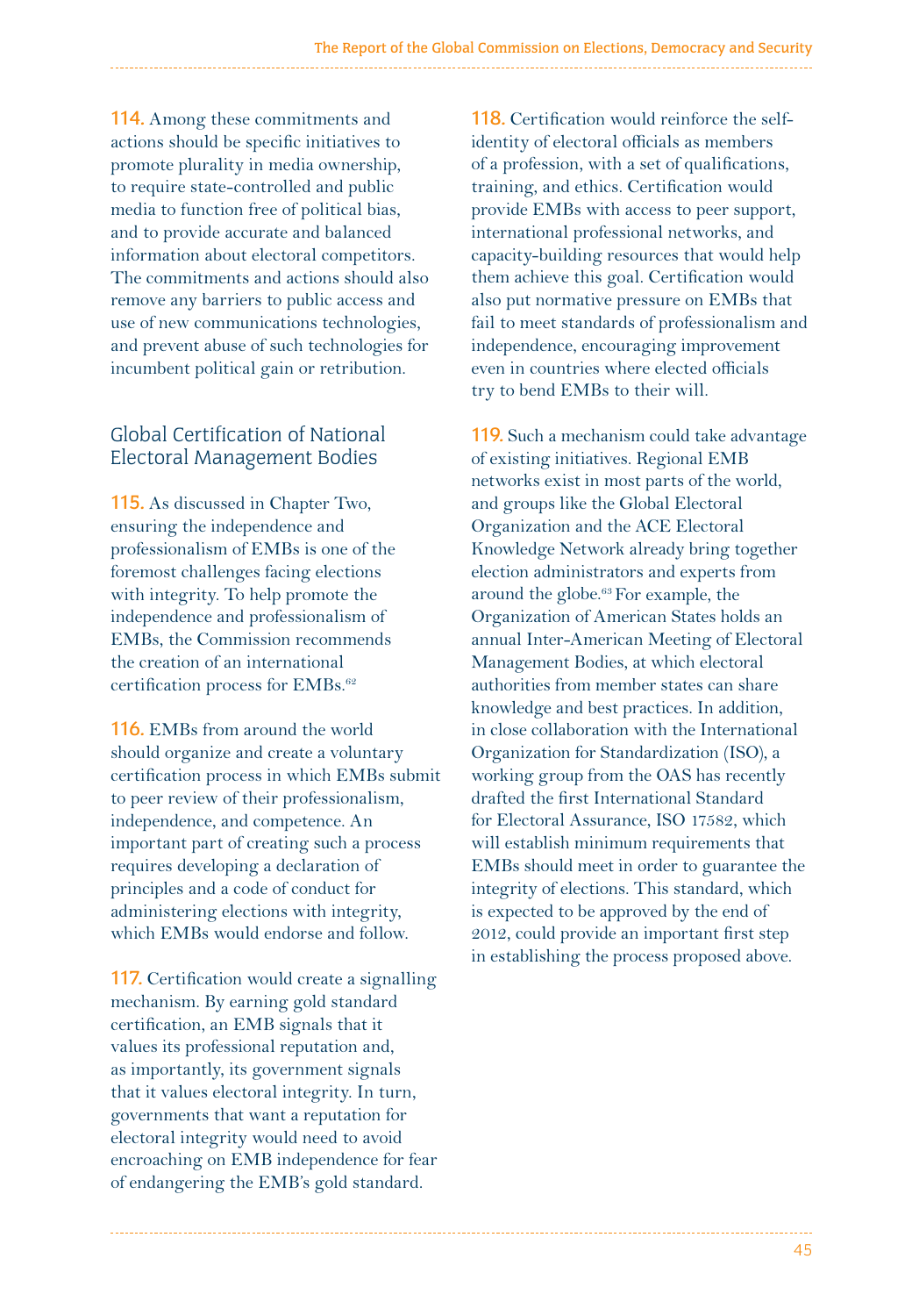**114.** Among these commitments and actions should be specific initiatives to promote plurality in media ownership, to require state-controlled and public media to function free of political bias, and to provide accurate and balanced information about electoral competitors. The commitments and actions should also remove any barriers to public access and use of new communications technologies, and prevent abuse of such technologies for incumbent political gain or retribution.

## Global Certification of National Electoral Management Bodies

**115.** As discussed in Chapter Two, ensuring the independence and professionalism of EMBs is one of the foremost challenges facing elections with integrity. To help promote the independence and professionalism of EMBs, the Commission recommends the creation of an international certification process for EMBs.[62]

**116.** EMBs from around the world should organize and create a voluntary certification process in which EMBs submit to peer review of their professionalism, independence, and competence. An important part of creating such a process requires developing a declaration of principles and a code of conduct for administering elections with integrity, which EMBs would endorse and follow.

**117.** Certification would create a signalling mechanism. By earning gold standard certification, an EMB signals that it values its professional reputation and, as importantly, its government signals that it values electoral integrity. In turn, governments that want a reputation for electoral integrity would need to avoid encroaching on EMB independence for fear of endangering the EMB's gold standard.

**118.** Certification would reinforce the self-identity of electoral officials as members of a profession, with a set of qualifications, training, and ethics. Certification would provide EMBs with access to peer support, international professional networks, and capacity-building resources that would help them achieve this goal. Certification would also put normative pressure on EMBs that fail to meet standards of professionalism and independence, encouraging improvement even in countries where elected officials try to bend EMBs to their will.

**119.** Such a mechanism could take advantage of existing initiatives. Regional EMB networks exist in most parts of the world, and groups like the Global Electoral Organization and the ACE Electoral Knowledge Network already bring together election administrators and experts from around the globe.[63] For example, the Organization of American States holds an annual Inter-American Meeting of Electoral Management Bodies, at which electoral authorities from member states can share knowledge and best practices. In addition, in close collaboration with the International Organization for Standardization (ISO), a working group from the OAS has recently drafted the first International Standard for Electoral Assurance, ISO 17582, which will establish minimum requirements that EMBs should meet in order to guarantee the integrity of elections. This standard, which is expected to be approved by the end of 2012, could provide an important first step in establishing the process proposed above.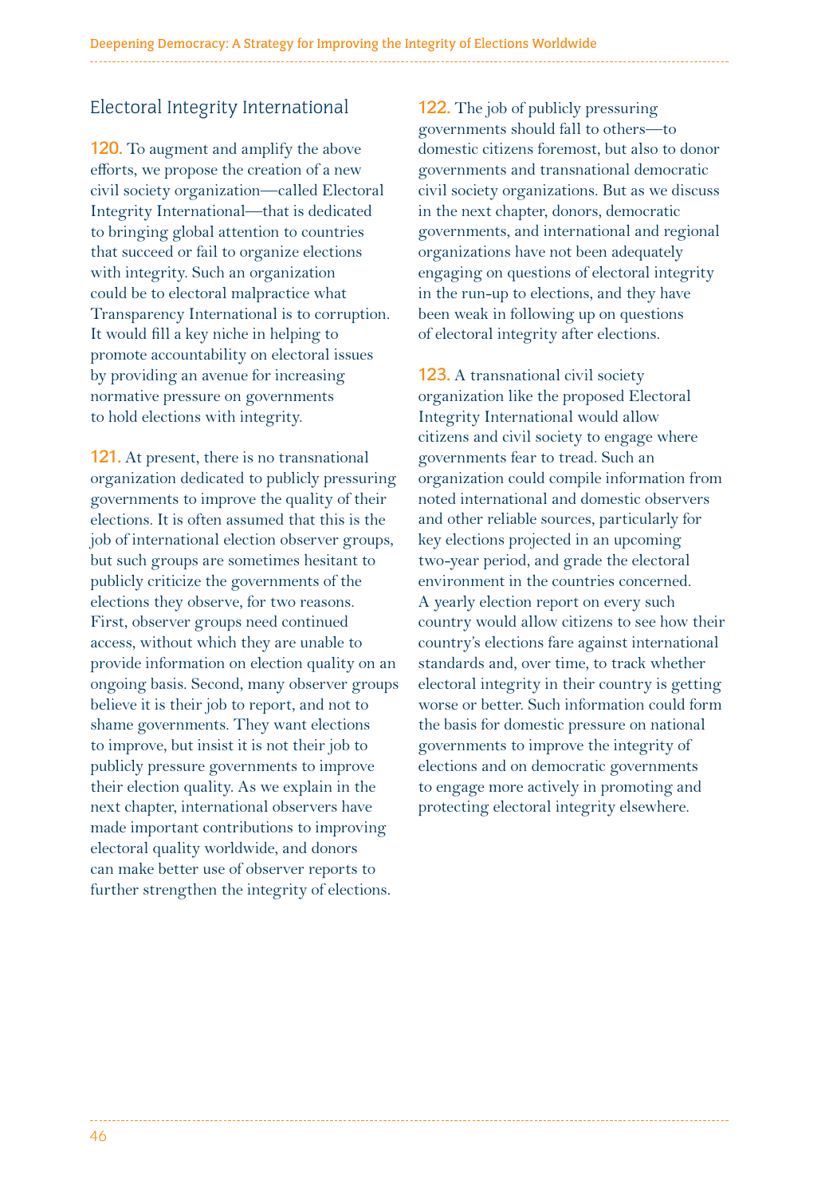## Electoral Integrity International

**120.** To augment and amplify the above efforts, we propose the creation of a new civil society organization—called Electoral Integrity International—that is dedicated to bringing global attention to countries that succeed or fail to organize elections with integrity. Such an organization could be to electoral malpractice what Transparency International is to corruption. It would fill a key niche in helping to promote accountability on electoral issues by providing an avenue for increasing normative pressure on governments to hold elections with integrity.

**121.** At present, there is no transnational organization dedicated to publicly pressuring governments to improve the quality of their elections. It is often assumed that this is the job of international election observer groups, but such groups are sometimes hesitant to publicly criticize the governments of the elections they observe, for two reasons. First, observer groups need continued access, without which they are unable to provide information on election quality on an ongoing basis. Second, many observer groups believe it is their job to report, and not to shame governments. They want elections to improve, but insist it is not their job to publicly pressure governments to improve their election quality. As we explain in the next chapter, international observers have made important contributions to improving electoral quality worldwide, and donors can make better use of observer reports to further strengthen the integrity of elections.

**122.** The job of publicly pressuring governments should fall to others—to domestic citizens foremost, but also to donor governments and transnational democratic civil society organizations. But as we discuss in the next chapter, donors, democratic governments, and international and regional organizations have not been adequately engaging on questions of electoral integrity in the run-up to elections, and they have been weak in following up on questions of electoral integrity after elections.

**123.** A transnational civil society organization like the proposed Electoral Integrity International would allow citizens and civil society to engage where governments fear to tread. Such an organization could compile information from noted international and domestic observers and other reliable sources, particularly for key elections projected in an upcoming two-year period, and grade the electoral environment in the countries concerned. A yearly election report on every such country would allow citizens to see how their country's elections fare against international standards and, over time, to track whether electoral integrity in their country is getting worse or better. Such information could form the basis for domestic pressure on national governments to improve the integrity of elections and on democratic governments to engage more actively in promoting and protecting electoral integrity elsewhere.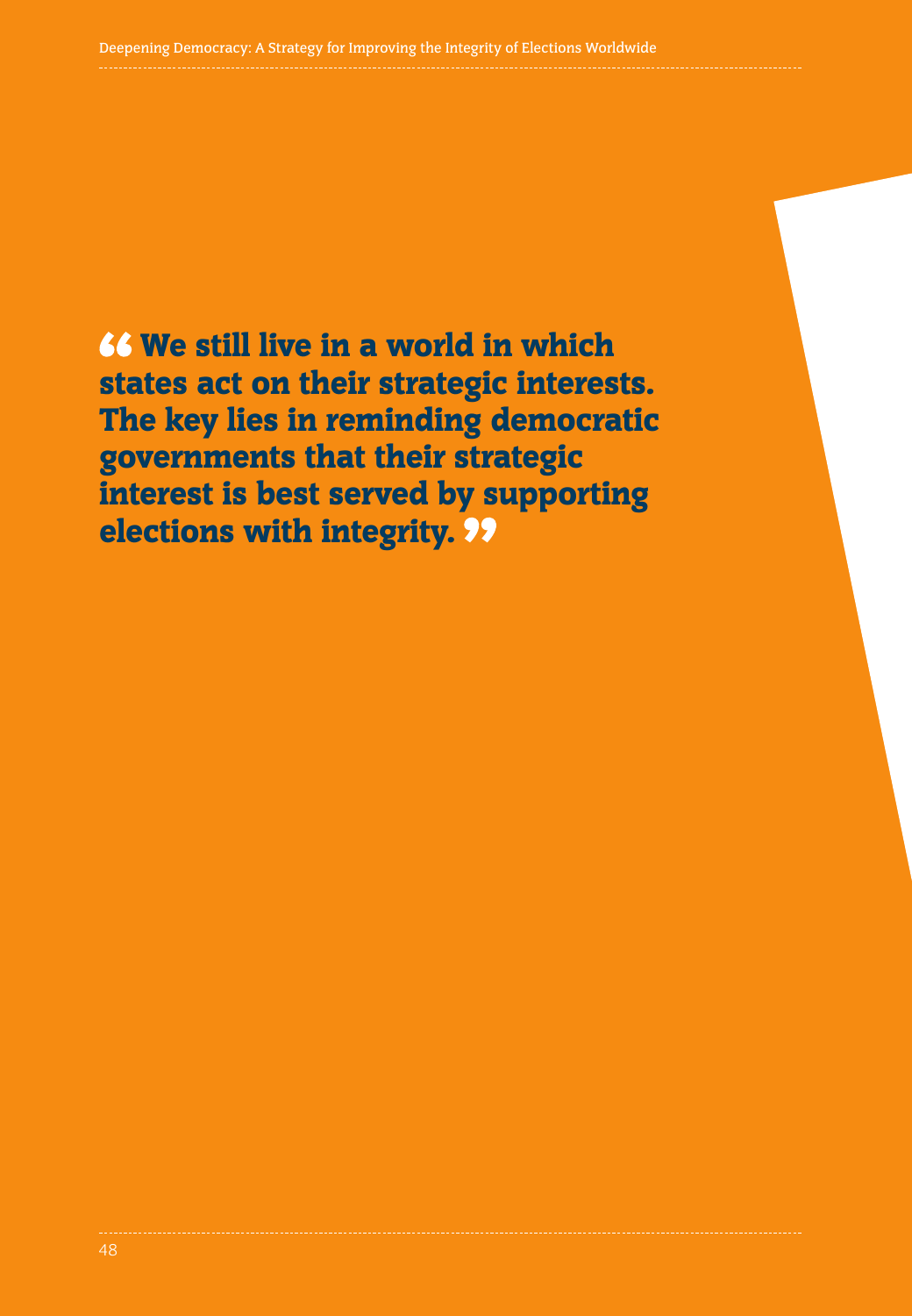**“We still live in a world in which states act on their strategic interests. The key lies in reminding democratic governments that their strategic interest is best served by supporting elections with integrity.”**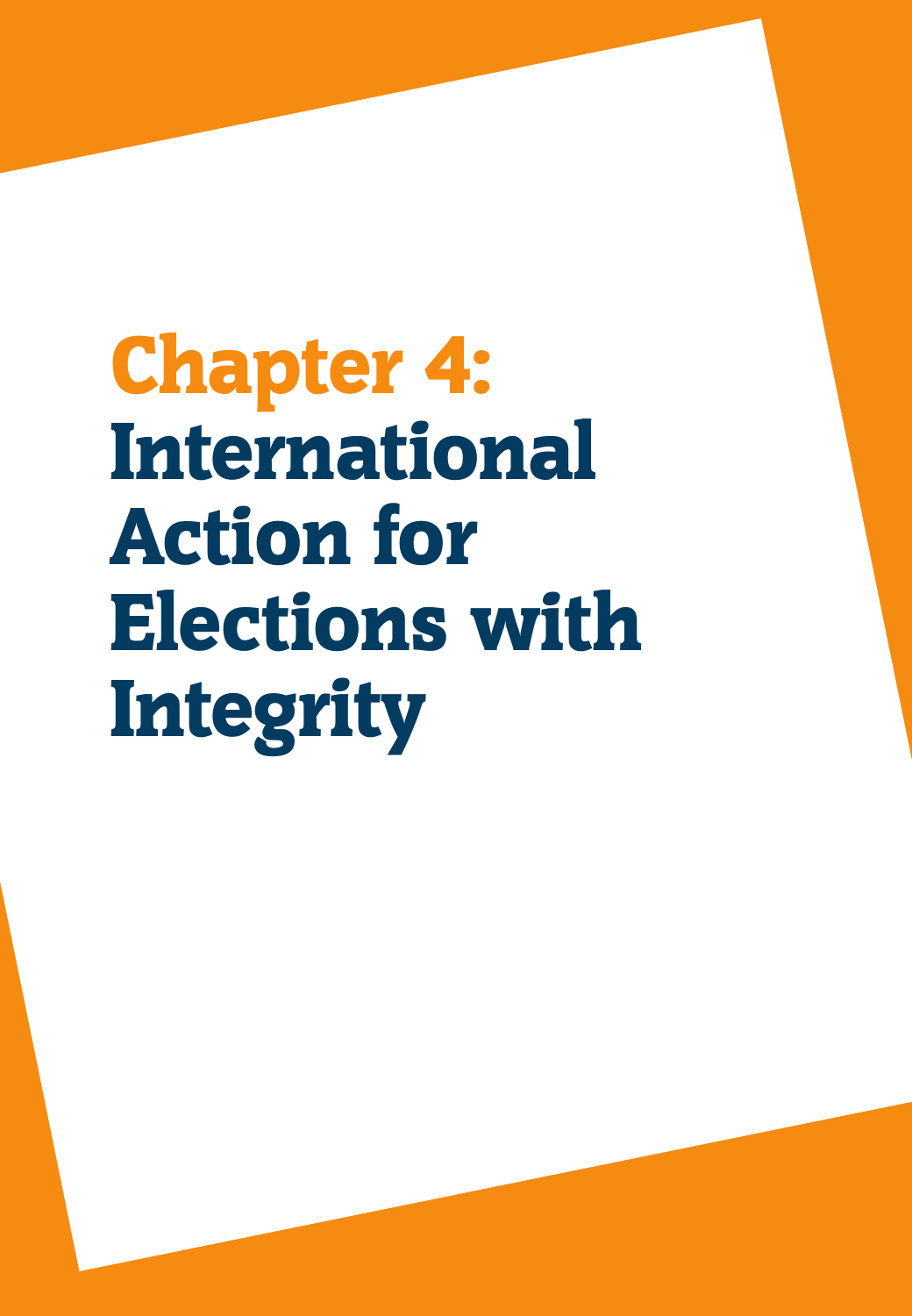# Chapter 4: International Action for Elections with Integrity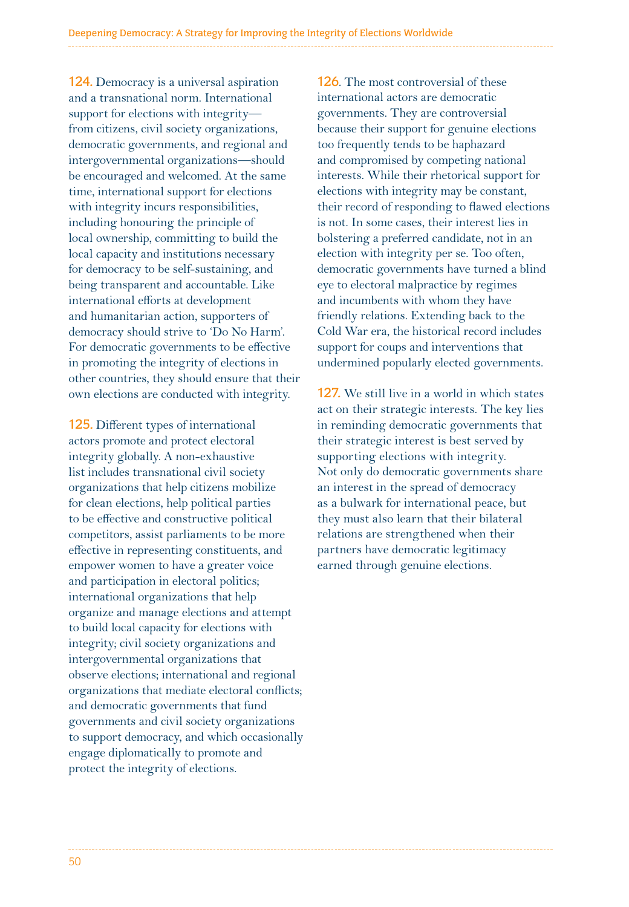**124.** Democracy is a universal aspiration and a transnational norm. International support for elections with integrity—from citizens, civil society organizations, democratic governments, and regional and intergovernmental organizations—should be encouraged and welcomed. At the same time, international support for elections with integrity incurs responsibilities, including honouring the principle of local ownership, committing to build the local capacity and institutions necessary for democracy to be self-sustaining, and being transparent and accountable. Like international efforts at development and humanitarian action, supporters of democracy should strive to 'Do No Harm'. For democratic governments to be effective in promoting the integrity of elections in other countries, they should ensure that their own elections are conducted with integrity.

**125.** Different types of international actors promote and protect electoral integrity globally. A non-exhaustive list includes transnational civil society organizations that help citizens mobilize for clean elections, help political parties to be effective and constructive political competitors, assist parliaments to be more effective in representing constituents, and empower women to have a greater voice and participation in electoral politics; international organizations that help organize and manage elections and attempt to build local capacity for elections with integrity; civil society organizations and intergovernmental organizations that observe elections; international and regional organizations that mediate electoral conflicts; and democratic governments that fund governments and civil society organizations to support democracy, and which occasionally engage diplomatically to promote and protect the integrity of elections.

**126.** The most controversial of these international actors are democratic governments. They are controversial because their support for genuine elections too frequently tends to be haphazard and compromised by competing national interests. While their rhetorical support for elections with integrity may be constant, their record of responding to flawed elections is not. In some cases, their interest lies in bolstering a preferred candidate, not in an election with integrity per se. Too often, democratic governments have turned a blind eye to electoral malpractice by regimes and incumbents with whom they have friendly relations. Extending back to the Cold War era, the historical record includes support for coups and interventions that undermined popularly elected governments.

**127.** We still live in a world in which states act on their strategic interests. The key lies in reminding democratic governments that their strategic interest is best served by supporting elections with integrity. Not only do democratic governments share an interest in the spread of democracy as a bulwark for international peace, but they must also learn that their bilateral relations are strengthened when their partners have democratic legitimacy earned through genuine elections.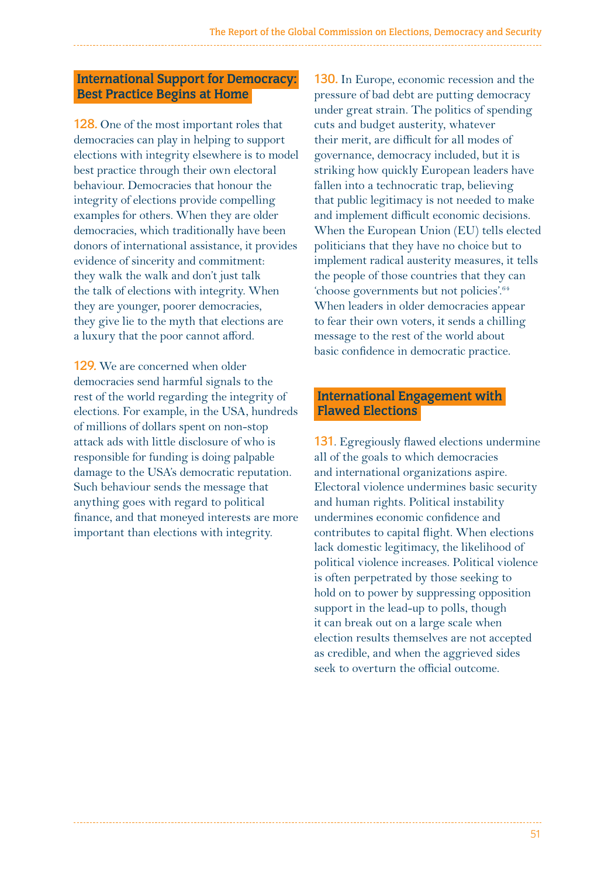## International Support for Democracy: Best Practice Begins at Home

**128.** One of the most important roles that democracies can play in helping to support elections with integrity elsewhere is to model best practice through their own electoral behaviour. Democracies that honour the integrity of elections provide compelling examples for others. When they are older democracies, which traditionally have been donors of international assistance, it provides evidence of sincerity and commitment: they walk the walk and don't just talk the talk of elections with integrity. When they are younger, poorer democracies, they give lie to the myth that elections are a luxury that the poor cannot afford.

**129.** We are concerned when older democracies send harmful signals to the rest of the world regarding the integrity of elections. For example, in the USA, hundreds of millions of dollars spent on non-stop attack ads with little disclosure of who is responsible for funding is doing palpable damage to the USA's democratic reputation. Such behaviour sends the message that anything goes with regard to political finance, and that moneyed interests are more important than elections with integrity.

**130.** In Europe, economic recession and the pressure of bad debt are putting democracy under great strain. The politics of spending cuts and budget austerity, whatever their merit, are difficult for all modes of governance, democracy included, but it is striking how quickly European leaders have fallen into a technocratic trap, believing that public legitimacy is not needed to make and implement difficult economic decisions. When the European Union (EU) tells elected politicians that they have no choice but to implement radical austerity measures, it tells the people of those countries that they can 'choose governments but not policies'.[64] When leaders in older democracies appear to fear their own voters, it sends a chilling message to the rest of the world about basic confidence in democratic practice.

## International Engagement with Flawed Elections

**131.** Egregiously flawed elections undermine all of the goals to which democracies and international organizations aspire. Electoral violence undermines basic security and human rights. Political instability undermines economic confidence and contributes to capital flight. When elections lack domestic legitimacy, the likelihood of political violence increases. Political violence is often perpetrated by those seeking to hold on to power by suppressing opposition support in the lead-up to polls, though it can break out on a large scale when election results themselves are not accepted as credible, and when the aggrieved sides seek to overturn the official outcome.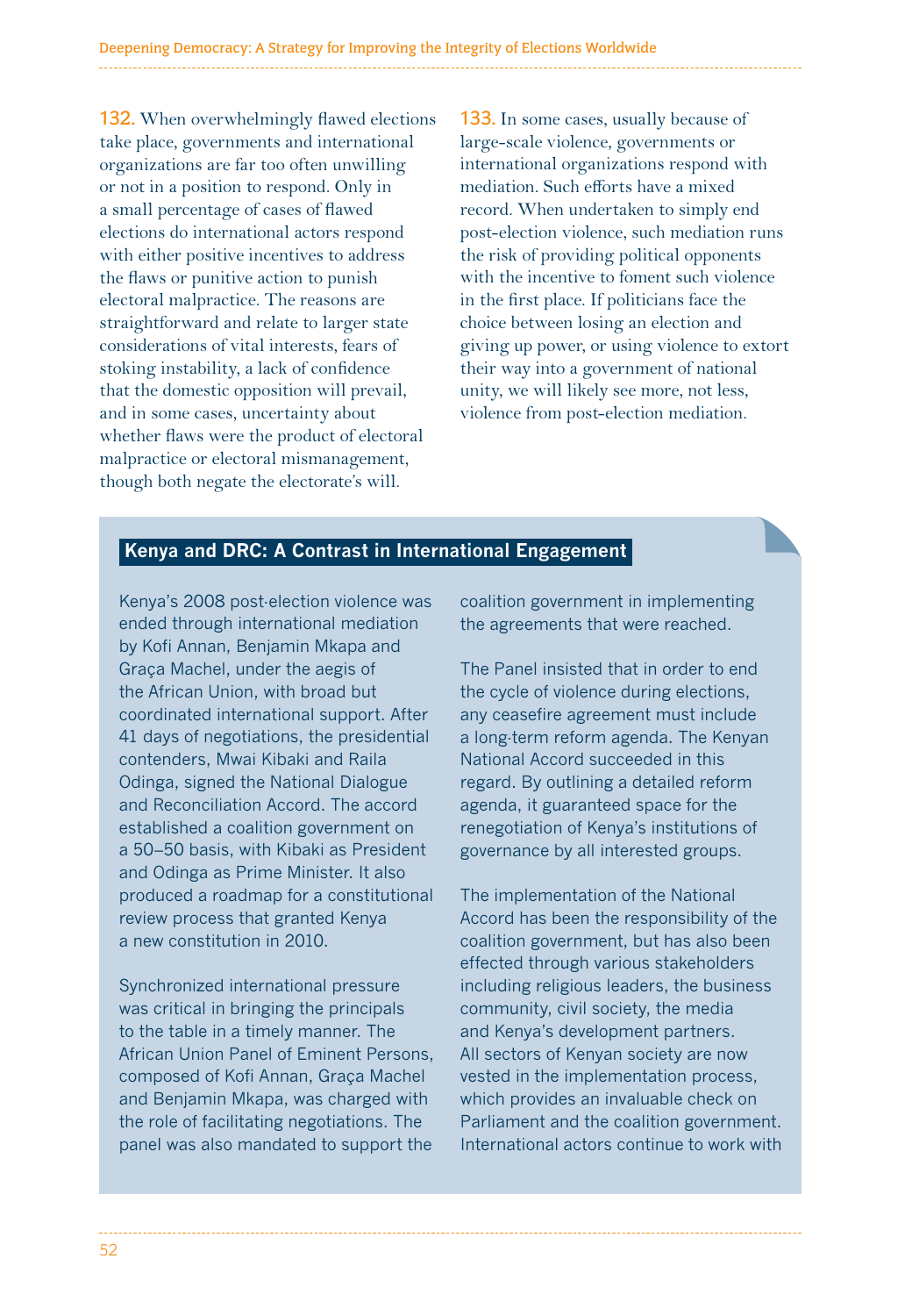**132.** When overwhelmingly flawed elections take place, governments and international organizations are far too often unwilling or not in a position to respond. Only in a small percentage of cases of flawed elections do international actors respond with either positive incentives to address the flaws or punitive action to punish electoral malpractice. The reasons are straightforward and relate to larger state considerations of vital interests, fears of stoking instability, a lack of confidence that the domestic opposition will prevail, and in some cases, uncertainty about whether flaws were the product of electoral malpractice or electoral mismanagement, though both negate the electorate's will.

**133.** In some cases, usually because of large-scale violence, governments or international organizations respond with mediation. Such efforts have a mixed record. When undertaken to simply end post-election violence, such mediation runs the risk of providing political opponents with the incentive to foment such violence in the first place. If politicians face the choice between losing an election and giving up power, or using violence to extort their way into a government of national unity, we will likely see more, not less, violence from post-election mediation.

### Kenya and DRC: A Contrast in International Engagement

Kenya's 2008 post-election violence was ended through international mediation by Kofi Annan, Benjamin Mkapa and Graça Machel, under the aegis of the African Union, with broad but coordinated international support. After 41 days of negotiations, the presidential contenders, Mwai Kibaki and Raila Odinga, signed the National Dialogue and Reconciliation Accord. The accord established a coalition government on a 50–50 basis, with Kibaki as President and Odinga as Prime Minister. It also produced a roadmap for a constitutional review process that granted Kenya a new constitution in 2010.

Synchronized international pressure was critical in bringing the principals to the table in a timely manner. The African Union Panel of Eminent Persons, composed of Kofi Annan, Graça Machel and Benjamin Mkapa, was charged with the role of facilitating negotiations. The panel was also mandated to support the coalition government in implementing the agreements that were reached.

The Panel insisted that in order to end the cycle of violence during elections, any ceasefire agreement must include a long-term reform agenda. The Kenyan National Accord succeeded in this regard. By outlining a detailed reform agenda, it guaranteed space for the renegotiation of Kenya's institutions of governance by all interested groups.

The implementation of the National Accord has been the responsibility of the coalition government, but has also been effected through various stakeholders including religious leaders, the business community, civil society, the media and Kenya's development partners. All sectors of Kenyan society are now vested in the implementation process, which provides an invaluable check on Parliament and the coalition government. International actors continue to work with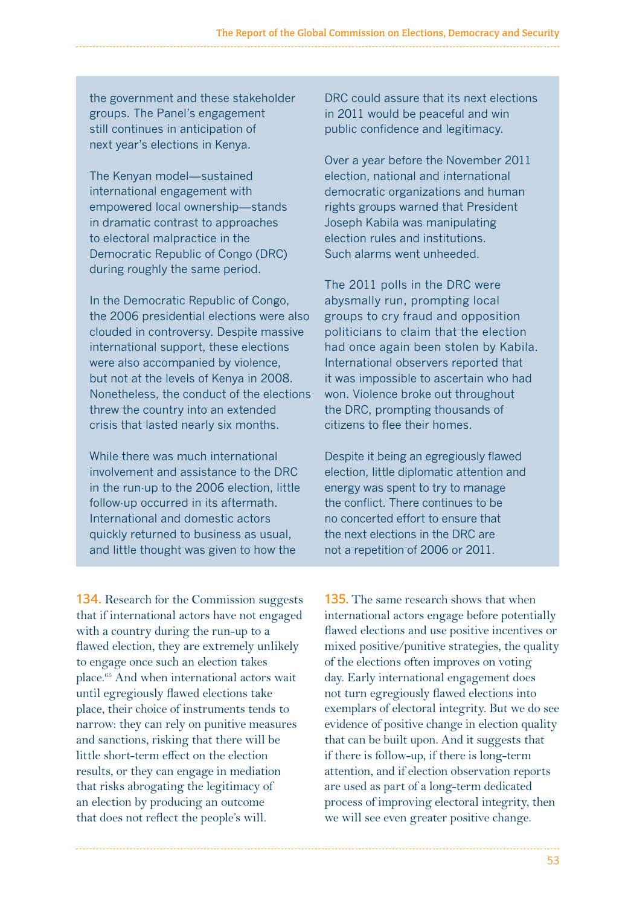the government and these stakeholder groups. The Panel's engagement still continues in anticipation of next year's elections in Kenya.

The Kenyan model—sustained international engagement with empowered local ownership—stands in dramatic contrast to approaches to electoral malpractice in the Democratic Republic of Congo (DRC) during roughly the same period.

In the Democratic Republic of Congo, the 2006 presidential elections were also clouded in controversy. Despite massive international support, these elections were also accompanied by violence, but not at the levels of Kenya in 2008. Nonetheless, the conduct of the elections threw the country into an extended crisis that lasted nearly six months.

While there was much international involvement and assistance to the DRC in the run-up to the 2006 election, little follow-up occurred in its aftermath. International and domestic actors quickly returned to business as usual, and little thought was given to how the DRC could assure that its next elections in 2011 would be peaceful and win public confidence and legitimacy.

Over a year before the November 2011 election, national and international democratic organizations and human rights groups warned that President Joseph Kabila was manipulating election rules and institutions. Such alarms went unheeded.

The 2011 polls in the DRC were abysmally run, prompting local groups to cry fraud and opposition politicians to claim that the election had once again been stolen by Kabila. International observers reported that it was impossible to ascertain who had won. Violence broke out throughout the DRC, prompting thousands of citizens to flee their homes.

Despite it being an egregiously flawed election, little diplomatic attention and energy was spent to try to manage the conflict. There continues to be no concerted effort to ensure that the next elections in the DRC are not a repetition of 2006 or 2011.

**134.** Research for the Commission suggests that if international actors have not engaged with a country during the run-up to a flawed election, they are extremely unlikely to engage once such an election takes place.[65] And when international actors wait until egregiously flawed elections take place, their choice of instruments tends to narrow: they can rely on punitive measures and sanctions, risking that there will be little short-term effect on the election results, or they can engage in mediation that risks abrogating the legitimacy of an election by producing an outcome that does not reflect the people's will.

**135.** The same research shows that when international actors engage before potentially flawed elections and use positive incentives or mixed positive/punitive strategies, the quality of the elections often improves on voting day. Early international engagement does not turn egregiously flawed elections into exemplars of electoral integrity. But we do see evidence of positive change in election quality that can be built upon. And it suggests that if there is follow-up, if there is long-term attention, and if election observation reports are used as part of a long-term dedicated process of improving electoral integrity, then we will see even greater positive change.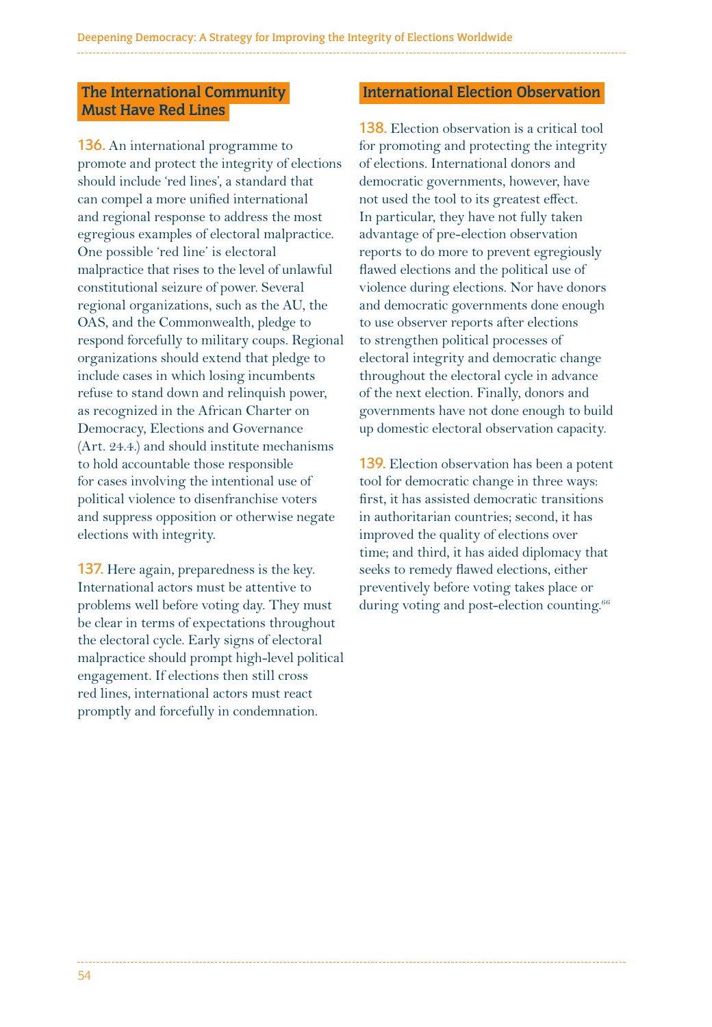## The International Community Must Have Red Lines

**136.** An international programme to promote and protect the integrity of elections should include 'red lines', a standard that can compel a more unified international and regional response to address the most egregious examples of electoral malpractice. One possible 'red line' is electoral malpractice that rises to the level of unlawful constitutional seizure of power. Several regional organizations, such as the AU, the OAS, and the Commonwealth, pledge to respond forcefully to military coups. Regional organizations should extend that pledge to include cases in which losing incumbents refuse to stand down and relinquish power, as recognized in the African Charter on Democracy, Elections and Governance (Art. 24.4.) and should institute mechanisms to hold accountable those responsible for cases involving the intentional use of political violence to disenfranchise voters and suppress opposition or otherwise negate elections with integrity.

**137.** Here again, preparedness is the key. International actors must be attentive to problems well before voting day. They must be clear in terms of expectations throughout the electoral cycle. Early signs of electoral malpractice should prompt high-level political engagement. If elections then still cross red lines, international actors must react promptly and forcefully in condemnation.

## International Election Observation

**138.** Election observation is a critical tool for promoting and protecting the integrity of elections. International donors and democratic governments, however, have not used the tool to its greatest effect. In particular, they have not fully taken advantage of pre-election observation reports to do more to prevent egregiously flawed elections and the political use of violence during elections. Nor have donors and democratic governments done enough to use observer reports after elections to strengthen political processes of electoral integrity and democratic change throughout the electoral cycle in advance of the next election. Finally, donors and governments have not done enough to build up domestic electoral observation capacity.

**139.** Election observation has been a potent tool for democratic change in three ways: first, it has assisted democratic transitions in authoritarian countries; second, it has improved the quality of elections over time; and third, it has aided diplomacy that seeks to remedy flawed elections, either preventively before voting takes place or during voting and post-election counting.[66]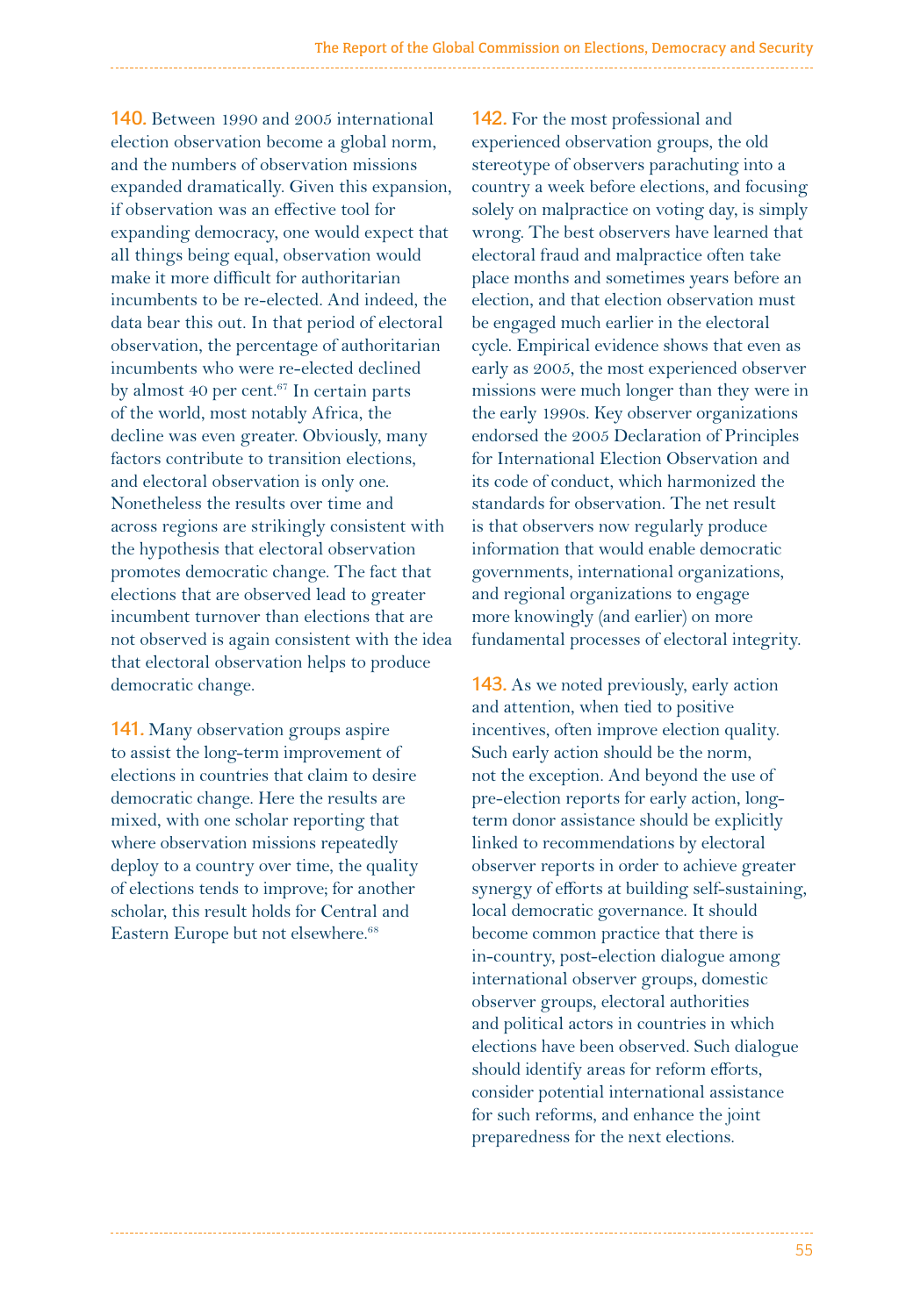**140.** Between 1990 and 2005 international election observation become a global norm, and the numbers of observation missions expanded dramatically. Given this expansion, if observation was an effective tool for expanding democracy, one would expect that all things being equal, observation would make it more difficult for authoritarian incumbents to be re-elected. And indeed, the data bear this out. In that period of electoral observation, the percentage of authoritarian incumbents who were re-elected declined by almost 40 per cent.[67] In certain parts of the world, most notably Africa, the decline was even greater. Obviously, many factors contribute to transition elections, and electoral observation is only one. Nonetheless the results over time and across regions are strikingly consistent with the hypothesis that electoral observation promotes democratic change. The fact that elections that are observed lead to greater incumbent turnover than elections that are not observed is again consistent with the idea that electoral observation helps to produce democratic change.

**141.** Many observation groups aspire to assist the long-term improvement of elections in countries that claim to desire democratic change. Here the results are mixed, with one scholar reporting that where observation missions repeatedly deploy to a country over time, the quality of elections tends to improve; for another scholar, this result holds for Central and Eastern Europe but not elsewhere.[68]

**142.** For the most professional and experienced observation groups, the old stereotype of observers parachuting into a country a week before elections, and focusing solely on malpractice on voting day, is simply wrong. The best observers have learned that electoral fraud and malpractice often take place months and sometimes years before an election, and that election observation must be engaged much earlier in the electoral cycle. Empirical evidence shows that even as early as 2005, the most experienced observer missions were much longer than they were in the early 1990s. Key observer organizations endorsed the 2005 Declaration of Principles for International Election Observation and its code of conduct, which harmonized the standards for observation. The net result is that observers now regularly produce information that would enable democratic governments, international organizations, and regional organizations to engage more knowingly (and earlier) on more fundamental processes of electoral integrity.

**143.** As we noted previously, early action and attention, when tied to positive incentives, often improve election quality. Such early action should be the norm, not the exception. And beyond the use of pre-election reports for early action, long-term donor assistance should be explicitly linked to recommendations by electoral observer reports in order to achieve greater synergy of efforts at building self-sustaining, local democratic governance. It should become common practice that there is in-country, post-election dialogue among international observer groups, domestic observer groups, electoral authorities and political actors in countries in which elections have been observed. Such dialogue should identify areas for reform efforts, consider potential international assistance for such reforms, and enhance the joint preparedness for the next elections.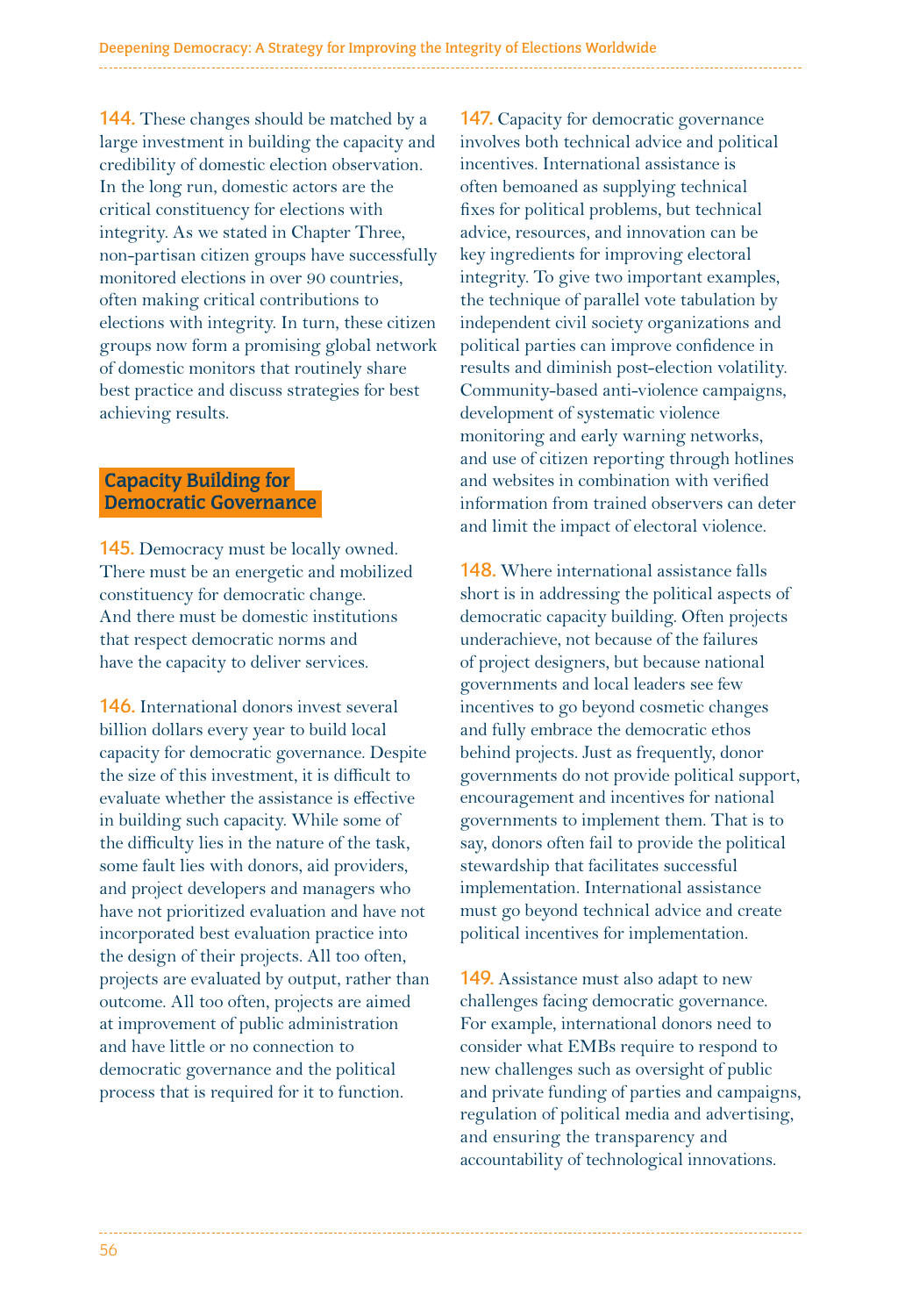144. These changes should be matched by a large investment in building the capacity and credibility of domestic election observation. In the long run, domestic actors are the critical constituency for elections with integrity. As we stated in Chapter Three, non-partisan citizen groups have successfully monitored elections in over 90 countries, often making critical contributions to elections with integrity. In turn, these citizen groups now form a promising global network of domestic monitors that routinely share best practice and discuss strategies for best achieving results.

## Capacity Building for Democratic Governance

145. Democracy must be locally owned. There must be an energetic and mobilized constituency for democratic change. And there must be domestic institutions that respect democratic norms and have the capacity to deliver services.

146. International donors invest several billion dollars every year to build local capacity for democratic governance. Despite the size of this investment, it is difficult to evaluate whether the assistance is effective in building such capacity. While some of the difficulty lies in the nature of the task, some fault lies with donors, aid providers, and project developers and managers who have not prioritized evaluation and have not incorporated best evaluation practice into the design of their projects. All too often, projects are evaluated by output, rather than outcome. All too often, projects are aimed at improvement of public administration and have little or no connection to democratic governance and the political process that is required for it to function.

147. Capacity for democratic governance involves both technical advice and political incentives. International assistance is often bemoaned as supplying technical fixes for political problems, but technical advice, resources, and innovation can be key ingredients for improving electoral integrity. To give two important examples, the technique of parallel vote tabulation by independent civil society organizations and political parties can improve confidence in results and diminish post-election volatility. Community-based anti-violence campaigns, development of systematic violence monitoring and early warning networks, and use of citizen reporting through hotlines and websites in combination with verified information from trained observers can deter and limit the impact of electoral violence.

148. Where international assistance falls short is in addressing the political aspects of democratic capacity building. Often projects underachieve, not because of the failures of project designers, but because national governments and local leaders see few incentives to go beyond cosmetic changes and fully embrace the democratic ethos behind projects. Just as frequently, donor governments do not provide political support, encouragement and incentives for national governments to implement them. That is to say, donors often fail to provide the political stewardship that facilitates successful implementation. International assistance must go beyond technical advice and create political incentives for implementation.

149. Assistance must also adapt to new challenges facing democratic governance. For example, international donors need to consider what EMBs require to respond to new challenges such as oversight of public and private funding of parties and campaigns, regulation of political media and advertising, and ensuring the transparency and accountability of technological innovations.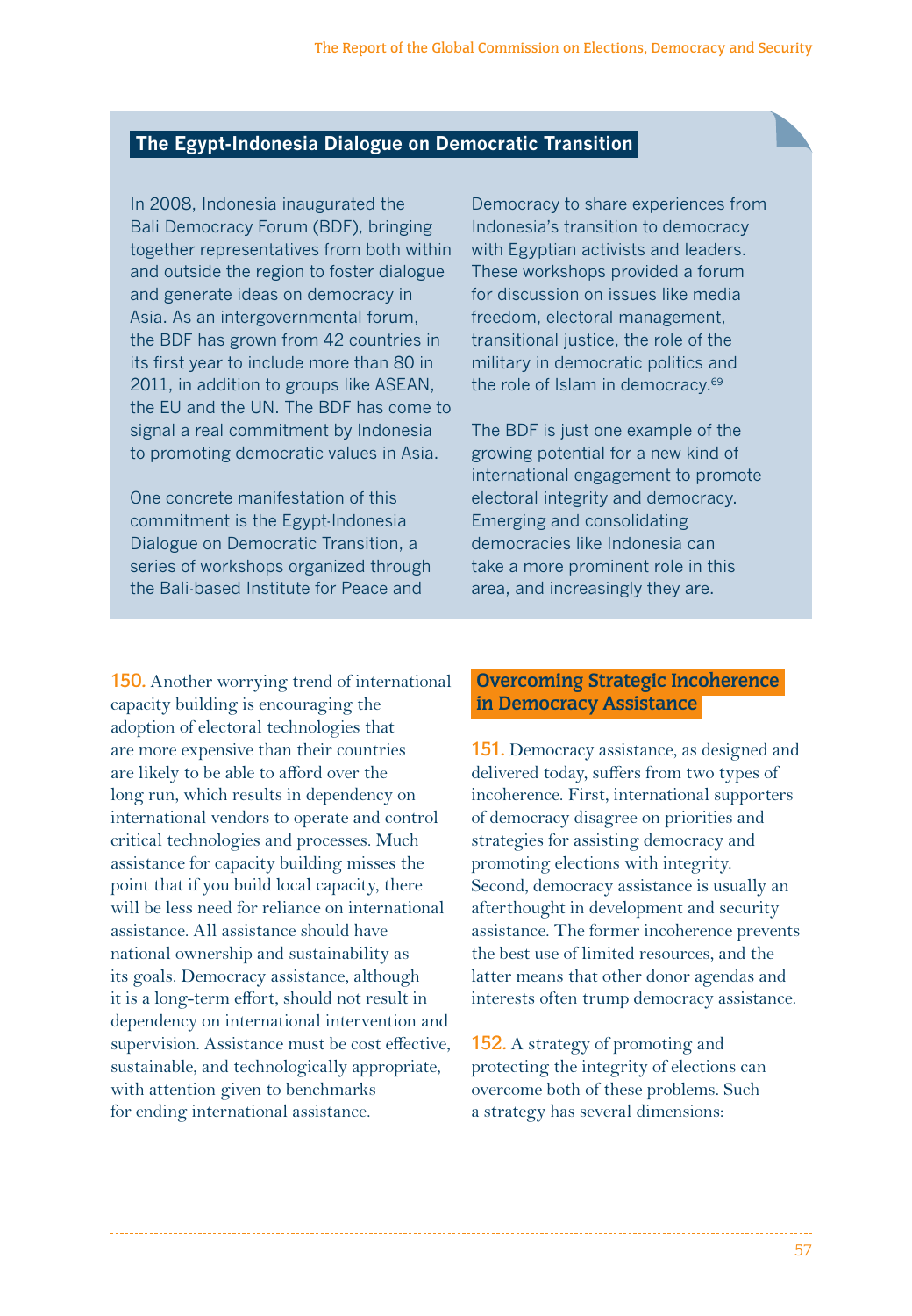### The Egypt-Indonesia Dialogue on Democratic Transition

In 2008, Indonesia inaugurated the Bali Democracy Forum (BDF), bringing together representatives from both within and outside the region to foster dialogue and generate ideas on democracy in Asia. As an intergovernmental forum, the BDF has grown from 42 countries in its first year to include more than 80 in 2011, in addition to groups like ASEAN, the EU and the UN. The BDF has come to signal a real commitment by Indonesia to promoting democratic values in Asia.

One concrete manifestation of this commitment is the Egypt-Indonesia Dialogue on Democratic Transition, a series of workshops organized through the Bali-based Institute for Peace and Democracy to share experiences from Indonesia's transition to democracy with Egyptian activists and leaders. These workshops provided a forum for discussion on issues like media freedom, electoral management, transitional justice, the role of the military in democratic politics and the role of Islam in democracy.[69]

The BDF is just one example of the growing potential for a new kind of international engagement to promote electoral integrity and democracy. Emerging and consolidating democracies like Indonesia can take a more prominent role in this area, and increasingly they are.

**150.** Another worrying trend of international capacity building is encouraging the adoption of electoral technologies that are more expensive than their countries are likely to be able to afford over the long run, which results in dependency on international vendors to operate and control critical technologies and processes. Much assistance for capacity building misses the point that if you build local capacity, there will be less need for reliance on international assistance. All assistance should have national ownership and sustainability as its goals. Democracy assistance, although it is a long-term effort, should not result in dependency on international intervention and supervision. Assistance must be cost effective, sustainable, and technologically appropriate, with attention given to benchmarks for ending international assistance.

## Overcoming Strategic Incoherence in Democracy Assistance

**151.** Democracy assistance, as designed and delivered today, suffers from two types of incoherence. First, international supporters of democracy disagree on priorities and strategies for assisting democracy and promoting elections with integrity. Second, democracy assistance is usually an afterthought in development and security assistance. The former incoherence prevents the best use of limited resources, and the latter means that other donor agendas and interests often trump democracy assistance.

**152.** A strategy of promoting and protecting the integrity of elections can overcome both of these problems. Such a strategy has several dimensions: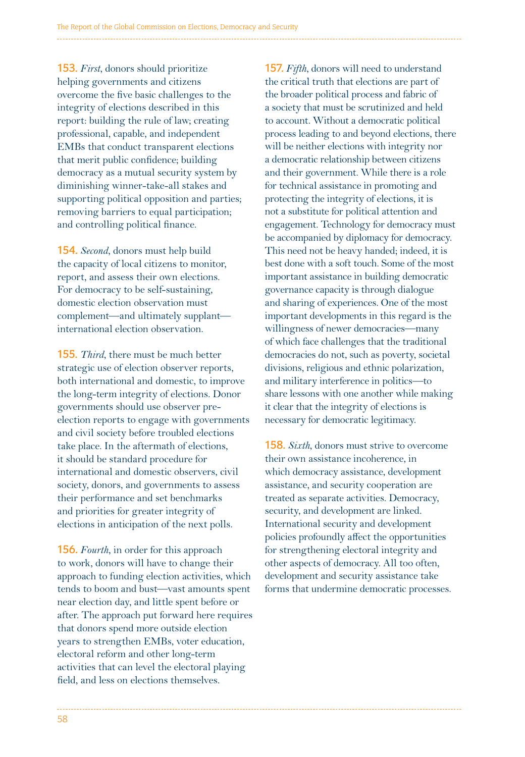**153.** *First*, donors should prioritize helping governments and citizens overcome the five basic challenges to the integrity of elections described in this report: building the rule of law; creating professional, capable, and independent EMBs that conduct transparent elections that merit public confidence; building democracy as a mutual security system by diminishing winner-take-all stakes and supporting political opposition and parties; removing barriers to equal participation; and controlling political finance.

**154.** *Second*, donors must help build the capacity of local citizens to monitor, report, and assess their own elections. For democracy to be self-sustaining, domestic election observation must complement—and ultimately supplant—international election observation.

**155.** *Third*, there must be much better strategic use of election observer reports, both international and domestic, to improve the long-term integrity of elections. Donor governments should use observer pre-election reports to engage with governments and civil society before troubled elections take place. In the aftermath of elections, it should be standard procedure for international and domestic observers, civil society, donors, and governments to assess their performance and set benchmarks and priorities for greater integrity of elections in anticipation of the next polls.

**156.** *Fourth*, in order for this approach to work, donors will have to change their approach to funding election activities, which tends to boom and bust—vast amounts spent near election day, and little spent before or after. The approach put forward here requires that donors spend more outside election years to strengthen EMBs, voter education, electoral reform and other long-term activities that can level the electoral playing field, and less on elections themselves.

**157.** *Fifth*, donors will need to understand the critical truth that elections are part of the broader political process and fabric of a society that must be scrutinized and held to account. Without a democratic political process leading to and beyond elections, there will be neither elections with integrity nor a democratic relationship between citizens and their government. While there is a role for technical assistance in promoting and protecting the integrity of elections, it is not a substitute for political attention and engagement. Technology for democracy must be accompanied by diplomacy for democracy. This need not be heavy handed; indeed, it is best done with a soft touch. Some of the most important assistance in building democratic governance capacity is through dialogue and sharing of experiences. One of the most important developments in this regard is the willingness of newer democracies—many of which face challenges that the traditional democracies do not, such as poverty, societal divisions, religious and ethnic polarization, and military interference in politics—to share lessons with one another while making it clear that the integrity of elections is necessary for democratic legitimacy.

**158.** *Sixth*, donors must strive to overcome their own assistance incoherence, in which democracy assistance, development assistance, and security cooperation are treated as separate activities. Democracy, security, and development are linked. International security and development policies profoundly affect the opportunities for strengthening electoral integrity and other aspects of democracy. All too often, development and security assistance take forms that undermine democratic processes.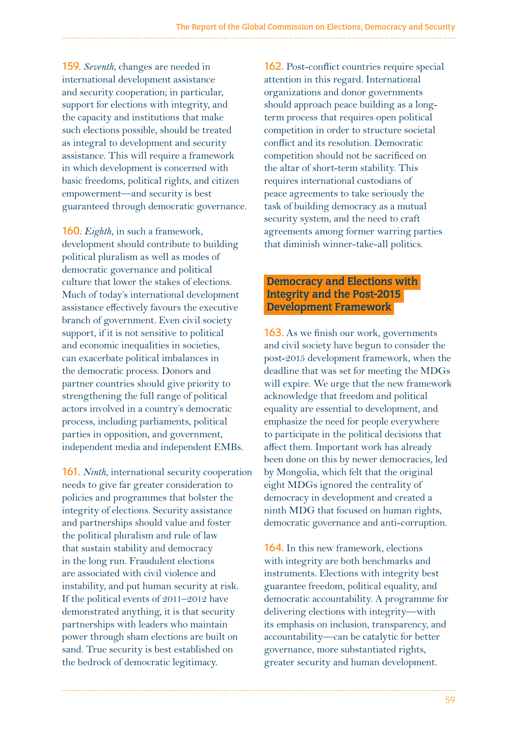**159.** *Seventh*, changes are needed in international development assistance and security cooperation; in particular, support for elections with integrity, and the capacity and institutions that make such elections possible, should be treated as integral to development and security assistance. This will require a framework in which development is concerned with basic freedoms, political rights, and citizen empowerment—and security is best guaranteed through democratic governance.

**160.** *Eighth*, in such a framework, development should contribute to building political pluralism as well as modes of democratic governance and political culture that lower the stakes of elections. Much of today's international development assistance effectively favours the executive branch of government. Even civil society support, if it is not sensitive to political and economic inequalities in societies, can exacerbate political imbalances in the democratic process. Donors and partner countries should give priority to strengthening the full range of political actors involved in a country's democratic process, including parliaments, political parties in opposition, and government, independent media and independent EMBs.

**161.** *Ninth*, international security cooperation needs to give far greater consideration to policies and programmes that bolster the integrity of elections. Security assistance and partnerships should value and foster the political pluralism and rule of law that sustain stability and democracy in the long run. Fraudulent elections are associated with civil violence and instability, and put human security at risk. If the political events of 2011–2012 have demonstrated anything, it is that security partnerships with leaders who maintain power through sham elections are built on sand. True security is best established on the bedrock of democratic legitimacy.

**162.** Post-conflict countries require special attention in this regard. International organizations and donor governments should approach peace building as a long-term process that requires open political competition in order to structure societal conflict and its resolution. Democratic competition should not be sacrificed on the altar of short-term stability. This requires international custodians of peace agreements to take seriously the task of building democracy as a mutual security system, and the need to craft agreements among former warring parties that diminish winner-take-all politics.

## Democracy and Elections with Integrity and the Post-2015 Development Framework

**163.** As we finish our work, governments and civil society have begun to consider the post-2015 development framework, when the deadline that was set for meeting the MDGs will expire. We urge that the new framework acknowledge that freedom and political equality are essential to development, and emphasize the need for people everywhere to participate in the political decisions that affect them. Important work has already been done on this by newer democracies, led by Mongolia, which felt that the original eight MDGs ignored the centrality of democracy in development and created a ninth MDG that focused on human rights, democratic governance and anti-corruption.

**164.** In this new framework, elections with integrity are both benchmarks and instruments. Elections with integrity best guarantee freedom, political equality, and democratic accountability. A programme for delivering elections with integrity—with its emphasis on inclusion, transparency, and accountability—can be catalytic for better governance, more substantiated rights, greater security and human development.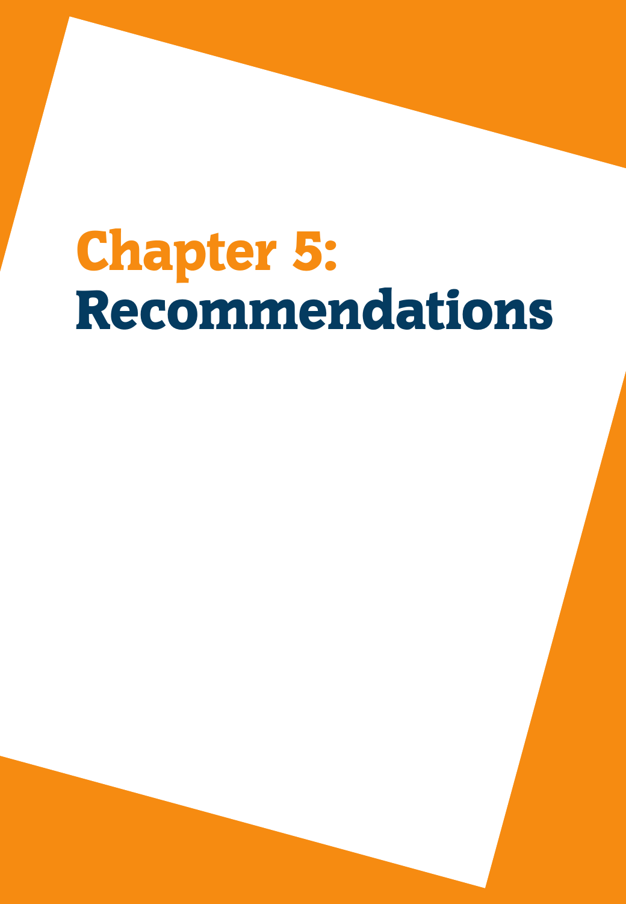# Chapter 5: Recommendations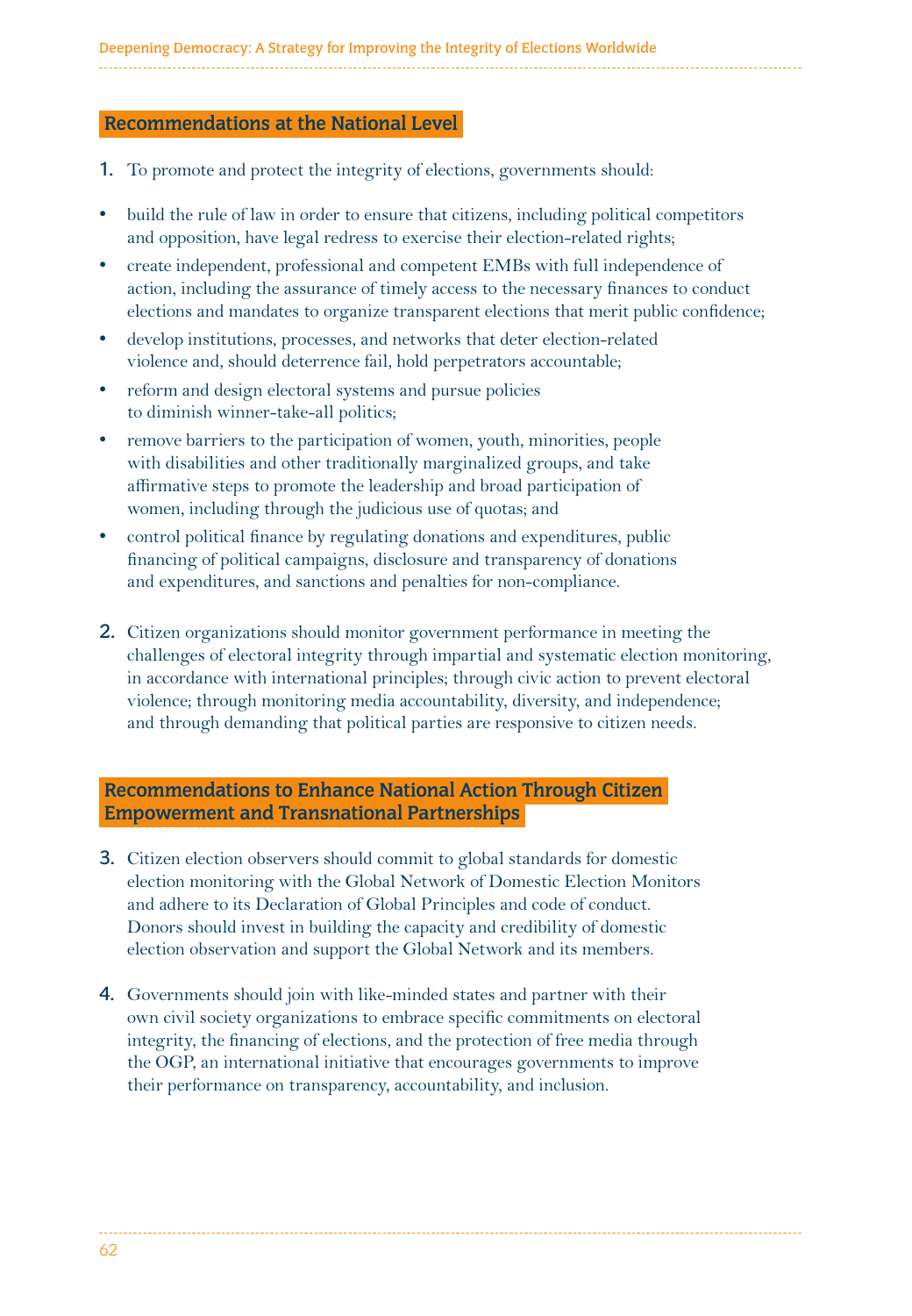## Recommendations at the National Level

1. To promote and protect the integrity of elections, governments should:

- build the rule of law in order to ensure that citizens, including political competitors and opposition, have legal redress to exercise their election-related rights;
- create independent, professional and competent EMBs with full independence of action, including the assurance of timely access to the necessary finances to conduct elections and mandates to organize transparent elections that merit public confidence;
- develop institutions, processes, and networks that deter election-related violence and, should deterrence fail, hold perpetrators accountable;
- reform and design electoral systems and pursue policies to diminish winner-take-all politics;
- remove barriers to the participation of women, youth, minorities, people with disabilities and other traditionally marginalized groups, and take affirmative steps to promote the leadership and broad participation of women, including through the judicious use of quotas; and
- control political finance by regulating donations and expenditures, public financing of political campaigns, disclosure and transparency of donations and expenditures, and sanctions and penalties for non-compliance.

2. Citizen organizations should monitor government performance in meeting the challenges of electoral integrity through impartial and systematic election monitoring, in accordance with international principles; through civic action to prevent electoral violence; through monitoring media accountability, diversity, and independence; and through demanding that political parties are responsive to citizen needs.

## Recommendations to Enhance National Action Through Citizen Empowerment and Transnational Partnerships

3. Citizen election observers should commit to global standards for domestic election monitoring with the Global Network of Domestic Election Monitors and adhere to its Declaration of Global Principles and code of conduct. Donors should invest in building the capacity and credibility of domestic election observation and support the Global Network and its members.

4. Governments should join with like-minded states and partner with their own civil society organizations to embrace specific commitments on electoral integrity, the financing of elections, and the protection of free media through the OGP, an international initiative that encourages governments to improve their performance on transparency, accountability, and inclusion.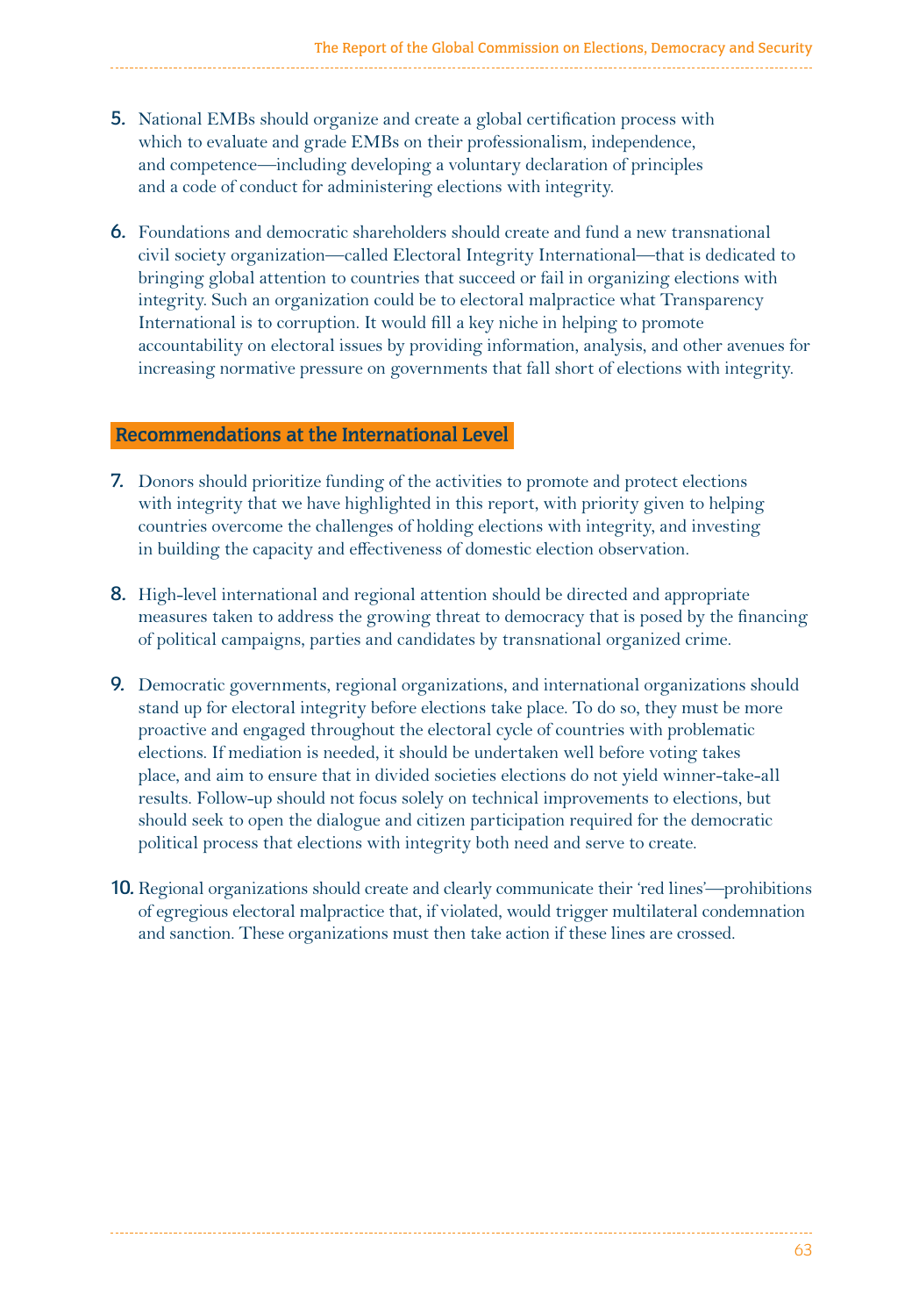5. National EMBs should organize and create a global certification process with which to evaluate and grade EMBs on their professionalism, independence, and competence—including developing a voluntary declaration of principles and a code of conduct for administering elections with integrity.

6. Foundations and democratic shareholders should create and fund a new transnational civil society organization—called Electoral Integrity International—that is dedicated to bringing global attention to countries that succeed or fail in organizing elections with integrity. Such an organization could be to electoral malpractice what Transparency International is to corruption. It would fill a key niche in helping to promote accountability on electoral issues by providing information, analysis, and other avenues for increasing normative pressure on governments that fall short of elections with integrity.

## Recommendations at the International Level

7. Donors should prioritize funding of the activities to promote and protect elections with integrity that we have highlighted in this report, with priority given to helping countries overcome the challenges of holding elections with integrity, and investing in building the capacity and effectiveness of domestic election observation.

8. High-level international and regional attention should be directed and appropriate measures taken to address the growing threat to democracy that is posed by the financing of political campaigns, parties and candidates by transnational organized crime.

9. Democratic governments, regional organizations, and international organizations should stand up for electoral integrity before elections take place. To do so, they must be more proactive and engaged throughout the electoral cycle of countries with problematic elections. If mediation is needed, it should be undertaken well before voting takes place, and aim to ensure that in divided societies elections do not yield winner-take-all results. Follow-up should not focus solely on technical improvements to elections, but should seek to open the dialogue and citizen participation required for the democratic political process that elections with integrity both need and serve to create.

10. Regional organizations should create and clearly communicate their 'red lines'—prohibitions of egregious electoral malpractice that, if violated, would trigger multilateral condemnation and sanction. These organizations must then take action if these lines are crossed.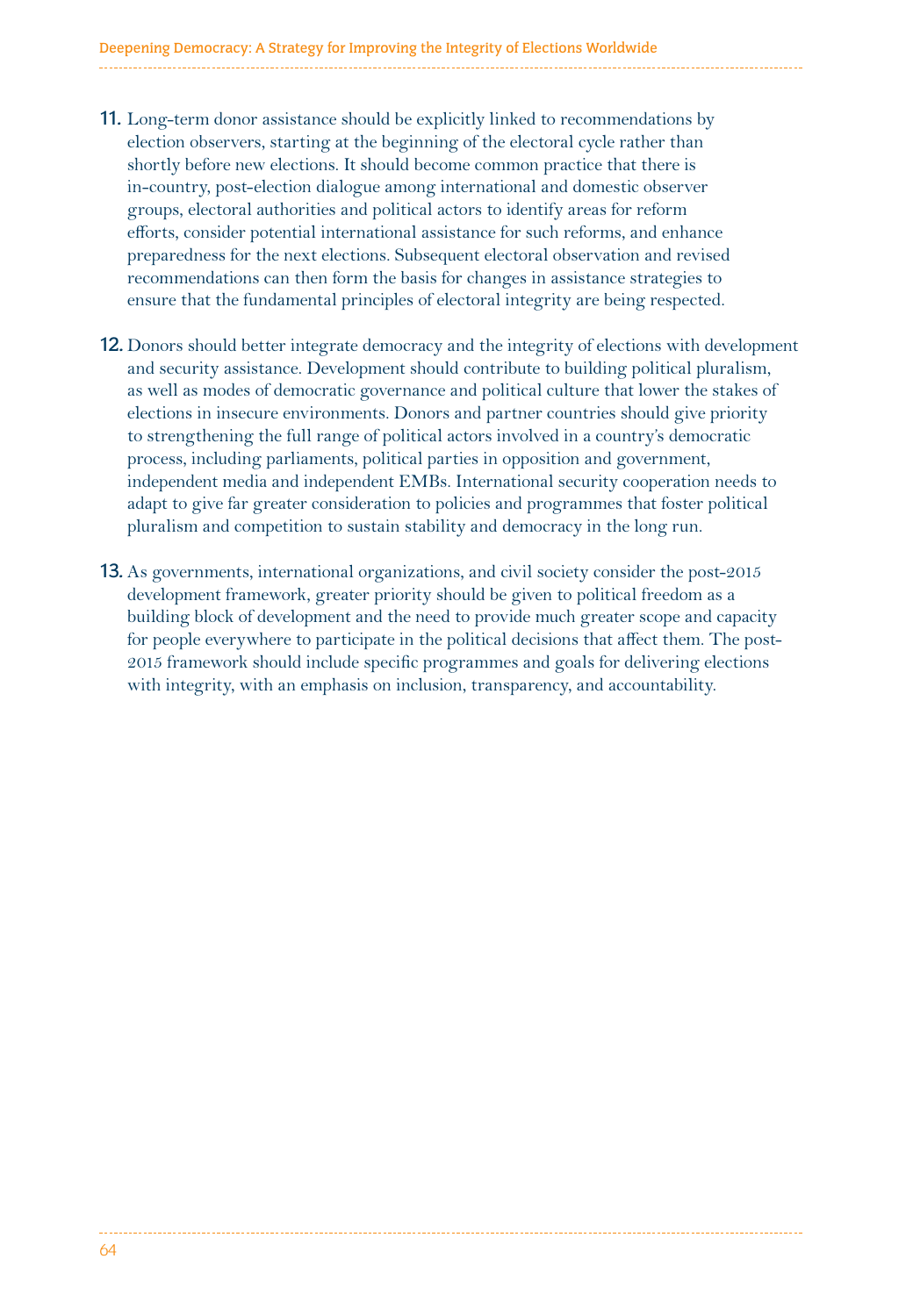11. Long-term donor assistance should be explicitly linked to recommendations by election observers, starting at the beginning of the electoral cycle rather than shortly before new elections. It should become common practice that there is in-country, post-election dialogue among international and domestic observer groups, electoral authorities and political actors to identify areas for reform efforts, consider potential international assistance for such reforms, and enhance preparedness for the next elections. Subsequent electoral observation and revised recommendations can then form the basis for changes in assistance strategies to ensure that the fundamental principles of electoral integrity are being respected.

12. Donors should better integrate democracy and the integrity of elections with development and security assistance. Development should contribute to building political pluralism, as well as modes of democratic governance and political culture that lower the stakes of elections in insecure environments. Donors and partner countries should give priority to strengthening the full range of political actors involved in a country's democratic process, including parliaments, political parties in opposition and government, independent media and independent EMBs. International security cooperation needs to adapt to give far greater consideration to policies and programmes that foster political pluralism and competition to sustain stability and democracy in the long run.

13. As governments, international organizations, and civil society consider the post-2015 development framework, greater priority should be given to political freedom as a building block of development and the need to provide much greater scope and capacity for people everywhere to participate in the political decisions that affect them. The post-2015 framework should include specific programmes and goals for delivering elections with integrity, with an emphasis on inclusion, transparency, and accountability.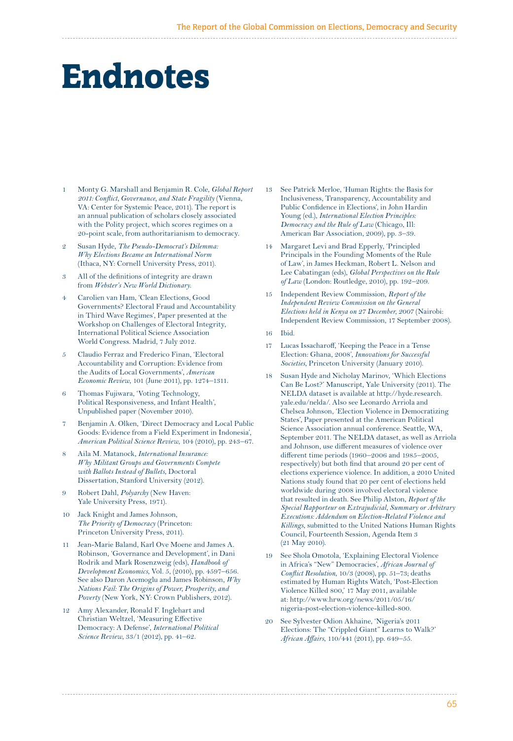# Endnotes

1. Monty G. Marshall and Benjamin R. Cole, *Global Report 2011: Conflict, Governance, and State Fragility* (Vienna, VA: Center for Systemic Peace, 2011). The report is an annual publication of scholars closely associated with the Polity project, which scores regimes on a 20-point scale, from authoritarianism to democracy.

2. Susan Hyde, *The Pseudo-Democrat's Dilemma: Why Elections Became an International Norm* (Ithaca, NY: Cornell University Press, 2011).

3. All of the definitions of integrity are drawn from *Webster's New World Dictionary*.

4. Carolien van Ham, 'Clean Elections, Good Governments? Electoral Fraud and Accountability in Third Wave Regimes', Paper presented at the Workshop on Challenges of Electoral Integrity, International Political Science Association World Congress. Madrid, 7 July 2012.

5. Claudio Ferraz and Frederico Finan, 'Electoral Accountability and Corruption: Evidence from the Audits of Local Governments', *American Economic Review*, 101 (June 2011), pp. 1274–1311.

6. Thomas Fujiwara, 'Voting Technology, Political Responsiveness, and Infant Health', Unpublished paper (November 2010).

7. Benjamin A. Olken, 'Direct Democracy and Local Public Goods: Evidence from a Field Experiment in Indonesia', *American Political Science Review*, 104 (2010), pp. 243–67.

8. Aila M. Matanock, *International Insurance: Why Militant Groups and Governments Compete with Ballots Instead of Bullets*, Doctoral Dissertation, Stanford University (2012).

9. Robert Dahl, *Polyarchy* (New Haven: Yale University Press, 1971).

10. Jack Knight and James Johnson, *The Priority of Democracy* (Princeton: Princeton University Press, 2011).

11. Jean-Marie Baland, Karl Ove Moene and James A. Robinson, 'Governance and Development', in Dani Rodrik and Mark Rosenzweig (eds), *Handbook of Development Economics*, Vol. 5, (2010), pp. 4597–656. See also Daron Acemoglu and James Robinson, *Why Nations Fail: The Origins of Power, Prosperity, and Poverty* (New York, NY: Crown Publishers, 2012).

12. Amy Alexander, Ronald F. Inglehart and Christian Weltzel, 'Measuring Effective Democracy: A Defense', *International Political Science Review*, 33/1 (2012), pp. 41–62.

13. See Patrick Merloe, 'Human Rights: the Basis for Inclusiveness, Transparency, Accountability and Public Confidence in Elections', in John Hardin Young (ed.), *International Election Principles: Democracy and the Rule of Law* (Chicago, Ill: American Bar Association, 2009), pp. 3–39.

14. Margaret Levi and Brad Epperly, 'Principled Principals in the Founding Moments of the Rule of Law', in James Heckman, Robert L. Nelson and Lee Cabatingan (eds), *Global Perspectives on the Rule of Law* (London: Routledge, 2010), pp. 192–209.

15. Independent Review Commission, *Report of the Independent Review Commission on the General Elections held in Kenya on 27 December, 2007* (Nairobi: Independent Review Commission, 17 September 2008).

16. Ibid.

17. Lucas Issacharoff, 'Keeping the Peace in a Tense Election: Ghana, 2008', *Innovations for Successful Societies*, Princeton University (January 2010).

18. Susan Hyde and Nicholay Marinov, 'Which Elections Can Be Lost?' Manuscript, Yale University (2011). The NELDA dataset is available at http://hyde.research.yale.edu/nelda/. Also see Leonardo Arriola and Chelsea Johnson, 'Election Violence in Democratizing States', Paper presented at the American Political Science Association annual conference. Seattle, WA, September 2011. The NELDA dataset, as well as Arriola and Johnson, use different measures of violence over different time periods (1960–2006 and 1985–2005, respectively) but both find that around 20 per cent of elections experience violence. In addition, a 2010 United Nations study found that 20 per cent of elections held worldwide during 2008 involved electoral violence that resulted in death. See Philip Alston, *Report of the Special Rapporteur on Extrajudicial, Summary or Arbitrary Executions: Addendum on Election-Related Violence and Killings*, submitted to the United Nations Human Rights Council, Fourteenth Session, Agenda Item 3 (21 May 2010).

19. See Shola Omotola, 'Explaining Electoral Violence in Africa's "New" Democracies', *African Journal of Conflict Resolution*, 10/3 (2008), pp. 51–73; deaths estimated by Human Rights Watch, 'Post-Election Violence Killed 800,' 17 May 2011, available at: http://www.hrw.org/news/2011/05/16/nigeria-post-election-violence-killed-800.

20. See Sylvester Odion Akhaine, 'Nigeria's 2011 Elections: The "Crippled Giant" Learns to Walk?' *African Affairs*, 110/441 (2011), pp. 649–55.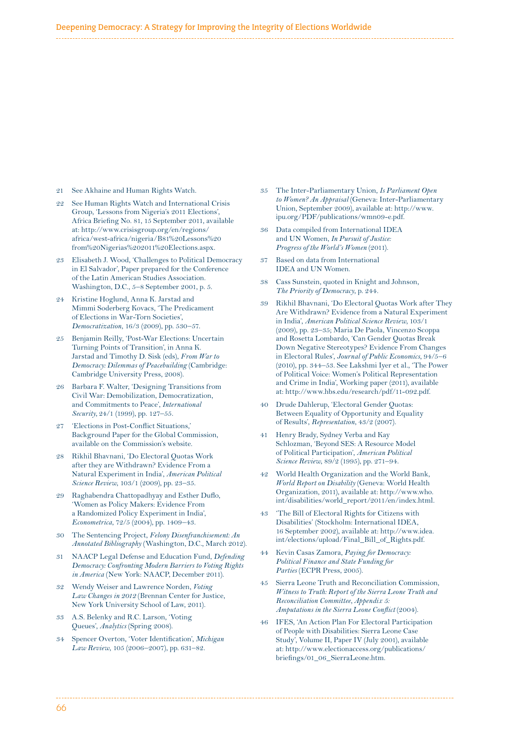21 See Akhaine and Human Rights Watch.

22 See Human Rights Watch and International Crisis Group, 'Lessons from Nigeria's 2011 Elections', Africa Briefing No. 81, 15 September 2011, available at: http://www.crisisgroup.org/en/regions/africa/west-africa/nigeria/B81%20Lessons%20from%20Nigerias%202011%20Elections.aspx.

23 Elisabeth J. Wood, 'Challenges to Political Democracy in El Salvador', Paper prepared for the Conference of the Latin American Studies Association. Washington, D.C., 5–8 September 2001, p. 5.

24 Kristine Hoglund, Anna K. Jarstad and Mimmi Soderberg Kovacs, 'The Predicament of Elections in War-Torn Societies', *Democratization*, 16/3 (2009), pp. 530–57.

25 Benjamin Reilly, 'Post-War Elections: Uncertain Turning Points of Transition', in Anna K. Jarstad and Timothy D. Sisk (eds), *From War to Democracy: Dilemmas of Peacebuilding* (Cambridge: Cambridge University Press, 2008).

26 Barbara F. Walter, 'Designing Transitions from Civil War: Demobilization, Democratization, and Commitments to Peace', *International Security*, 24/1 (1999), pp. 127–55.

27 'Elections in Post-Conflict Situations,' Background Paper for the Global Commission, available on the Commission's website.

28 Rikhil Bhavnani, 'Do Electoral Quotas Work after they are Withdrawn? Evidence From a Natural Experiment in India', *American Political Science Review*, 103/1 (2009), pp. 23–35.

29 Raghabendra Chattopadhyay and Esther Duflo, 'Women as Policy Makers: Evidence From a Randomized Policy Experiment in India', *Econometrica*, 72/5 (2004), pp. 1409–43.

30 The Sentencing Project, *Felony Disenfranchisement: An Annotated Bibliography* (Washington, D.C., March 2012).

31 NAACP Legal Defense and Education Fund, *Defending Democracy: Confronting Modern Barriers to Voting Rights in America* (New York: NAACP, December 2011).

32 Wendy Weiser and Lawrence Norden, *Voting Law Changes in 2012* (Brennan Center for Justice, New York University School of Law, 2011).

33 A.S. Belenky and R.C. Larson, 'Voting Queues', *Analytics* (Spring 2008).

34 Spencer Overton, 'Voter Identification', *Michigan Law Review*, 105 (2006–2007), pp. 631–82.

35 The Inter-Parliamentary Union, *Is Parliament Open to Women? An Appraisal* (Geneva: Inter-Parliamentary Union, September 2009), available at: http://www.ipu.org/PDF/publications/wmn09-e.pdf.

36 Data compiled from International IDEA and UN Women, *In Pursuit of Justice: Progress of the World's Women* (2011).

37 Based on data from International IDEA and UN Women.

38 Cass Sunstein, quoted in Knight and Johnson, *The Priority of Democracy*, p. 244.

39 Rikhil Bhavnani, 'Do Electoral Quotas Work after They Are Withdrawn? Evidence from a Natural Experiment in India', *American Political Science Review*, 103/1 (2009), pp. 23–35; Maria De Paola, Vincenzo Scoppa and Rosetta Lombardo, 'Can Gender Quotas Break Down Negative Stereotypes? Evidence From Changes in Electoral Rules', *Journal of Public Economics*, 94/5–6 (2010), pp. 344–53. See Lakshmi Iyer et al., 'The Power of Political Voice: Women's Political Representation and Crime in India', Working paper (2011), available at: http://www.hbs.edu/research/pdf/11-092.pdf.

40 Drude Dahlerup, 'Electoral Gender Quotas: Between Equality of Opportunity and Equality of Results', *Representation*, 43/2 (2007).

41 Henry Brady, Sydney Verba and Kay Schlozman, 'Beyond SES: A Resource Model of Political Participation', *American Political Science Review*, 89/2 (1995), pp. 271–94.

42 World Health Organization and the World Bank, *World Report on Disability* (Geneva: World Health Organization, 2011), available at: http://www.who.int/disabilities/world_report/2011/en/index.html.

43 'The Bill of Electoral Rights for Citizens with Disabilities' (Stockholm: International IDEA, 16 September 2002), available at: http://www.idea.int/elections/upload/Final_Bill_of_Rights.pdf.

44 Kevin Casas Zamora, *Paying for Democracy: Political Finance and State Funding for Parties* (ECPR Press, 2005).

45 Sierra Leone Truth and Reconciliation Commission, *Witness to Truth: Report of the Sierra Leone Truth and Reconciliation Committee, Appendix 5: Amputations in the Sierra Leone Conflict* (2004).

46 IFES, 'An Action Plan For Electoral Participation of People with Disabilities: Sierra Leone Case Study', Volume II, Paper IV (July 2001), available at: http://www.electionaccess.org/publications/briefings/01_06_SierraLeone.htm.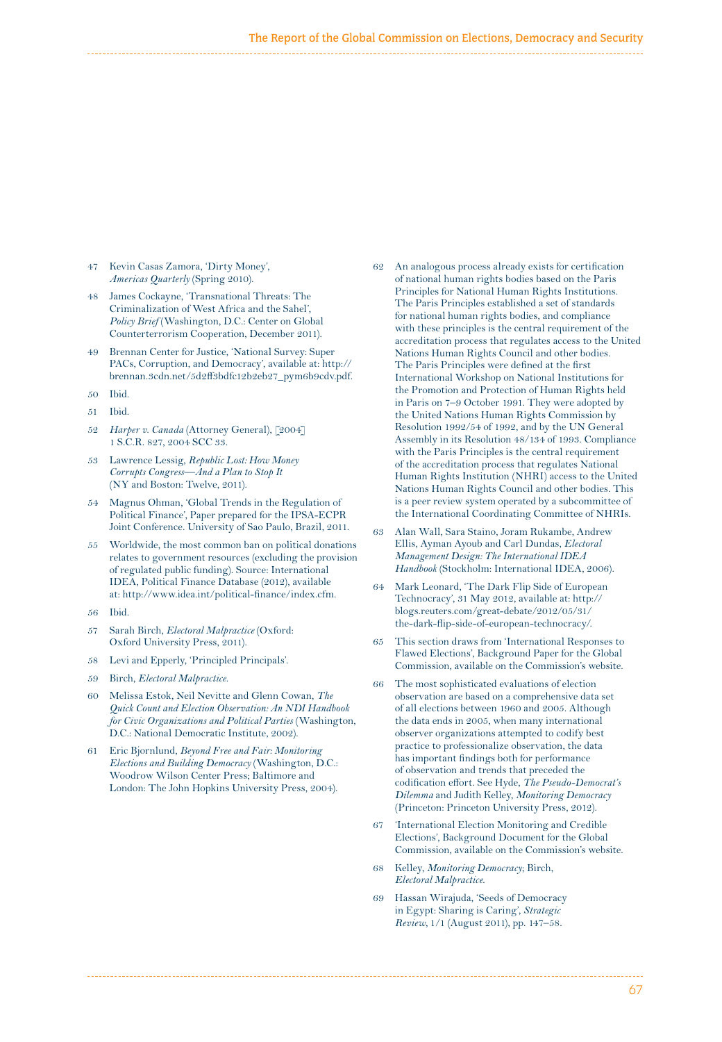47 Kevin Casas Zamora, 'Dirty Money', *Americas Quarterly* (Spring 2010).

48 James Cockayne, 'Transnational Threats: The Criminalization of West Africa and the Sahel', *Policy Brief* (Washington, D.C.: Center on Global Counterterrorism Cooperation, December 2011).

49 Brennan Center for Justice, 'National Survey: Super PACs, Corruption, and Democracy', available at: http://brennan.3cdn.net/5d2ff3bdfc12b2eb27_pym6b9cdv.pdf.

50 Ibid.

51 Ibid.

52 *Harper v. Canada* (Attorney General), [2004] 1 S.C.R. 827, 2004 SCC 33.

53 Lawrence Lessig, *Republic Lost: How Money Corrupts Congress—And a Plan to Stop It* (NY and Boston: Twelve, 2011).

54 Magnus Ohman, 'Global Trends in the Regulation of Political Finance', Paper prepared for the IPSA-ECPR Joint Conference. University of Sao Paulo, Brazil, 2011.

55 Worldwide, the most common ban on political donations relates to government resources (excluding the provision of regulated public funding). Source: International IDEA, Political Finance Database (2012), available at: http://www.idea.int/political-finance/index.cfm.

56 Ibid.

57 Sarah Birch, *Electoral Malpractice* (Oxford: Oxford University Press, 2011).

58 Levi and Epperly, 'Principled Principals'.

59 Birch, *Electoral Malpractice*.

60 Melissa Estok, Neil Nevitte and Glenn Cowan, *The Quick Count and Election Observation: An NDI Handbook for Civic Organizations and Political Parties* (Washington, D.C.: National Democratic Institute, 2002).

61 Eric Bjornlund, *Beyond Free and Fair: Monitoring Elections and Building Democracy* (Washington, D.C.: Woodrow Wilson Center Press; Baltimore and London: The John Hopkins University Press, 2004).

62 An analogous process already exists for certification of national human rights bodies based on the Paris Principles for National Human Rights Institutions. The Paris Principles established a set of standards for national human rights bodies, and compliance with these principles is the central requirement of the accreditation process that regulates access to the United Nations Human Rights Council and other bodies. The Paris Principles were defined at the first International Workshop on National Institutions for the Promotion and Protection of Human Rights held in Paris on 7–9 October 1991. They were adopted by the United Nations Human Rights Commission by Resolution 1992/54 of 1992, and by the UN General Assembly in its Resolution 48/134 of 1993. Compliance with the Paris Principles is the central requirement of the accreditation process that regulates National Human Rights Institution (NHRI) access to the United Nations Human Rights Council and other bodies. This is a peer review system operated by a subcommittee of the International Coordinating Committee of NHRIs.

63 Alan Wall, Sara Staino, Joram Rukambe, Andrew Ellis, Ayman Ayoub and Carl Dundas, *Electoral Management Design: The International IDEA Handbook* (Stockholm: International IDEA, 2006).

64 Mark Leonard, 'The Dark Flip Side of European Technocracy', 31 May 2012, available at: http://blogs.reuters.com/great-debate/2012/05/31/the-dark-flip-side-of-european-technocracy/.

65 This section draws from 'International Responses to Flawed Elections', Background Paper for the Global Commission, available on the Commission's website.

66 The most sophisticated evaluations of election observation are based on a comprehensive data set of all elections between 1960 and 2005. Although the data ends in 2005, when many international observer organizations attempted to codify best practice to professionalize observation, the data has important findings both for performance of observation and trends that preceded the codification effort. See Hyde, *The Pseudo-Democrat's Dilemma* and Judith Kelley, *Monitoring Democracy* (Princeton: Princeton University Press, 2012).

67 'International Election Monitoring and Credible Elections', Background Document for the Global Commission, available on the Commission's website.

68 Kelley, *Monitoring Democracy*; Birch, *Electoral Malpractice*.

69 Hassan Wirajuda, 'Seeds of Democracy in Egypt: Sharing is Caring', *Strategic Review*, 1/1 (August 2011), pp. 147–58.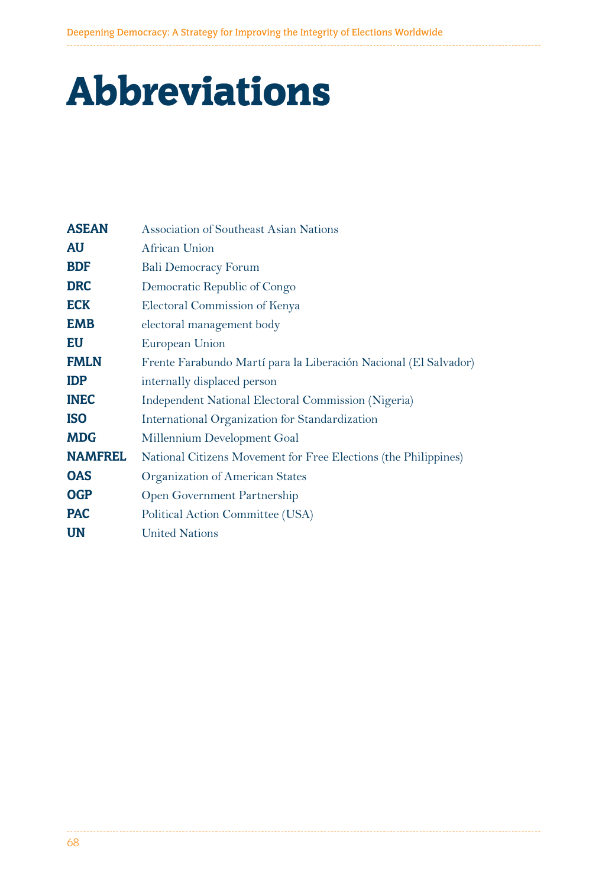# Abbreviations

| | |
|---|---|
| **ASEAN** | Association of Southeast Asian Nations |
| **AU** | African Union |
| **BDF** | Bali Democracy Forum |
| **DRC** | Democratic Republic of Congo |
| **ECK** | Electoral Commission of Kenya |
| **EMB** | electoral management body |
| **EU** | European Union |
| **FMLN** | Frente Farabundo Martí para la Liberación Nacional (El Salvador) |
| **IDP** | internally displaced person |
| **INEC** | Independent National Electoral Commission (Nigeria) |
| **ISO** | International Organization for Standardization |
| **MDG** | Millennium Development Goal |
| **NAMFREL** | National Citizens Movement for Free Elections (the Philippines) |
| **OAS** | Organization of American States |
| **OGP** | Open Government Partnership |
| **PAC** | Political Action Committee (USA) |
| **UN** | United Nations |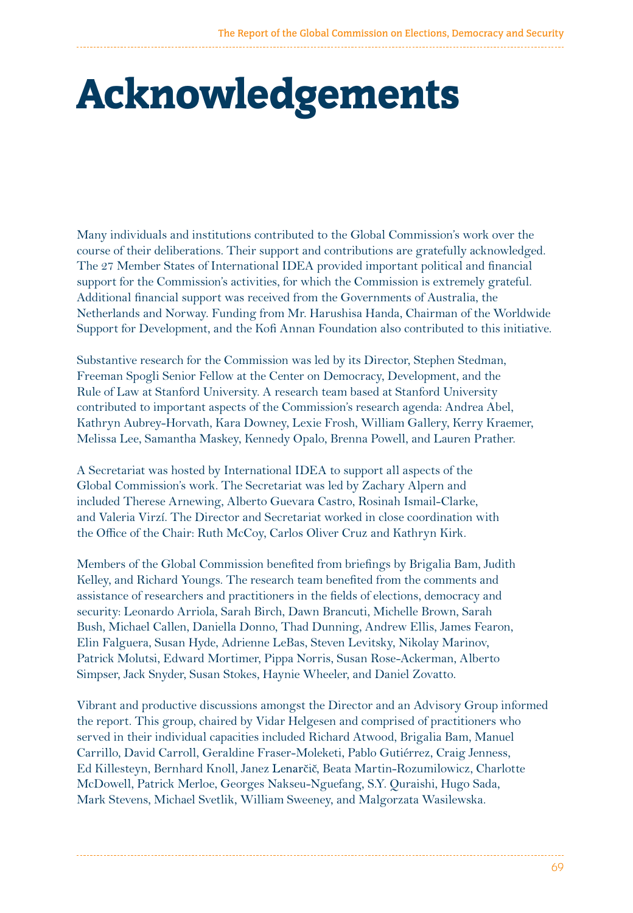# Acknowledgements

Many individuals and institutions contributed to the Global Commission's work over the course of their deliberations. Their support and contributions are gratefully acknowledged. The 27 Member States of International IDEA provided important political and financial support for the Commission's activities, for which the Commission is extremely grateful. Additional financial support was received from the Governments of Australia, the Netherlands and Norway. Funding from Mr. Harushisa Handa, Chairman of the Worldwide Support for Development, and the Kofi Annan Foundation also contributed to this initiative.

Substantive research for the Commission was led by its Director, Stephen Stedman, Freeman Spogli Senior Fellow at the Center on Democracy, Development, and the Rule of Law at Stanford University. A research team based at Stanford University contributed to important aspects of the Commission's research agenda: Andrea Abel, Kathryn Aubrey-Horvath, Kara Downey, Lexie Frosh, William Gallery, Kerry Kraemer, Melissa Lee, Samantha Maskey, Kennedy Opalo, Brenna Powell, and Lauren Prather.

A Secretariat was hosted by International IDEA to support all aspects of the Global Commission's work. The Secretariat was led by Zachary Alpern and included Therese Arnewing, Alberto Guevara Castro, Rosinah Ismail-Clarke, and Valeria Virzí. The Director and Secretariat worked in close coordination with the Office of the Chair: Ruth McCoy, Carlos Oliver Cruz and Kathryn Kirk.

Members of the Global Commission benefited from briefings by Brigalia Bam, Judith Kelley, and Richard Youngs. The research team benefited from the comments and assistance of researchers and practitioners in the fields of elections, democracy and security: Leonardo Arriola, Sarah Birch, Dawn Brancuti, Michelle Brown, Sarah Bush, Michael Callen, Daniella Donno, Thad Dunning, Andrew Ellis, James Fearon, Elin Falguera, Susan Hyde, Adrienne LeBas, Steven Levitsky, Nikolay Marinov, Patrick Molutsi, Edward Mortimer, Pippa Norris, Susan Rose-Ackerman, Alberto Simpser, Jack Snyder, Susan Stokes, Haynie Wheeler, and Daniel Zovatto.

Vibrant and productive discussions amongst the Director and an Advisory Group informed the report. This group, chaired by Vidar Helgesen and comprised of practitioners who served in their individual capacities included Richard Atwood, Brigalia Bam, Manuel Carrillo, David Carroll, Geraldine Fraser-Moleketi, Pablo Gutiérrez, Craig Jenness, Ed Killesteyn, Bernhard Knoll, Janez Lenarčič, Beata Martin-Rozumilowicz, Charlotte McDowell, Patrick Merloe, Georges Nakseu-Nguefang, S.Y. Quraishi, Hugo Sada, Mark Stevens, Michael Svetlik, William Sweeney, and Malgorzata Wasilewska.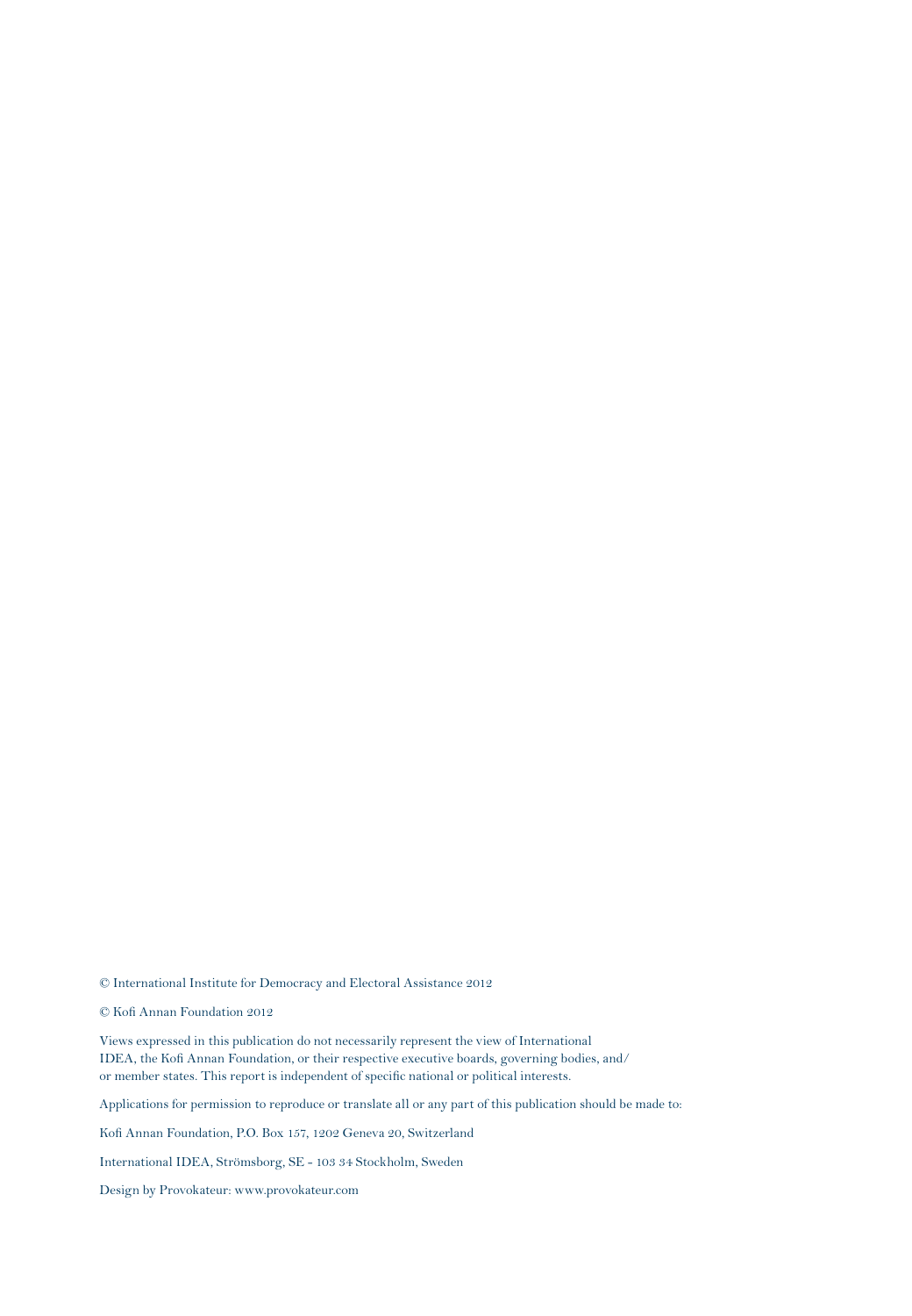© International Institute for Democracy and Electoral Assistance 2012

© Kofi Annan Foundation 2012

Views expressed in this publication do not necessarily represent the view of International IDEA, the Kofi Annan Foundation, or their respective executive boards, governing bodies, and/or member states. This report is independent of specific national or political interests.

Applications for permission to reproduce or translate all or any part of this publication should be made to:

Kofi Annan Foundation, P.O. Box 157, 1202 Geneva 20, Switzerland

International IDEA, Strömsborg, SE - 103 34 Stockholm, Sweden

Design by Provokateur: www.provokateur.com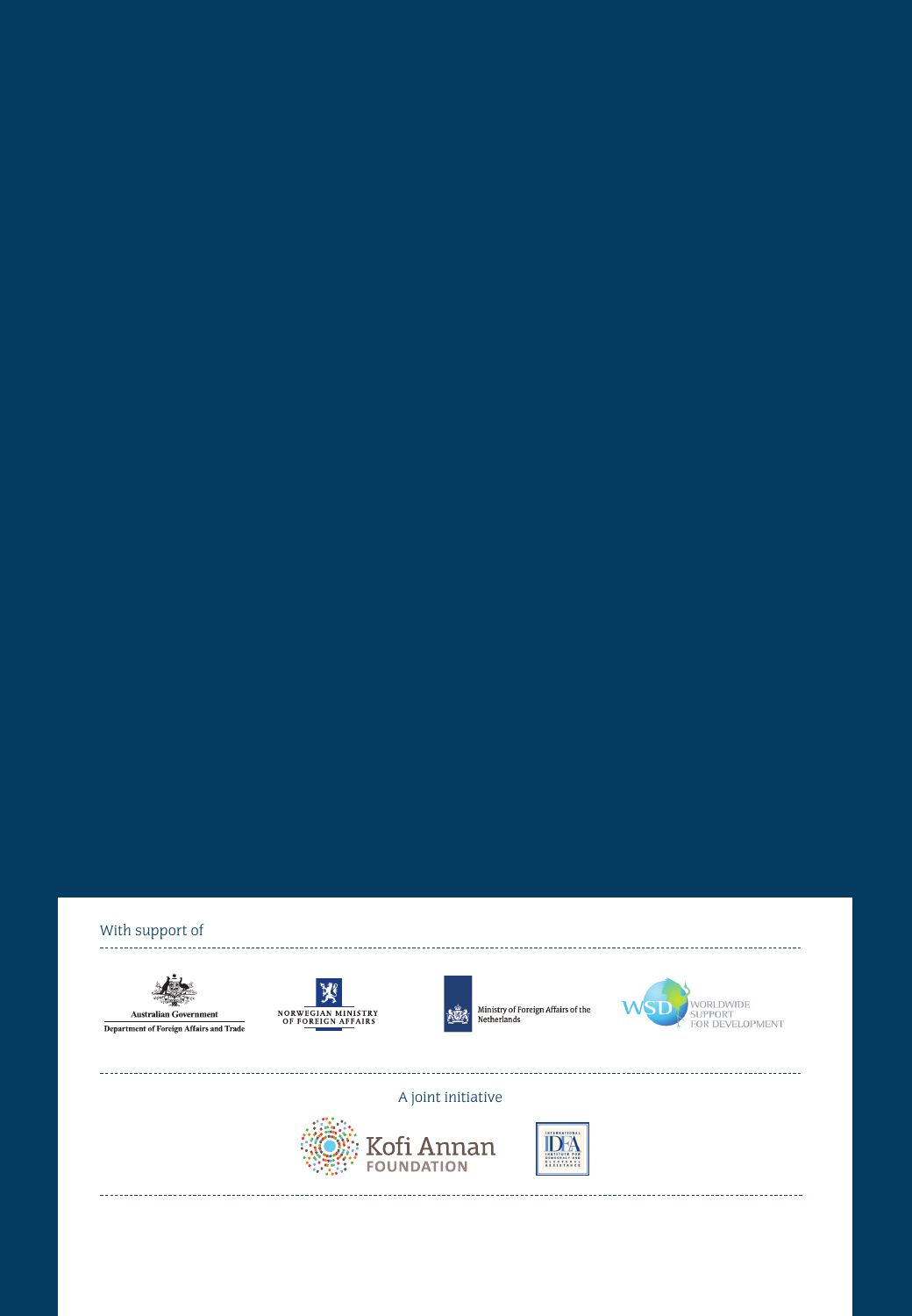With support of

Australian Government
Department of Foreign Affairs and Trade

NORWEGIAN MINISTRY OF FOREIGN AFFAIRS

Ministry of Foreign Affairs of the Netherlands

WSD WORLDWIDE SUPPORT FOR DEVELOPMENT

A joint initiative

Kofi Annan FOUNDATION

INTERNATIONAL IDEA INSTITUTE FOR DEMOCRACY AND ELECTORAL ASSISTANCE